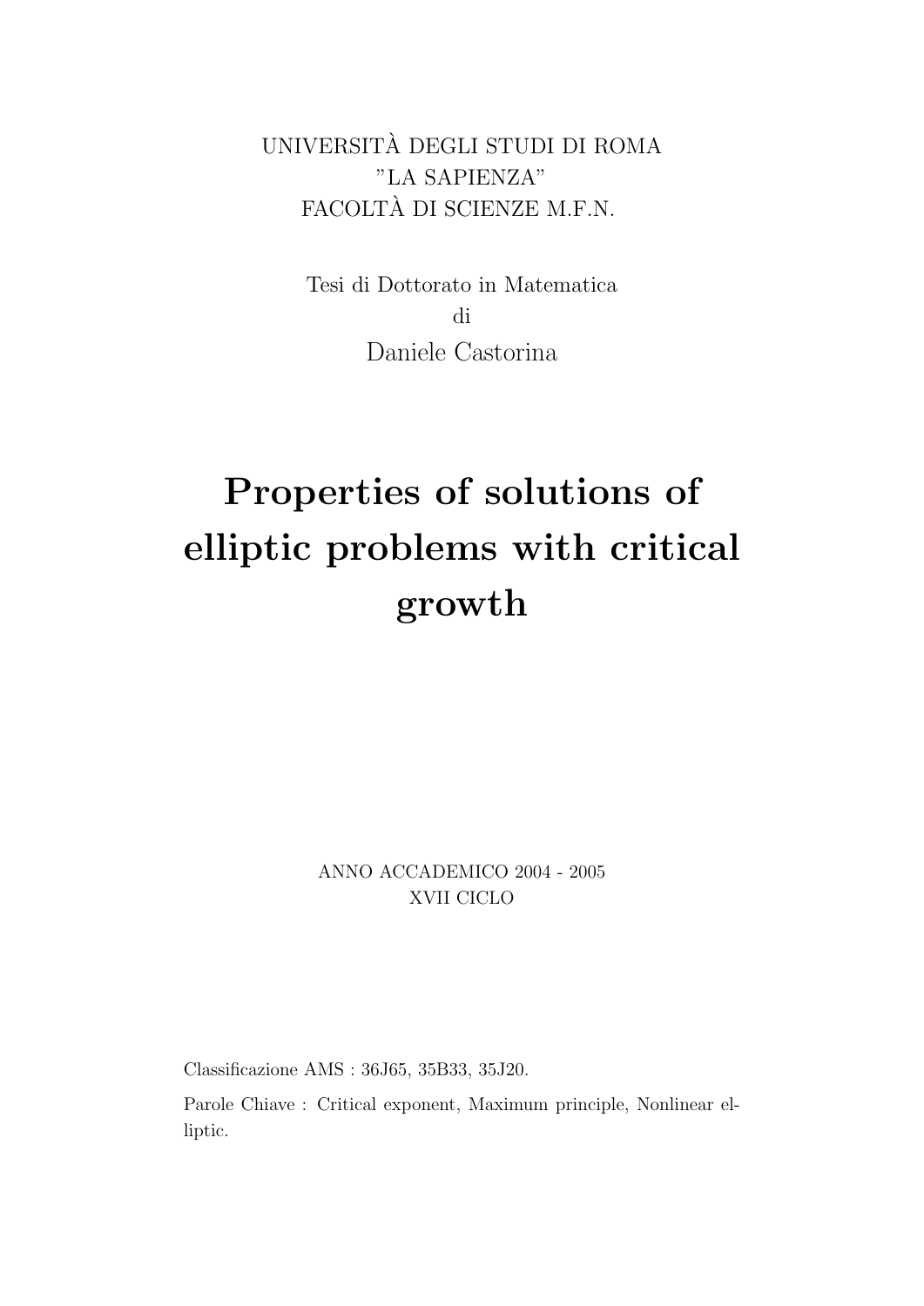UNIVERSITÀ DEGLI STUDI DI ROMA
"LA SAPIENZA"
FACOLTÀ DI SCIENZE M.F.N.

Tesi di Dottorato in Matematica
di
Daniele Castorina

# Properties of solutions of elliptic problems with critical growth

ANNO ACCADEMICO 2004 - 2005
XVII CICLO

Classificazione AMS : 36J65, 35B33, 35J20.

Parole Chiave : Critical exponent, Maximum principle, Nonlinear elliptic.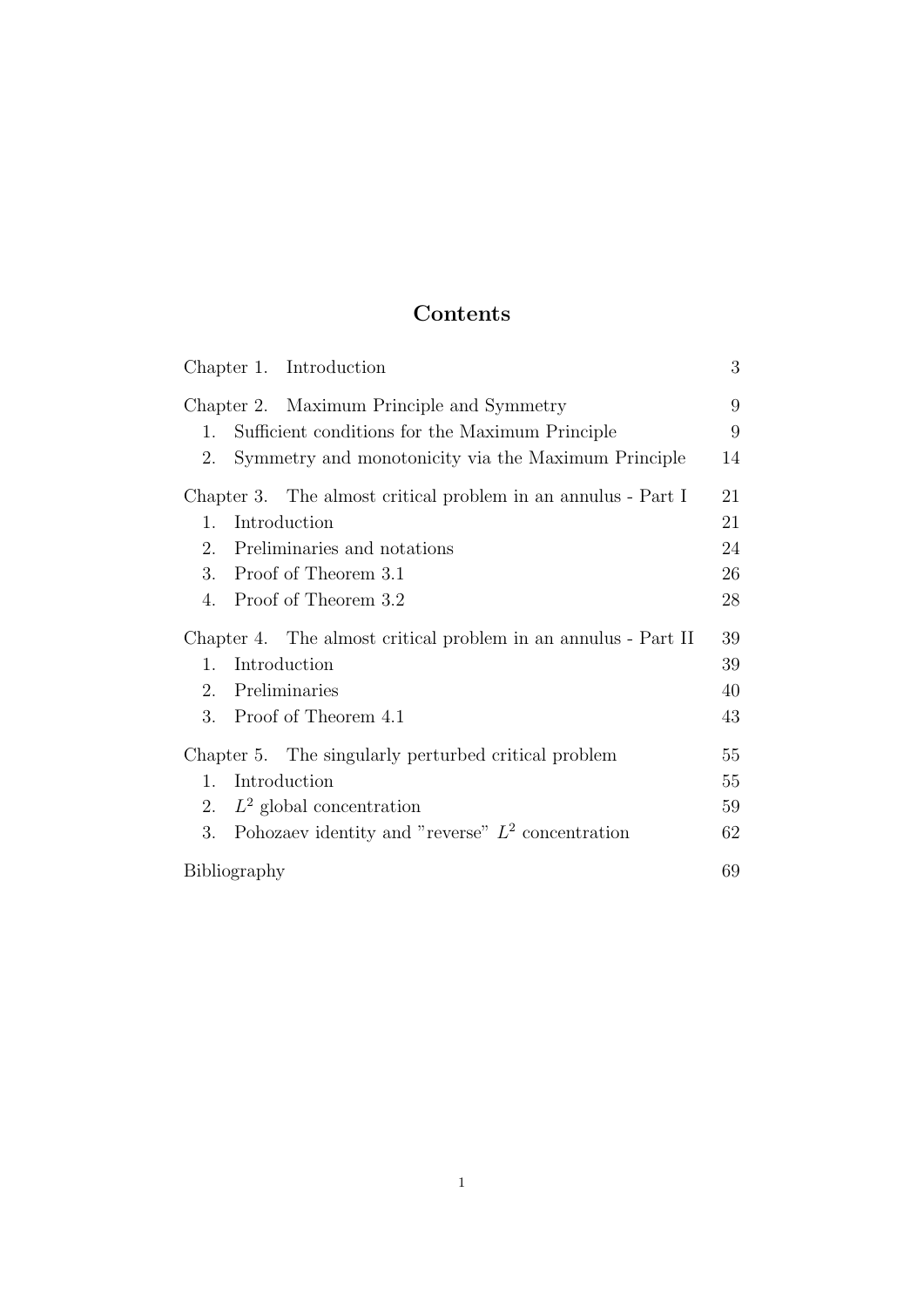# Contents

Chapter 1. Introduction 3

Chapter 2. Maximum Principle and Symmetry 9
1. Sufficient conditions for the Maximum Principle 9
2. Symmetry and monotonicity via the Maximum Principle 14

Chapter 3. The almost critical problem in an annulus - Part I 21
1. Introduction 21
2. Preliminaries and notations 24
3. Proof of Theorem 3.1 26
4. Proof of Theorem 3.2 28

Chapter 4. The almost critical problem in an annulus - Part II 39
1. Introduction 39
2. Preliminaries 40
3. Proof of Theorem 4.1 43

Chapter 5. The singularly perturbed critical problem 55
1. Introduction 55
2. $L^2$ global concentration 59
3. Pohozaev identity and "reverse" $L^2$ concentration 62

Bibliography 69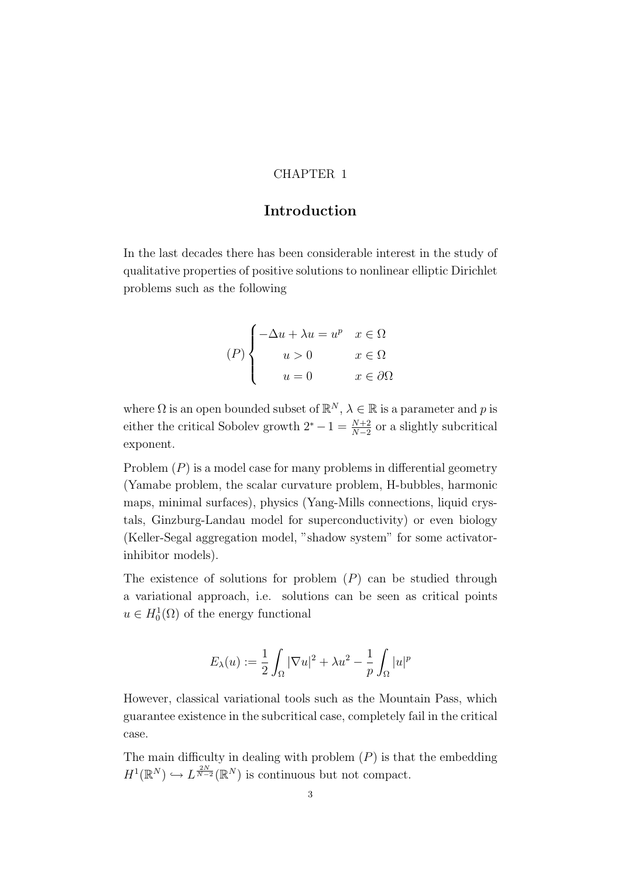CHAPTER 1

# Introduction

In the last decades there has been considerable interest in the study of qualitative properties of positive solutions to nonlinear elliptic Dirichlet problems such as the following

$$
(P)\begin{cases} -\Delta u + \lambda u = u^p & x \in \Omega \\ \quad u > 0 & x \in \Omega \\ \quad u = 0 & x \in \partial\Omega \end{cases}
$$

where $\Omega$ is an open bounded subset of $\mathbb{R}^N$, $\lambda \in \mathbb{R}$ is a parameter and $p$ is either the critical Sobolev growth $2^* - 1 = \frac{N+2}{N-2}$ or a slightly subcritical exponent.

Problem $(P)$ is a model case for many problems in differential geometry (Yamabe problem, the scalar curvature problem, H-bubbles, harmonic maps, minimal surfaces), physics (Yang-Mills connections, liquid crystals, Ginzburg-Landau model for superconductivity) or even biology (Keller-Segal aggregation model, "shadow system" for some activator-inhibitor models).

The existence of solutions for problem $(P)$ can be studied through a variational approach, i.e. solutions can be seen as critical points $u \in H_0^1(\Omega)$ of the energy functional

$$
E_\lambda(u) := \frac{1}{2}\int_\Omega |\nabla u|^2 + \lambda u^2 - \frac{1}{p}\int_\Omega |u|^p
$$

However, classical variational tools such as the Mountain Pass, which guarantee existence in the subcritical case, completely fail in the critical case.

The main difficulty in dealing with problem $(P)$ is that the embedding $H^1(\mathbb{R}^N) \hookrightarrow L^{\frac{2N}{N-2}}(\mathbb{R}^N)$ is continuous but not compact.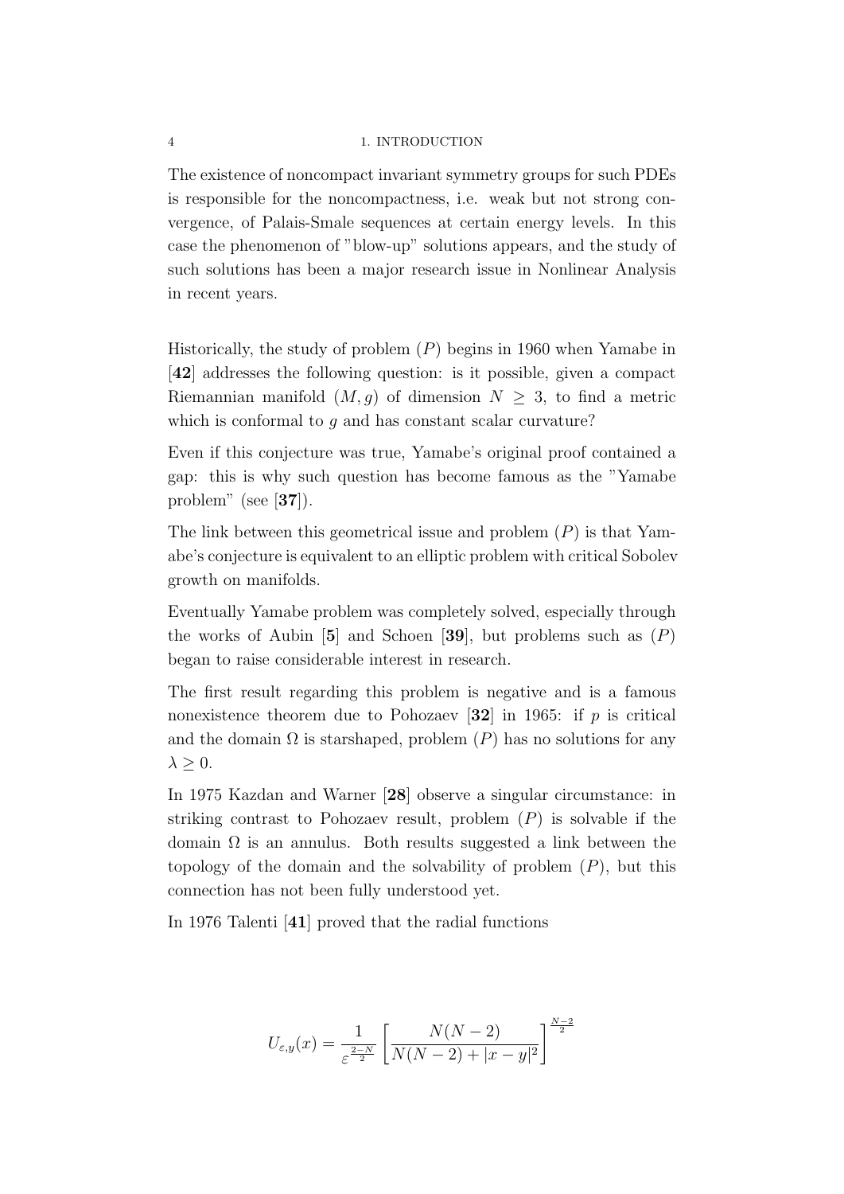The existence of noncompact invariant symmetry groups for such PDEs is responsible for the noncompactness, i.e. weak but not strong convergence, of Palais-Smale sequences at certain energy levels. In this case the phenomenon of "blow-up" solutions appears, and the study of such solutions has been a major research issue in Nonlinear Analysis in recent years.

Historically, the study of problem $(P)$ begins in 1960 when Yamabe in [**42**] addresses the following question: is it possible, given a compact Riemannian manifold $(M, g)$ of dimension $N \geq 3$, to find a metric which is conformal to $g$ and has constant scalar curvature?

Even if this conjecture was true, Yamabe's original proof contained a gap: this is why such question has become famous as the "Yamabe problem" (see [**37**]).

The link between this geometrical issue and problem $(P)$ is that Yamabe's conjecture is equivalent to an elliptic problem with critical Sobolev growth on manifolds.

Eventually Yamabe problem was completely solved, especially through the works of Aubin [**5**] and Schoen [**39**], but problems such as $(P)$ began to raise considerable interest in research.

The first result regarding this problem is negative and is a famous nonexistence theorem due to Pohozaev [**32**] in 1965: if $p$ is critical and the domain $\Omega$ is starshaped, problem $(P)$ has no solutions for any $\lambda \geq 0$.

In 1975 Kazdan and Warner [**28**] observe a singular circumstance: in striking contrast to Pohozaev result, problem $(P)$ is solvable if the domain $\Omega$ is an annulus. Both results suggested a link between the topology of the domain and the solvability of problem $(P)$, but this connection has not been fully understood yet.

In 1976 Talenti [**41**] proved that the radial functions

$$U_{\varepsilon,y}(x) = \frac{1}{\varepsilon^{\frac{2-N}{2}}} \left[ \frac{N(N-2)}{N(N-2) + |x-y|^2} \right]^{\frac{N-2}{2}}$$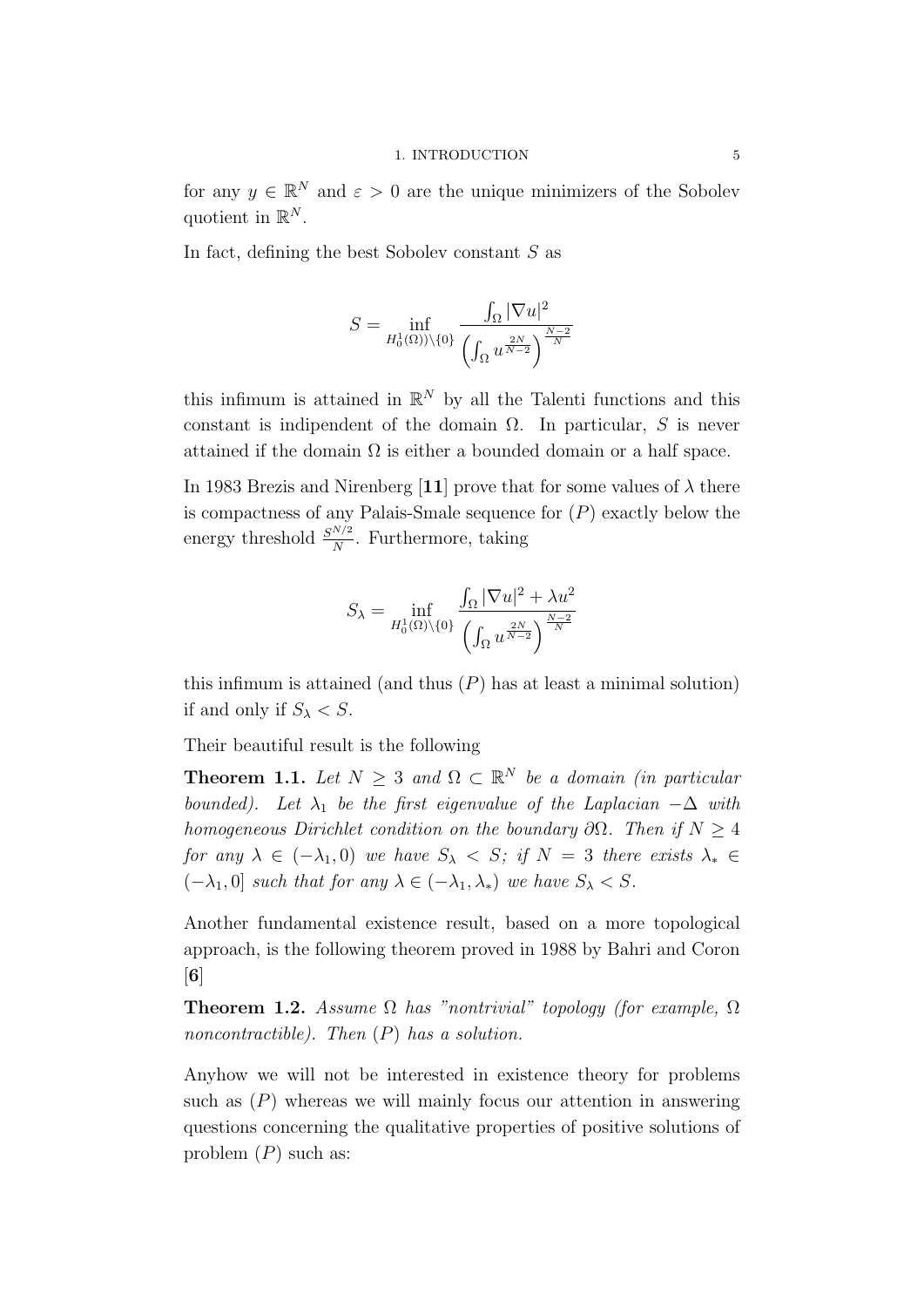for any $y \in \mathbb{R}^N$ and $\varepsilon > 0$ are the unique minimizers of the Sobolev quotient in $\mathbb{R}^N$.

In fact, defining the best Sobolev constant $S$ as

$$S = \inf_{H_0^1(\Omega))\setminus\{0\}} \frac{\int_\Omega |\nabla u|^2}{\left(\int_\Omega u^{\frac{2N}{N-2}}\right)^{\frac{N-2}{N}}}$$

this infimum is attained in $\mathbb{R}^N$ by all the Talenti functions and this constant is indipendent of the domain $\Omega$. In particular, $S$ is never attained if the domain $\Omega$ is either a bounded domain or a half space.

In 1983 Brezis and Nirenberg [**11**] prove that for some values of $\lambda$ there is compactness of any Palais-Smale sequence for $(P)$ exactly below the energy threshold $\frac{S^{N/2}}{N}$. Furthermore, taking

$$S_\lambda = \inf_{H_0^1(\Omega)\setminus\{0\}} \frac{\int_\Omega |\nabla u|^2 + \lambda u^2}{\left(\int_\Omega u^{\frac{2N}{N-2}}\right)^{\frac{N-2}{N}}}$$

this infimum is attained (and thus $(P)$ has at least a minimal solution) if and only if $S_\lambda < S$.

Their beautiful result is the following

**Theorem 1.1.** *Let $N \geq 3$ and $\Omega \subset \mathbb{R}^N$ be a domain (in particular bounded). Let $\lambda_1$ be the first eigenvalue of the Laplacian $-\Delta$ with homogeneous Dirichlet condition on the boundary $\partial\Omega$. Then if $N \geq 4$ for any $\lambda \in (-\lambda_1, 0)$ we have $S_\lambda < S$; if $N = 3$ there exists $\lambda_* \in (-\lambda_1, 0]$ such that for any $\lambda \in (-\lambda_1, \lambda_*)$ we have $S_\lambda < S$.*

Another fundamental existence result, based on a more topological approach, is the following theorem proved in 1988 by Bahri and Coron [**6**]

**Theorem 1.2.** *Assume $\Omega$ has "nontrivial" topology (for example, $\Omega$ noncontractible). Then $(P)$ has a solution.*

Anyhow we will not be interested in existence theory for problems such as $(P)$ whereas we will mainly focus our attention in answering questions concerning the qualitative properties of positive solutions of problem $(P)$ such as: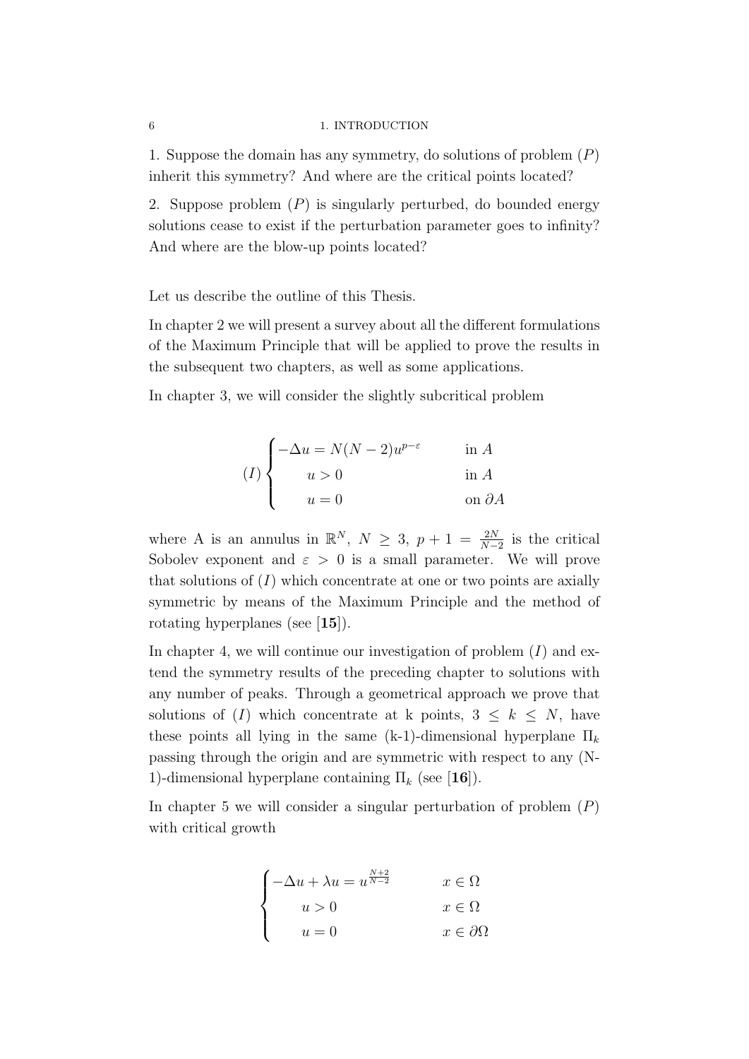1. Suppose the domain has any symmetry, do solutions of problem $(P)$ inherit this symmetry? And where are the critical points located?

2. Suppose problem $(P)$ is singularly perturbed, do bounded energy solutions cease to exist if the perturbation parameter goes to infinity? And where are the blow-up points located?

Let us describe the outline of this Thesis.

In chapter 2 we will present a survey about all the different formulations of the Maximum Principle that will be applied to prove the results in the subsequent two chapters, as well as some applications.

In chapter 3, we will consider the slightly subcritical problem

$$(I)\begin{cases} -\Delta u = N(N-2)u^{p-\varepsilon} & \text{in } A \\ \quad u > 0 & \text{in } A \\ \quad u = 0 & \text{on } \partial A \end{cases}$$

where A is an annulus in $\mathbb{R}^N$, $N \geq 3$, $p+1 = \frac{2N}{N-2}$ is the critical Sobolev exponent and $\varepsilon > 0$ is a small parameter. We will prove that solutions of $(I)$ which concentrate at one or two points are axially symmetric by means of the Maximum Principle and the method of rotating hyperplanes (see [**15**]).

In chapter 4, we will continue our investigation of problem $(I)$ and extend the symmetry results of the preceding chapter to solutions with any number of peaks. Through a geometrical approach we prove that solutions of $(I)$ which concentrate at k points, $3 \leq k \leq N$, have these points all lying in the same (k-1)-dimensional hyperplane $\Pi_k$ passing through the origin and are symmetric with respect to any (N-1)-dimensional hyperplane containing $\Pi_k$ (see [**16**]).

In chapter 5 we will consider a singular perturbation of problem $(P)$ with critical growth

$$\begin{cases} -\Delta u + \lambda u = u^{\frac{N+2}{N-2}} & x \in \Omega \\ \quad u > 0 & x \in \Omega \\ \quad u = 0 & x \in \partial\Omega \end{cases}$$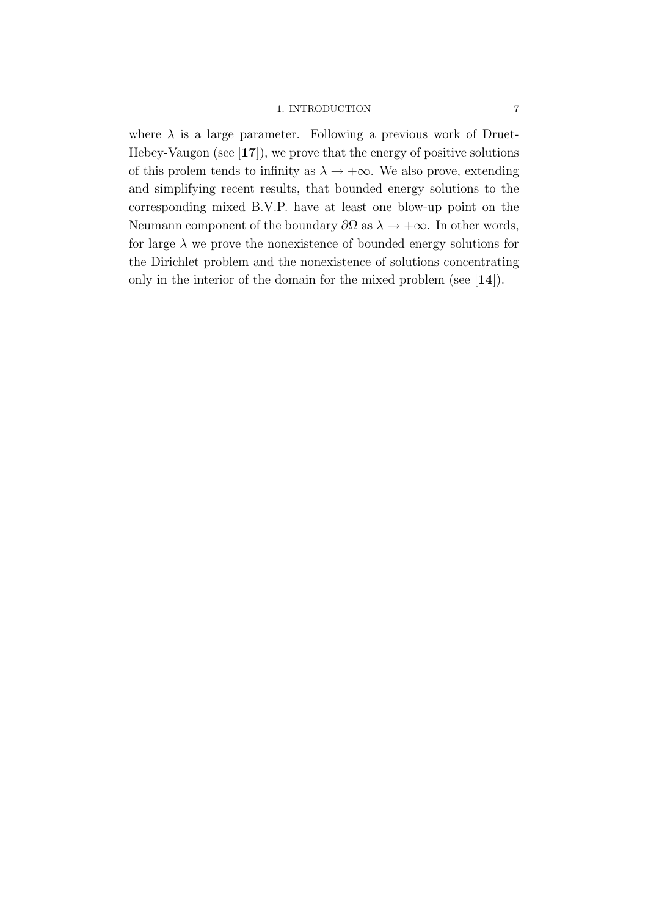where $\lambda$ is a large parameter. Following a previous work of Druet-Hebey-Vaugon (see [**17**]), we prove that the energy of positive solutions of this prolem tends to infinity as $\lambda \to +\infty$. We also prove, extending and simplifying recent results, that bounded energy solutions to the corresponding mixed B.V.P. have at least one blow-up point on the Neumann component of the boundary $\partial\Omega$ as $\lambda \to +\infty$. In other words, for large $\lambda$ we prove the nonexistence of bounded energy solutions for the Dirichlet problem and the nonexistence of solutions concentrating only in the interior of the domain for the mixed problem (see [**14**]).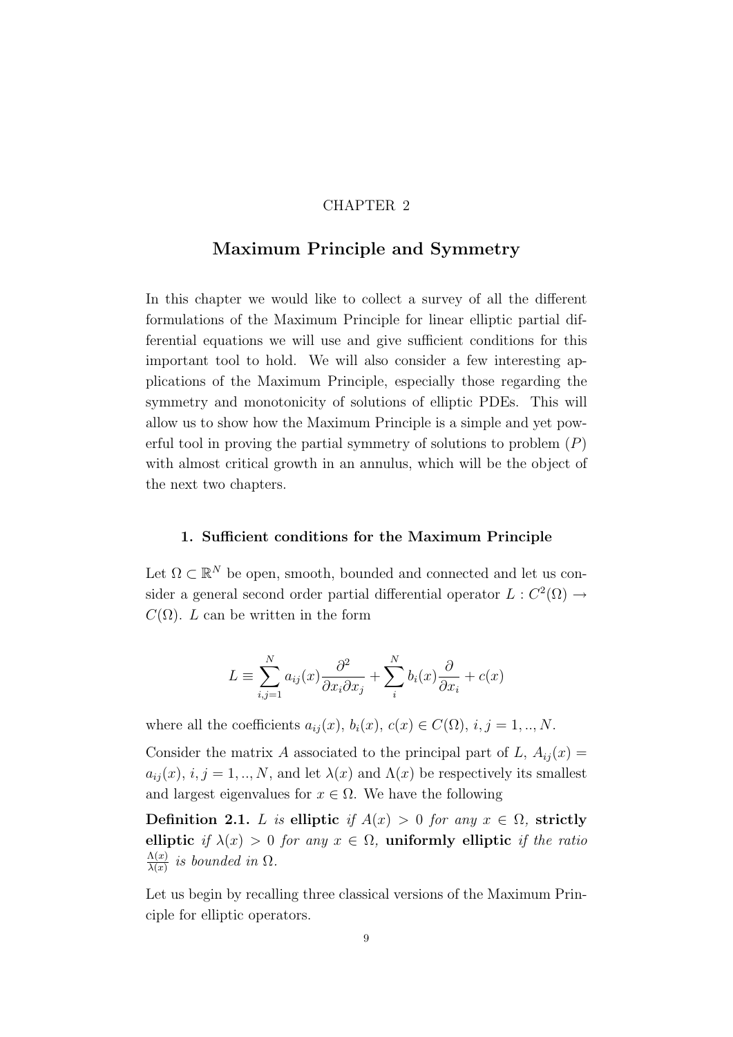CHAPTER 2

# Maximum Principle and Symmetry

In this chapter we would like to collect a survey of all the different formulations of the Maximum Principle for linear elliptic partial differential equations we will use and give sufficient conditions for this important tool to hold. We will also consider a few interesting applications of the Maximum Principle, especially those regarding the symmetry and monotonicity of solutions of elliptic PDEs. This will allow us to show how the Maximum Principle is a simple and yet powerful tool in proving the partial symmetry of solutions to problem $(P)$ with almost critical growth in an annulus, which will be the object of the next two chapters.

## 1. Sufficient conditions for the Maximum Principle

Let $\Omega \subset \mathbb{R}^N$ be open, smooth, bounded and connected and let us consider a general second order partial differential operator $L : C^2(\Omega) \to C(\Omega)$. $L$ can be written in the form

$$L \equiv \sum_{i,j=1}^{N} a_{ij}(x) \frac{\partial^2}{\partial x_i \partial x_j} + \sum_{i}^{N} b_i(x) \frac{\partial}{\partial x_i} + c(x)$$

where all the coefficients $a_{ij}(x)$, $b_i(x)$, $c(x) \in C(\Omega)$, $i, j = 1, .., N$.

Consider the matrix $A$ associated to the principal part of $L$, $A_{ij}(x) = a_{ij}(x)$, $i, j = 1, .., N$, and let $\lambda(x)$ and $\Lambda(x)$ be respectively its smallest and largest eigenvalues for $x \in \Omega$. We have the following

**Definition 2.1.** *$L$ is* **elliptic** *if $A(x) > 0$ for any $x \in \Omega$,* **strictly elliptic** *if $\lambda(x) > 0$ for any $x \in \Omega$,* **uniformly elliptic** *if the ratio $\frac{\Lambda(x)}{\lambda(x)}$ is bounded in $\Omega$.*

Let us begin by recalling three classical versions of the Maximum Principle for elliptic operators.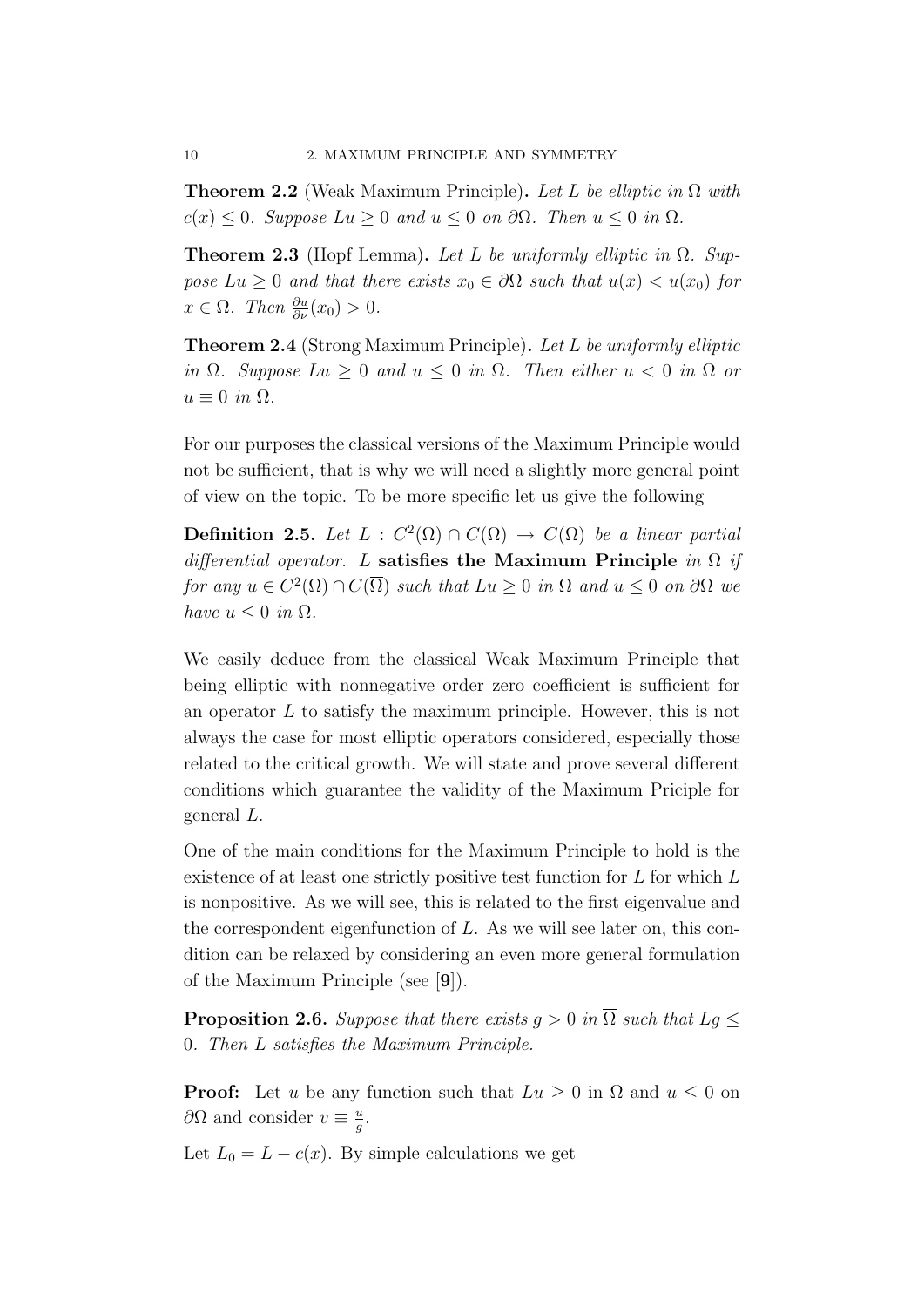**Theorem 2.2** (Weak Maximum Principle)**.** *Let $L$ be elliptic in $\Omega$ with $c(x) \leq 0$. Suppose $Lu \geq 0$ and $u \leq 0$ on $\partial\Omega$. Then $u \leq 0$ in $\Omega$.*

**Theorem 2.3** (Hopf Lemma)**.** *Let $L$ be uniformly elliptic in $\Omega$. Suppose $Lu \geq 0$ and that there exists $x_0 \in \partial\Omega$ such that $u(x) < u(x_0)$ for $x \in \Omega$. Then $\frac{\partial u}{\partial \nu}(x_0) > 0$.*

**Theorem 2.4** (Strong Maximum Principle)**.** *Let $L$ be uniformly elliptic in $\Omega$. Suppose $Lu \geq 0$ and $u \leq 0$ in $\Omega$. Then either $u < 0$ in $\Omega$ or $u \equiv 0$ in $\Omega$.*

For our purposes the classical versions of the Maximum Principle would not be sufficient, that is why we will need a slightly more general point of view on the topic. To be more specific let us give the following

**Definition 2.5.** *Let $L : C^2(\Omega) \cap C(\overline{\Omega}) \to C(\Omega)$ be a linear partial differential operator. $L$* **satisfies the Maximum Principle** *in $\Omega$ if for any $u \in C^2(\Omega) \cap C(\overline{\Omega})$ such that $Lu \geq 0$ in $\Omega$ and $u \leq 0$ on $\partial\Omega$ we have $u \leq 0$ in $\Omega$.*

We easily deduce from the classical Weak Maximum Principle that being elliptic with nonnegative order zero coefficient is sufficient for an operator $L$ to satisfy the maximum principle. However, this is not always the case for most elliptic operators considered, especially those related to the critical growth. We will state and prove several different conditions which guarantee the validity of the Maximum Priciple for general $L$.

One of the main conditions for the Maximum Principle to hold is the existence of at least one strictly positive test function for $L$ for which $L$ is nonpositive. As we will see, this is related to the first eigenvalue and the correspondent eigenfunction of $L$. As we will see later on, this condition can be relaxed by considering an even more general formulation of the Maximum Principle (see [**9**]).

**Proposition 2.6.** *Suppose that there exists $g > 0$ in $\overline{\Omega}$ such that $Lg \leq 0$. Then $L$ satisfies the Maximum Principle.*

**Proof:** Let $u$ be any function such that $Lu \geq 0$ in $\Omega$ and $u \leq 0$ on $\partial\Omega$ and consider $v \equiv \frac{u}{g}$.

Let $L_0 = L - c(x)$. By simple calculations we get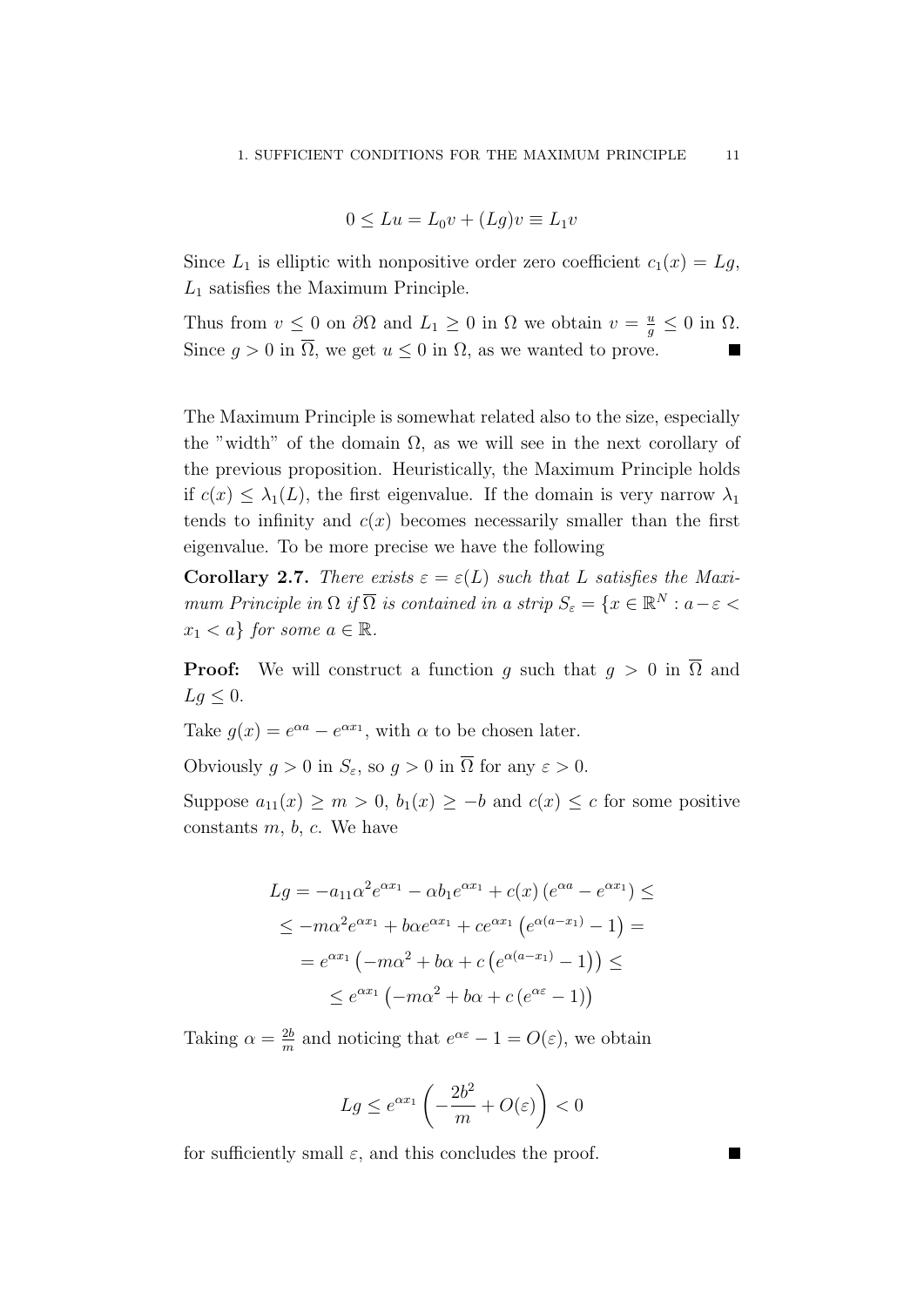$$0 \leq Lu = L_0 v + (Lg)v \equiv L_1 v$$

Since $L_1$ is elliptic with nonpositive order zero coefficient $c_1(x) = Lg$, $L_1$ satisfies the Maximum Principle.

Thus from $v \leq 0$ on $\partial\Omega$ and $L_1 \geq 0$ in $\Omega$ we obtain $v = \frac{u}{g} \leq 0$ in $\Omega$. Since $g > 0$ in $\overline{\Omega}$, we get $u \leq 0$ in $\Omega$, as we wanted to prove. ■

The Maximum Principle is somewhat related also to the size, especially the "width" of the domain $\Omega$, as we will see in the next corollary of the previous proposition. Heuristically, the Maximum Principle holds if $c(x) \leq \lambda_1(L)$, the first eigenvalue. If the domain is very narrow $\lambda_1$ tends to infinity and $c(x)$ becomes necessarily smaller than the first eigenvalue. To be more precise we have the following

**Corollary 2.7.** *There exists $\varepsilon = \varepsilon(L)$ such that $L$ satisfies the Maximum Principle in $\Omega$ if $\overline{\Omega}$ is contained in a strip $S_\varepsilon = \{x \in \mathbb{R}^N : a - \varepsilon < x_1 < a\}$ for some $a \in \mathbb{R}$.*

**Proof:** We will construct a function $g$ such that $g > 0$ in $\overline{\Omega}$ and $Lg \leq 0$.

Take $g(x) = e^{\alpha a} - e^{\alpha x_1}$, with $\alpha$ to be chosen later.

Obviously $g > 0$ in $S_\varepsilon$, so $g > 0$ in $\overline{\Omega}$ for any $\varepsilon > 0$.

Suppose $a_{11}(x) \geq m > 0$, $b_1(x) \geq -b$ and $c(x) \leq c$ for some positive constants $m$, $b$, $c$. We have

$$\begin{gathered}
Lg = -a_{11}\alpha^2 e^{\alpha x_1} - \alpha b_1 e^{\alpha x_1} + c(x)\left(e^{\alpha a} - e^{\alpha x_1}\right) \leq \\
\leq -m\alpha^2 e^{\alpha x_1} + b\alpha e^{\alpha x_1} + c e^{\alpha x_1}\left(e^{\alpha(a - x_1)} - 1\right) = \\
= e^{\alpha x_1}\left(-m\alpha^2 + b\alpha + c\left(e^{\alpha(a - x_1)} - 1\right)\right) \leq \\
\leq e^{\alpha x_1}\left(-m\alpha^2 + b\alpha + c\left(e^{\alpha\varepsilon} - 1\right)\right)
\end{gathered}$$

Taking $\alpha = \frac{2b}{m}$ and noticing that $e^{\alpha\varepsilon} - 1 = O(\varepsilon)$, we obtain

$$Lg \leq e^{\alpha x_1}\left(-\frac{2b^2}{m} + O(\varepsilon)\right) < 0$$

for sufficiently small $\varepsilon$, and this concludes the proof. ■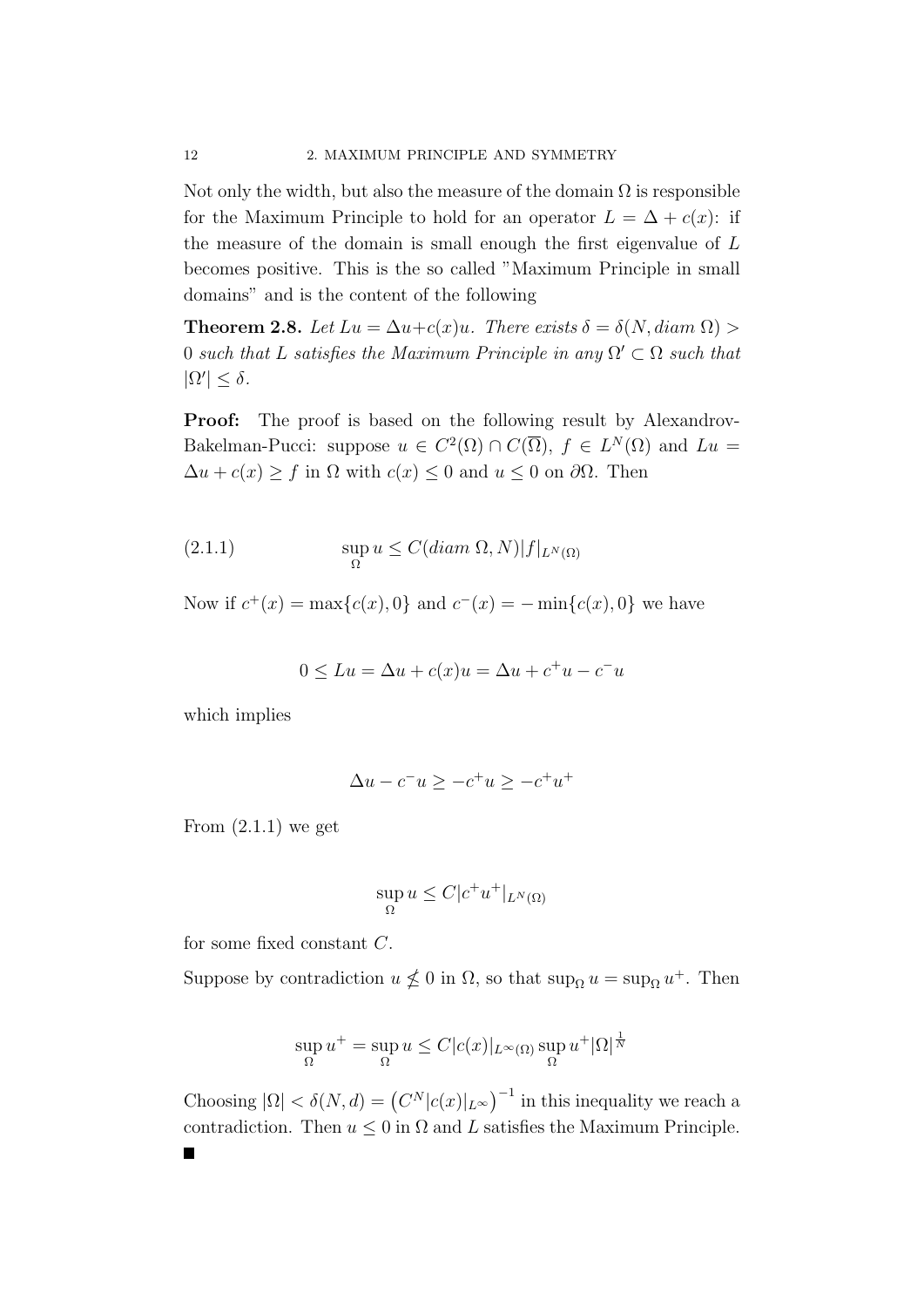Not only the width, but also the measure of the domain $\Omega$ is responsible for the Maximum Principle to hold for an operator $L = \Delta + c(x)$: if the measure of the domain is small enough the first eigenvalue of $L$ becomes positive. This is the so called "Maximum Principle in small domains" and is the content of the following

**Theorem 2.8.** *Let $Lu = \Delta u + c(x)u$. There exists $\delta = \delta(N, diam\ \Omega) > 0$ such that $L$ satisfies the Maximum Principle in any $\Omega' \subset \Omega$ such that $|\Omega'| \leq \delta$.*

**Proof:** The proof is based on the following result by Alexandrov-Bakelman-Pucci: suppose $u \in C^2(\Omega) \cap C(\overline{\Omega})$, $f \in L^N(\Omega)$ and $Lu = \Delta u + c(x) \geq f$ in $\Omega$ with $c(x) \leq 0$ and $u \leq 0$ on $\partial\Omega$. Then

$$\sup_{\Omega} u \leq C(diam\ \Omega, N)|f|_{L^N(\Omega)} \tag{2.1.1}$$

Now if $c^+(x) = \max\{c(x), 0\}$ and $c^-(x) = -\min\{c(x), 0\}$ we have

$$0 \leq Lu = \Delta u + c(x)u = \Delta u + c^+u - c^-u$$

which implies

$$\Delta u - c^-u \geq -c^+u \geq -c^+u^+$$

From (2.1.1) we get

$$\sup_{\Omega} u \leq C|c^+u^+|_{L^N(\Omega)}$$

for some fixed constant $C$.

Suppose by contradiction $u \nleq 0$ in $\Omega$, so that $\sup_\Omega u = \sup_\Omega u^+$. Then

$$\sup_{\Omega} u^+ = \sup_{\Omega} u \leq C|c(x)|_{L^\infty(\Omega)} \sup_{\Omega} u^+ |\Omega|^{\frac{1}{N}}$$

Choosing $|\Omega| < \delta(N, d) = \left(C^N |c(x)|_{L^\infty}\right)^{-1}$ in this inequality we reach a contradiction. Then $u \leq 0$ in $\Omega$ and $L$ satisfies the Maximum Principle.
■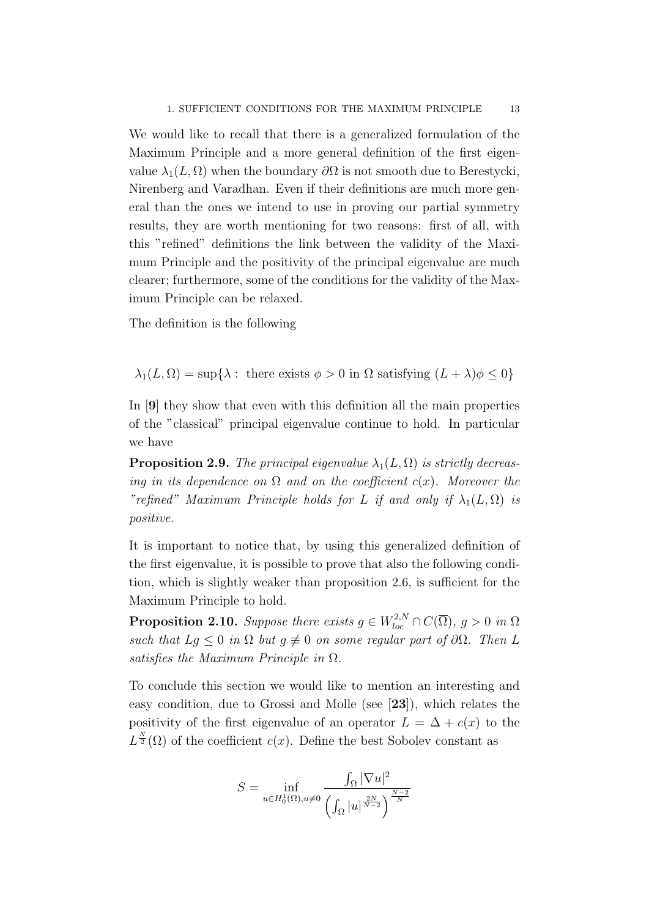We would like to recall that there is a generalized formulation of the Maximum Principle and a more general definition of the first eigenvalue $\lambda_1(L, \Omega)$ when the boundary $\partial\Omega$ is not smooth due to Berestycki, Nirenberg and Varadhan. Even if their definitions are much more general than the ones we intend to use in proving our partial symmetry results, they are worth mentioning for two reasons: first of all, with this "refined" definitions the link between the validity of the Maximum Principle and the positivity of the principal eigenvalue are much clearer; furthermore, some of the conditions for the validity of the Maximum Principle can be relaxed.

The definition is the following

$$\lambda_1(L, \Omega) = \sup\{\lambda : \text{ there exists } \phi > 0 \text{ in } \Omega \text{ satisfying } (L + \lambda)\phi \leq 0\}$$

In [**9**] they show that even with this definition all the main properties of the "classical" principal eigenvalue continue to hold. In particular we have

**Proposition 2.9.** *The principal eigenvalue $\lambda_1(L, \Omega)$ is strictly decreasing in its dependence on $\Omega$ and on the coefficient $c(x)$. Moreover the "refined" Maximum Principle holds for $L$ if and only if $\lambda_1(L, \Omega)$ is positive.*

It is important to notice that, by using this generalized definition of the first eigenvalue, it is possible to prove that also the following condition, which is slightly weaker than proposition 2.6, is sufficient for the Maximum Principle to hold.

**Proposition 2.10.** *Suppose there exists $g \in W^{2,N}_{loc} \cap C(\overline{\Omega})$, $g > 0$ in $\Omega$ such that $Lg \leq 0$ in $\Omega$ but $g \not\equiv 0$ on some regular part of $\partial\Omega$. Then $L$ satisfies the Maximum Principle in $\Omega$.*

To conclude this section we would like to mention an interesting and easy condition, due to Grossi and Molle (see [**23**]), which relates the positivity of the first eigenvalue of an operator $L = \Delta + c(x)$ to the $L^{\frac{N}{2}}(\Omega)$ of the coefficient $c(x)$. Define the best Sobolev constant as

$$S = \inf_{u \in H^1_0(\Omega), u \neq 0} \frac{\int_\Omega |\nabla u|^2}{\left(\int_\Omega |u|^{\frac{2N}{N-2}}\right)^{\frac{N-2}{N}}}$$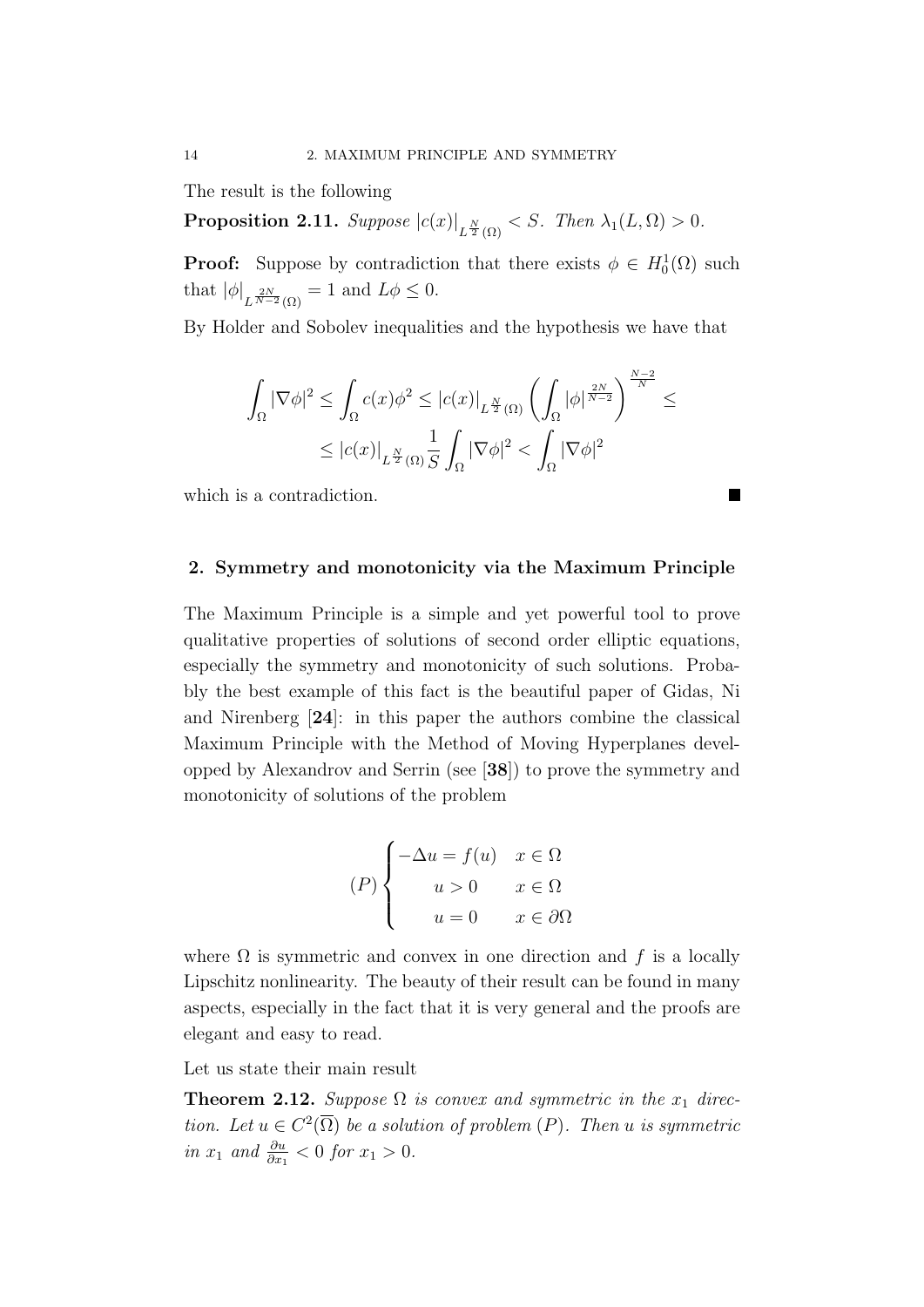The result is the following

**Proposition 2.11.** *Suppose $|c(x)|_{L^{\frac{N}{2}}(\Omega)} < S$. Then $\lambda_1(L, \Omega) > 0$.*

**Proof:** Suppose by contradiction that there exists $\phi \in H_0^1(\Omega)$ such that $|\phi|_{L^{\frac{2N}{N-2}}(\Omega)} = 1$ and $L\phi \leq 0$.

By Holder and Sobolev inequalities and the hypothesis we have that

$$\int_\Omega |\nabla \phi|^2 \leq \int_\Omega c(x)\phi^2 \leq |c(x)|_{L^{\frac{N}{2}}(\Omega)} \left( \int_\Omega |\phi|^{\frac{2N}{N-2}} \right)^{\frac{N-2}{N}} \leq$$
$$\leq |c(x)|_{L^{\frac{N}{2}}(\Omega)} \frac{1}{S} \int_\Omega |\nabla \phi|^2 < \int_\Omega |\nabla \phi|^2$$

which is a contradiction. ∎

## 2. Symmetry and monotonicity via the Maximum Principle

The Maximum Principle is a simple and yet powerful tool to prove qualitative properties of solutions of second order elliptic equations, especially the symmetry and monotonicity of such solutions. Probably the best example of this fact is the beautiful paper of Gidas, Ni and Nirenberg [**24**]: in this paper the authors combine the classical Maximum Principle with the Method of Moving Hyperplanes developped by Alexandrov and Serrin (see [**38**]) to prove the symmetry and monotonicity of solutions of the problem

$$(P) \begin{cases} -\Delta u = f(u) & x \in \Omega \\ \quad u > 0 & x \in \Omega \\ \quad u = 0 & x \in \partial\Omega \end{cases}$$

where $\Omega$ is symmetric and convex in one direction and $f$ is a locally Lipschitz nonlinearity. The beauty of their result can be found in many aspects, especially in the fact that it is very general and the proofs are elegant and easy to read.

Let us state their main result

**Theorem 2.12.** *Suppose $\Omega$ is convex and symmetric in the $x_1$ direction. Let $u \in C^2(\overline{\Omega})$ be a solution of problem $(P)$. Then $u$ is symmetric in $x_1$ and $\frac{\partial u}{\partial x_1} < 0$ for $x_1 > 0$.*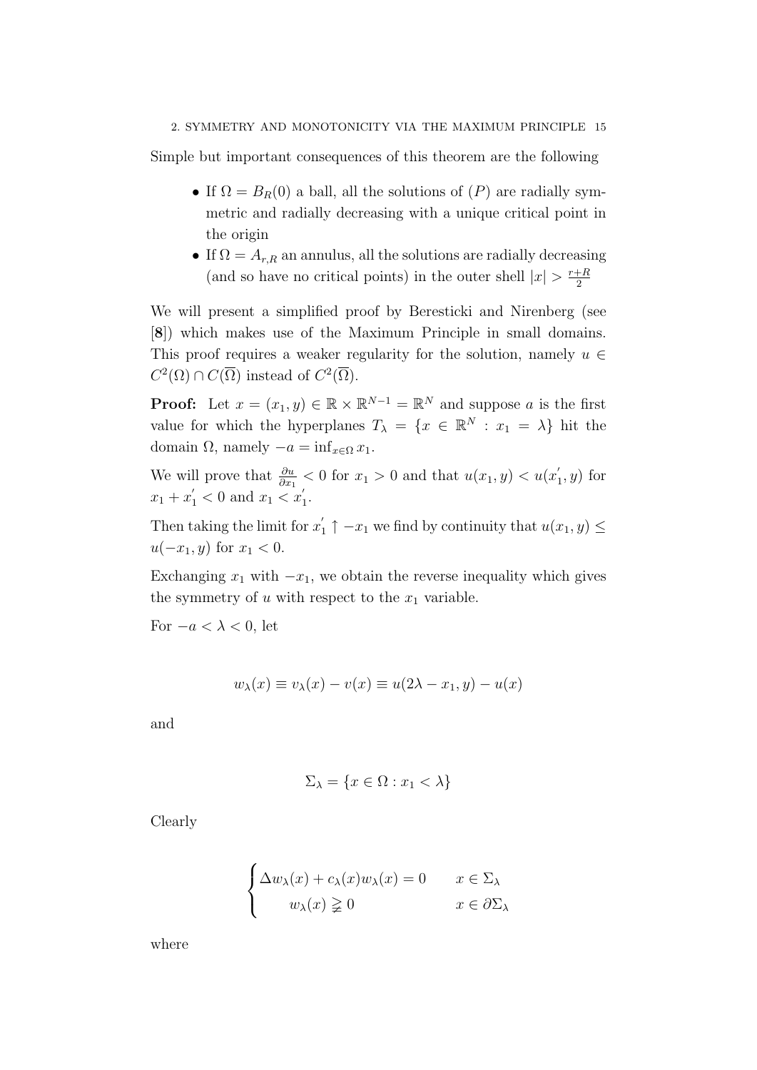Simple but important consequences of this theorem are the following

- If $\Omega = B_R(0)$ a ball, all the solutions of $(P)$ are radially symmetric and radially decreasing with a unique critical point in the origin
- If $\Omega = A_{r,R}$ an annulus, all the solutions are radially decreasing (and so have no critical points) in the outer shell $|x| > \frac{r+R}{2}$

We will present a simplified proof by Beresticki and Nirenberg (see [**8**]) which makes use of the Maximum Principle in small domains. This proof requires a weaker regularity for the solution, namely $u \in C^2(\Omega) \cap C(\overline{\Omega})$ instead of $C^2(\overline{\Omega})$.

**Proof:** Let $x = (x_1, y) \in \mathbb{R} \times \mathbb{R}^{N-1} = \mathbb{R}^N$ and suppose $a$ is the first value for which the hyperplanes $T_\lambda = \{x \in \mathbb{R}^N : x_1 = \lambda\}$ hit the domain $\Omega$, namely $-a = \inf_{x \in \Omega} x_1$.

We will prove that $\frac{\partial u}{\partial x_1} < 0$ for $x_1 > 0$ and that $u(x_1, y) < u(x_1^{'}, y)$ for $x_1 + x_1^{'} < 0$ and $x_1 < x_1^{'}$.

Then taking the limit for $x_1^{'} \uparrow -x_1$ we find by continuity that $u(x_1, y) \leq u(-x_1, y)$ for $x_1 < 0$.

Exchanging $x_1$ with $-x_1$, we obtain the reverse inequality which gives the symmetry of $u$ with respect to the $x_1$ variable.

For $-a < \lambda < 0$, let

$$w_\lambda(x) \equiv v_\lambda(x) - v(x) \equiv u(2\lambda - x_1, y) - u(x)$$

and

$$\Sigma_\lambda = \{x \in \Omega : x_1 < \lambda\}$$

Clearly

$$\begin{cases} \Delta w_\lambda(x) + c_\lambda(x) w_\lambda(x) = 0 & x \in \Sigma_\lambda \\ \quad w_\lambda(x) \gneqq 0 & x \in \partial \Sigma_\lambda \end{cases}$$

where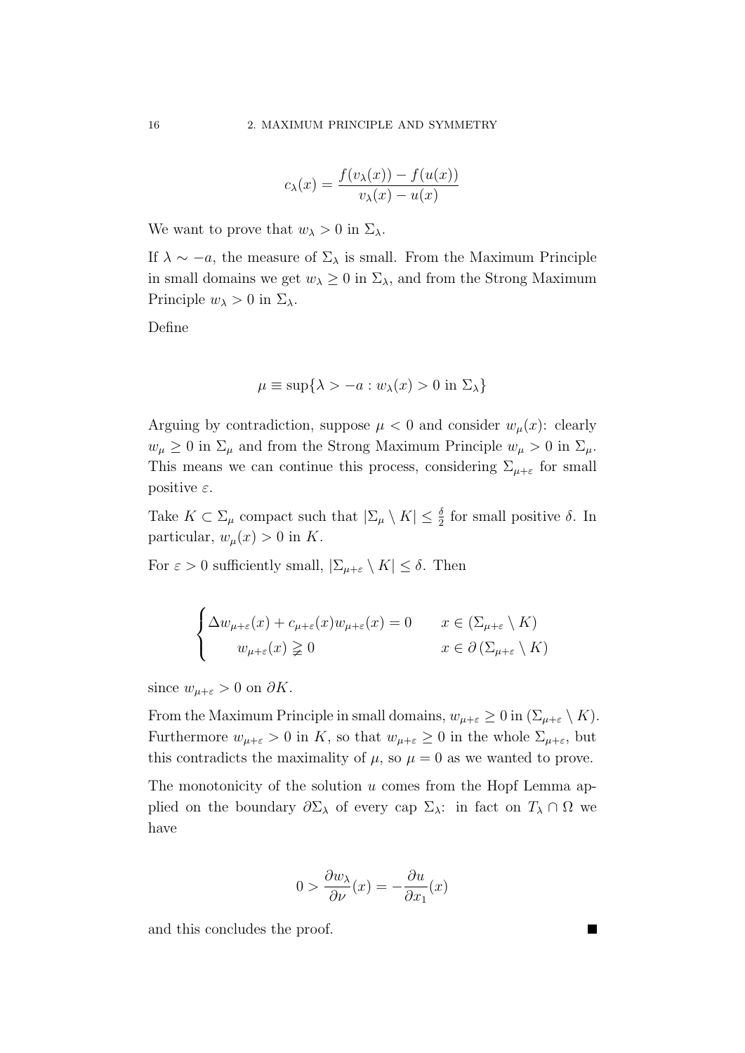$$c_\lambda(x) = \frac{f(v_\lambda(x)) - f(u(x))}{v_\lambda(x) - u(x)}$$

We want to prove that $w_\lambda > 0$ in $\Sigma_\lambda$.

If $\lambda \sim -a$, the measure of $\Sigma_\lambda$ is small. From the Maximum Principle in small domains we get $w_\lambda \geq 0$ in $\Sigma_\lambda$, and from the Strong Maximum Principle $w_\lambda > 0$ in $\Sigma_\lambda$.

Define

$$\mu \equiv \sup\{\lambda > -a : w_\lambda(x) > 0 \text{ in } \Sigma_\lambda\}$$

Arguing by contradiction, suppose $\mu < 0$ and consider $w_\mu(x)$: clearly $w_\mu \geq 0$ in $\Sigma_\mu$ and from the Strong Maximum Principle $w_\mu > 0$ in $\Sigma_\mu$. This means we can continue this process, considering $\Sigma_{\mu+\varepsilon}$ for small positive $\varepsilon$.

Take $K \subset \Sigma_\mu$ compact such that $|\Sigma_\mu \setminus K| \leq \frac{\delta}{2}$ for small positive $\delta$. In particular, $w_\mu(x) > 0$ in $K$.

For $\varepsilon > 0$ sufficiently small, $|\Sigma_{\mu+\varepsilon} \setminus K| \leq \delta$. Then

$$\begin{cases} \Delta w_{\mu+\varepsilon}(x) + c_{\mu+\varepsilon}(x) w_{\mu+\varepsilon}(x) = 0 & x \in (\Sigma_{\mu+\varepsilon} \setminus K) \\ \quad w_{\mu+\varepsilon}(x) \gneqq 0 & x \in \partial(\Sigma_{\mu+\varepsilon} \setminus K) \end{cases}$$

since $w_{\mu+\varepsilon} > 0$ on $\partial K$.

From the Maximum Principle in small domains, $w_{\mu+\varepsilon} \geq 0$ in $(\Sigma_{\mu+\varepsilon} \setminus K)$. Furthermore $w_{\mu+\varepsilon} > 0$ in $K$, so that $w_{\mu+\varepsilon} \geq 0$ in the whole $\Sigma_{\mu+\varepsilon}$, but this contradicts the maximality of $\mu$, so $\mu = 0$ as we wanted to prove.

The monotonicity of the solution $u$ comes from the Hopf Lemma applied on the boundary $\partial\Sigma_\lambda$ of every cap $\Sigma_\lambda$: in fact on $T_\lambda \cap \Omega$ we have

$$0 > \frac{\partial w_\lambda}{\partial \nu}(x) = -\frac{\partial u}{\partial x_1}(x)$$

and this concludes the proof. ■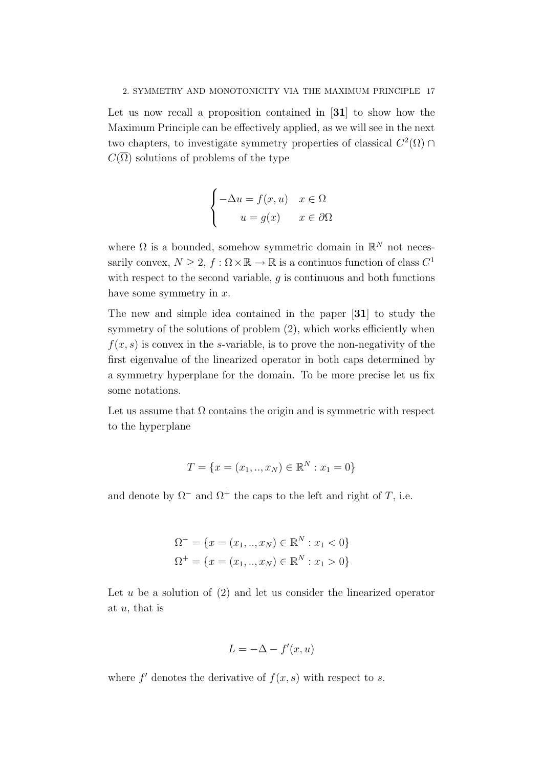Let us now recall a proposition contained in [**31**] to show how the Maximum Principle can be effectively applied, as we will see in the next two chapters, to investigate symmetry properties of classical $C^2(\Omega) \cap C(\overline{\Omega})$ solutions of problems of the type

$$
\begin{cases} -\Delta u = f(x,u) & x \in \Omega \\ \quad\ u = g(x) & x \in \partial\Omega \end{cases}
$$

where $\Omega$ is a bounded, somehow symmetric domain in $\mathbb{R}^N$ not necessarily convex, $N \geq 2$, $f : \Omega \times \mathbb{R} \to \mathbb{R}$ is a continuos function of class $C^1$ with respect to the second variable, $g$ is continuous and both functions have some symmetry in $x$.

The new and simple idea contained in the paper [**31**] to study the symmetry of the solutions of problem (2), which works efficiently when $f(x,s)$ is convex in the $s$-variable, is to prove the non-negativity of the first eigenvalue of the linearized operator in both caps determined by a symmetry hyperplane for the domain. To be more precise let us fix some notations.

Let us assume that $\Omega$ contains the origin and is symmetric with respect to the hyperplane

$$
T = \{x = (x_1, .., x_N) \in \mathbb{R}^N : x_1 = 0\}
$$

and denote by $\Omega^-$ and $\Omega^+$ the caps to the left and right of $T$, i.e.

$$
\Omega^- = \{x = (x_1, .., x_N) \in \mathbb{R}^N : x_1 < 0\}
$$
$$
\Omega^+ = \{x = (x_1, .., x_N) \in \mathbb{R}^N : x_1 > 0\}
$$

Let $u$ be a solution of (2) and let us consider the linearized operator at $u$, that is

$$
L = -\Delta - f'(x,u)
$$

where $f'$ denotes the derivative of $f(x,s)$ with respect to $s$.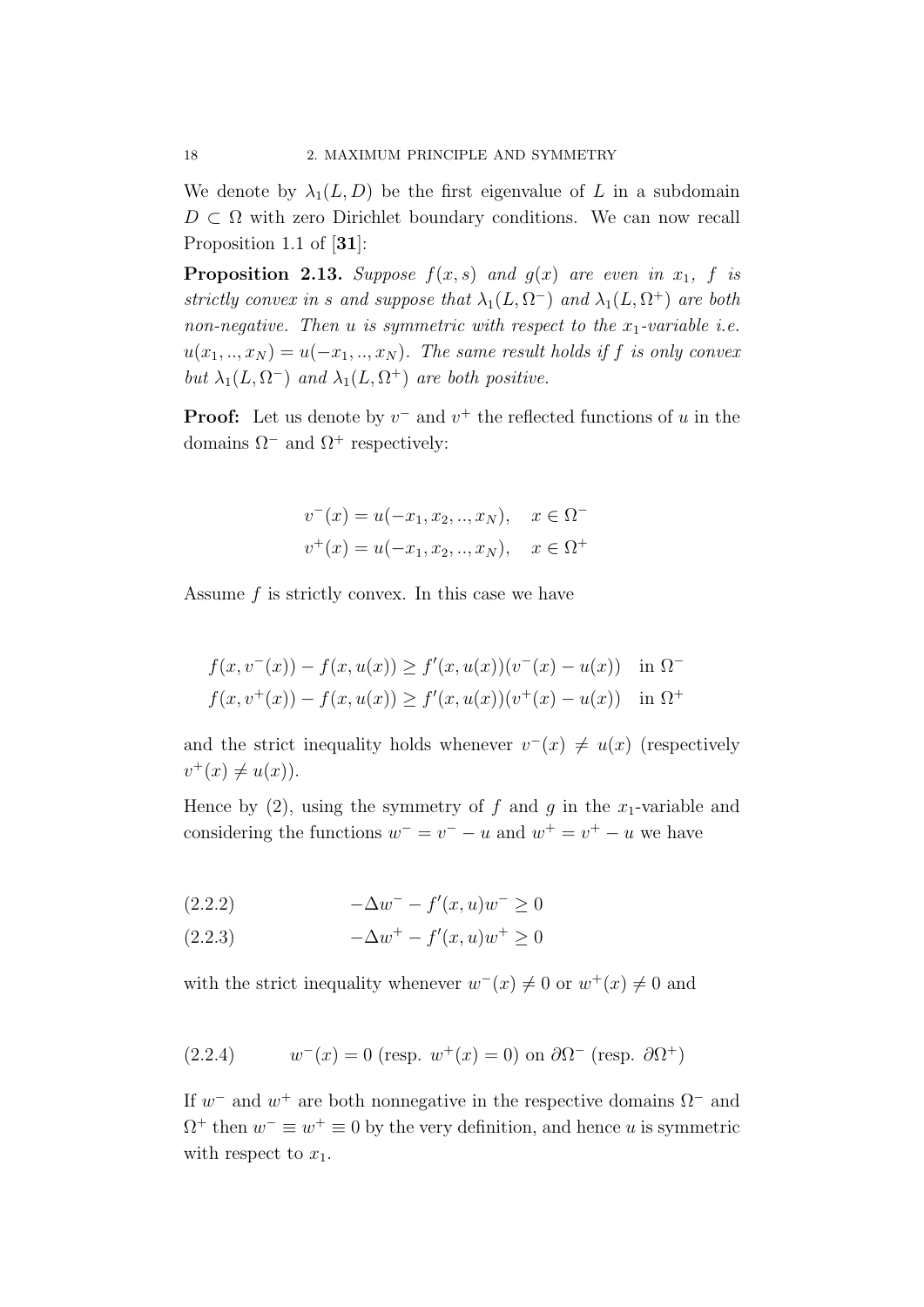We denote by $\lambda_1(L, D)$ be the first eigenvalue of $L$ in a subdomain $D \subset \Omega$ with zero Dirichlet boundary conditions. We can now recall Proposition 1.1 of [**31**]:

**Proposition 2.13.** *Suppose $f(x, s)$ and $g(x)$ are even in $x_1$, $f$ is strictly convex in $s$ and suppose that $\lambda_1(L, \Omega^-)$ and $\lambda_1(L, \Omega^+)$ are both non-negative. Then $u$ is symmetric with respect to the $x_1$-variable i.e. $u(x_1, .., x_N) = u(-x_1, .., x_N)$. The same result holds if $f$ is only convex but $\lambda_1(L, \Omega^-)$ and $\lambda_1(L, \Omega^+)$ are both positive.*

**Proof:** Let us denote by $v^-$ and $v^+$ the reflected functions of $u$ in the domains $\Omega^-$ and $\Omega^+$ respectively:

$$v^-(x) = u(-x_1, x_2, .., x_N), \quad x \in \Omega^-$$
$$v^+(x) = u(-x_1, x_2, .., x_N), \quad x \in \Omega^+$$

Assume $f$ is strictly convex. In this case we have

$$f(x, v^-(x)) - f(x, u(x)) \geq f'(x, u(x))(v^-(x) - u(x)) \quad \text{in } \Omega^-$$
$$f(x, v^+(x)) - f(x, u(x)) \geq f'(x, u(x))(v^+(x) - u(x)) \quad \text{in } \Omega^+$$

and the strict inequality holds whenever $v^-(x) \neq u(x)$ (respectively $v^+(x) \neq u(x)$).

Hence by (2), using the symmetry of $f$ and $g$ in the $x_1$-variable and considering the functions $w^- = v^- - u$ and $w^+ = v^+ - u$ we have

$$-\Delta w^- - f'(x, u)w^- \geq 0 \tag{2.2.2}$$
$$-\Delta w^+ - f'(x, u)w^+ \geq 0 \tag{2.2.3}$$

with the strict inequality whenever $w^-(x) \neq 0$ or $w^+(x) \neq 0$ and

$$w^-(x) = 0 \text{ (resp. } w^+(x) = 0) \text{ on } \partial\Omega^- \text{ (resp. } \partial\Omega^+) \tag{2.2.4}$$

If $w^-$ and $w^+$ are both nonnegative in the respective domains $\Omega^-$ and $\Omega^+$ then $w^- \equiv w^+ \equiv 0$ by the very definition, and hence $u$ is symmetric with respect to $x_1$.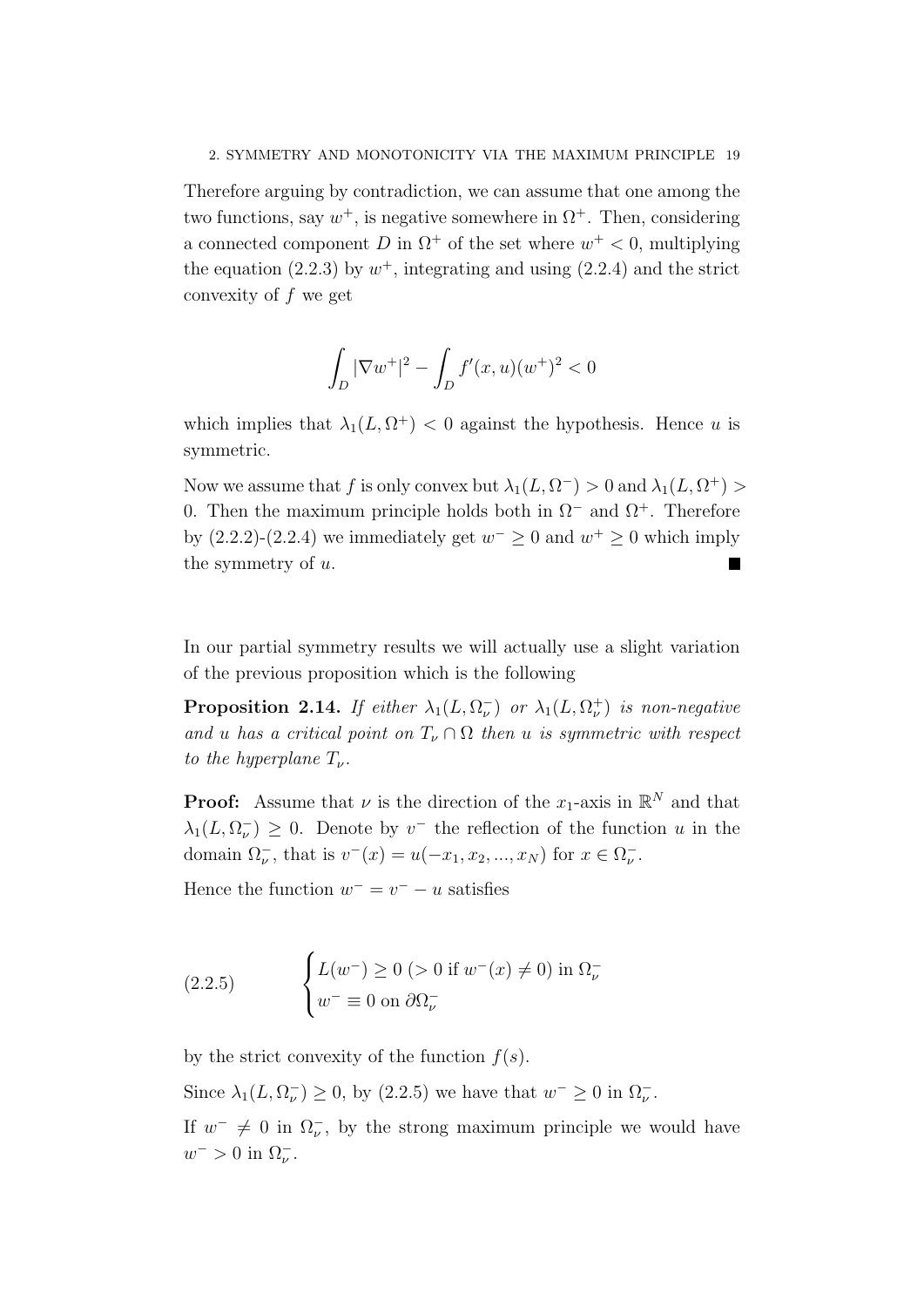Therefore arguing by contradiction, we can assume that one among the two functions, say $w^+$, is negative somewhere in $\Omega^+$. Then, considering a connected component $D$ in $\Omega^+$ of the set where $w^+ < 0$, multiplying the equation (2.2.3) by $w^+$, integrating and using (2.2.4) and the strict convexity of $f$ we get

$$\int_D |\nabla w^+|^2 - \int_D f'(x,u)(w^+)^2 < 0$$

which implies that $\lambda_1(L, \Omega^+) < 0$ against the hypothesis. Hence $u$ is symmetric.

Now we assume that $f$ is only convex but $\lambda_1(L, \Omega^-) > 0$ and $\lambda_1(L, \Omega^+) > 0$. Then the maximum principle holds both in $\Omega^-$ and $\Omega^+$. Therefore by (2.2.2)-(2.2.4) we immediately get $w^- \geq 0$ and $w^+ \geq 0$ which imply the symmetry of $u$. ■

In our partial symmetry results we will actually use a slight variation of the previous proposition which is the following

**Proposition 2.14.** *If either $\lambda_1(L, \Omega_\nu^-)$ or $\lambda_1(L, \Omega_\nu^+)$ is non-negative and $u$ has a critical point on $T_\nu \cap \Omega$ then $u$ is symmetric with respect to the hyperplane $T_\nu$.*

**Proof:** Assume that $\nu$ is the direction of the $x_1$-axis in $\mathbb{R}^N$ and that $\lambda_1(L, \Omega_\nu^-) \geq 0$. Denote by $v^-$ the reflection of the function $u$ in the domain $\Omega_\nu^-$, that is $v^-(x) = u(-x_1, x_2, ..., x_N)$ for $x \in \Omega_\nu^-$.

Hence the function $w^- = v^- - u$ satisfies

$$\begin{cases} L(w^-) \geq 0 \; (> 0 \text{ if } w^-(x) \neq 0) \text{ in } \Omega_\nu^- \\ w^- \equiv 0 \text{ on } \partial\Omega_\nu^- \end{cases} \tag{2.2.5}$$

by the strict convexity of the function $f(s)$.

Since $\lambda_1(L, \Omega_\nu^-) \geq 0$, by (2.2.5) we have that $w^- \geq 0$ in $\Omega_\nu^-$.

If $w^- \not\equiv 0$ in $\Omega_\nu^-$, by the strong maximum principle we would have $w^- > 0$ in $\Omega_\nu^-$.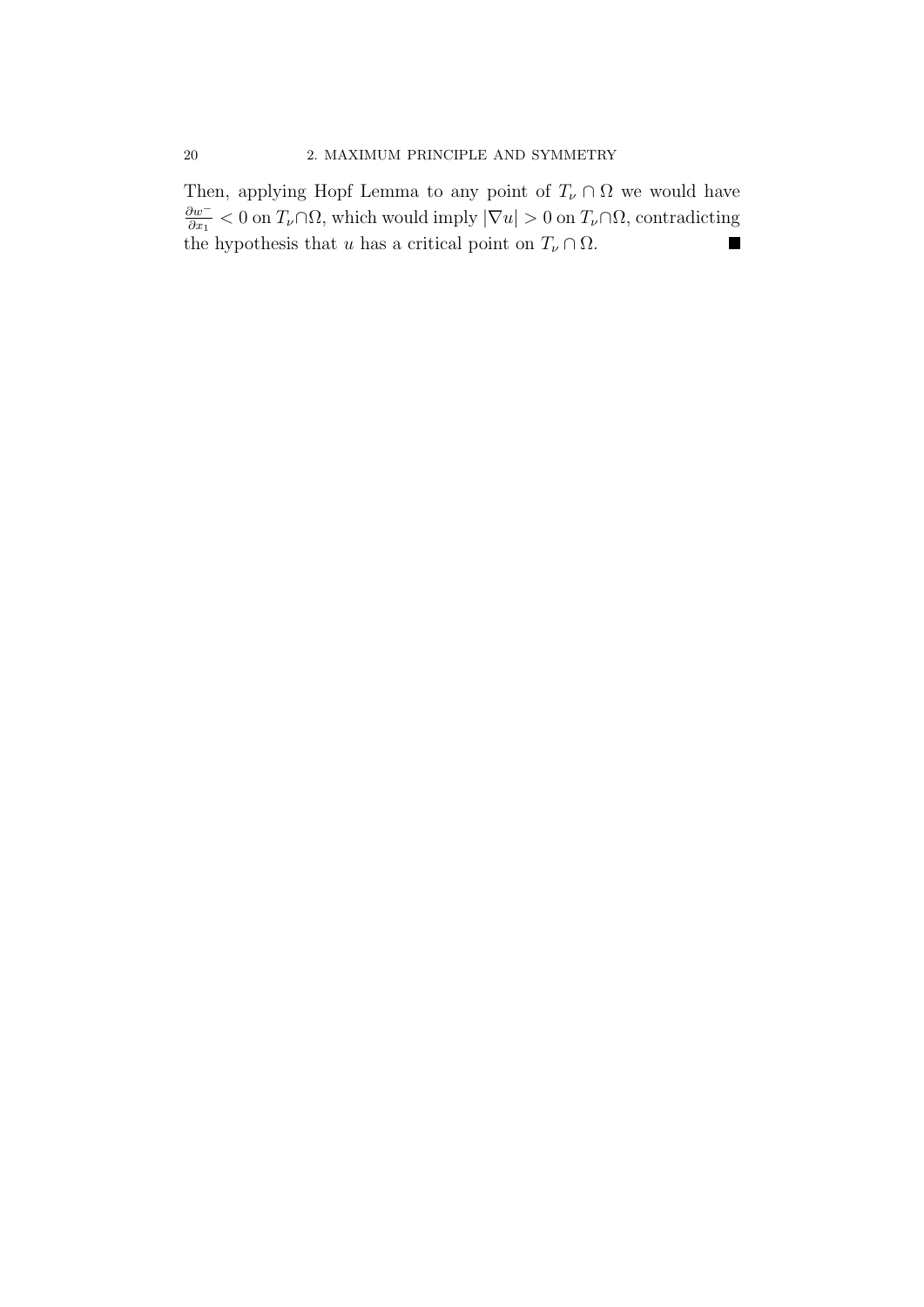Then, applying Hopf Lemma to any point of $T_\nu \cap \Omega$ we would have $\frac{\partial w^-}{\partial x_1} < 0$ on $T_\nu \cap \Omega$, which would imply $|\nabla u| > 0$ on $T_\nu \cap \Omega$, contradicting the hypothesis that $u$ has a critical point on $T_\nu \cap \Omega$. ■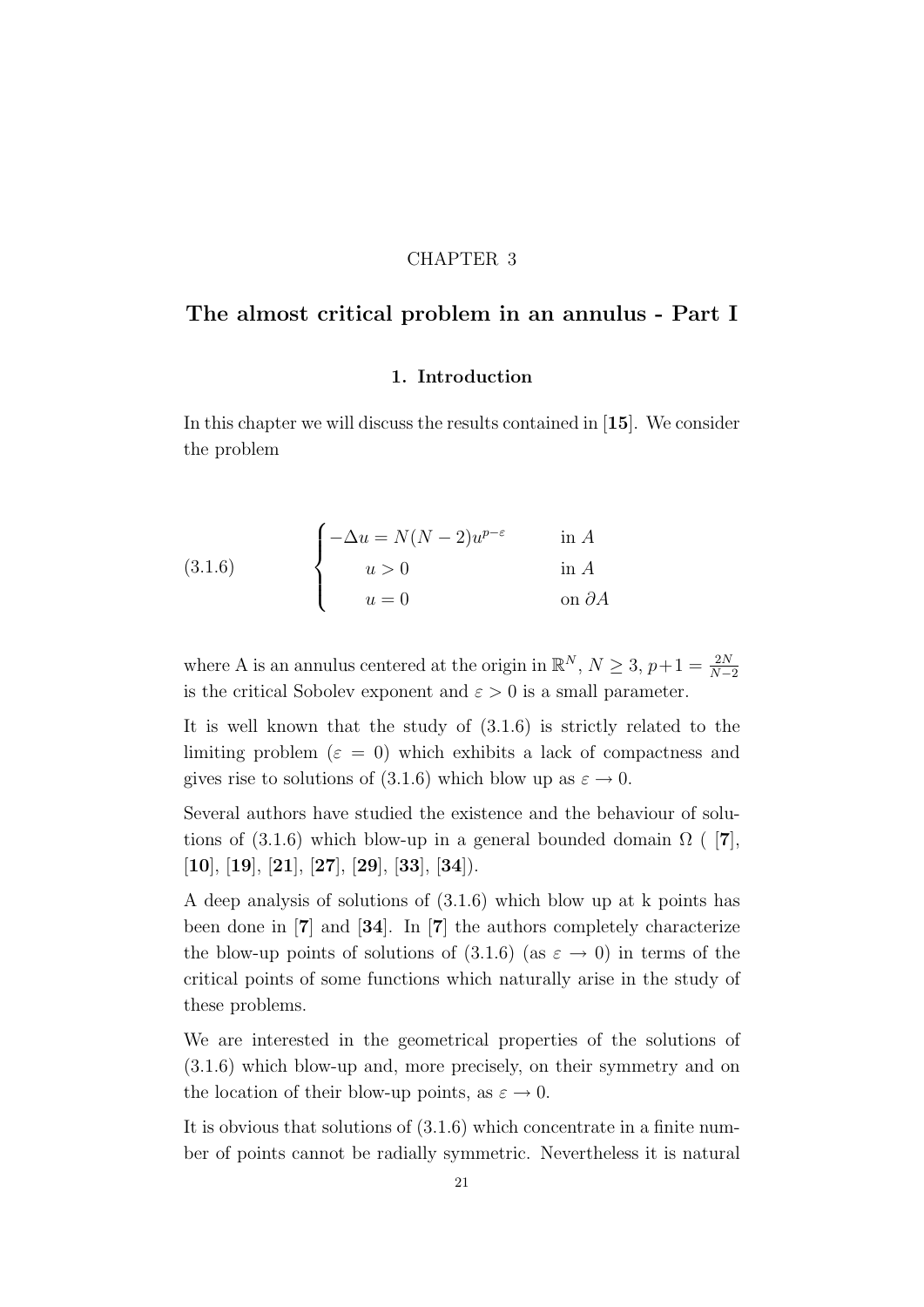# CHAPTER 3

## The almost critical problem in an annulus - Part I

### 1. Introduction

In this chapter we will discuss the results contained in [**15**]. We consider the problem

$$
(3.1.6) \qquad \begin{cases} -\Delta u = N(N-2)u^{p-\varepsilon} & \text{in } A \\ \quad u > 0 & \text{in } A \\ \quad u = 0 & \text{on } \partial A \end{cases}
$$

where A is an annulus centered at the origin in $\mathbb{R}^N$, $N \geq 3$, $p+1 = \frac{2N}{N-2}$ is the critical Sobolev exponent and $\varepsilon > 0$ is a small parameter.

It is well known that the study of (3.1.6) is strictly related to the limiting problem ($\varepsilon = 0$) which exhibits a lack of compactness and gives rise to solutions of (3.1.6) which blow up as $\varepsilon \to 0$.

Several authors have studied the existence and the behaviour of solutions of (3.1.6) which blow-up in a general bounded domain $\Omega$ ( [**7**], [**10**], [**19**], [**21**], [**27**], [**29**], [**33**], [**34**]).

A deep analysis of solutions of (3.1.6) which blow up at k points has been done in [**7**] and [**34**]. In [**7**] the authors completely characterize the blow-up points of solutions of (3.1.6) (as $\varepsilon \to 0$) in terms of the critical points of some functions which naturally arise in the study of these problems.

We are interested in the geometrical properties of the solutions of (3.1.6) which blow-up and, more precisely, on their symmetry and on the location of their blow-up points, as $\varepsilon \to 0$.

It is obvious that solutions of (3.1.6) which concentrate in a finite number of points cannot be radially symmetric. Nevertheless it is natural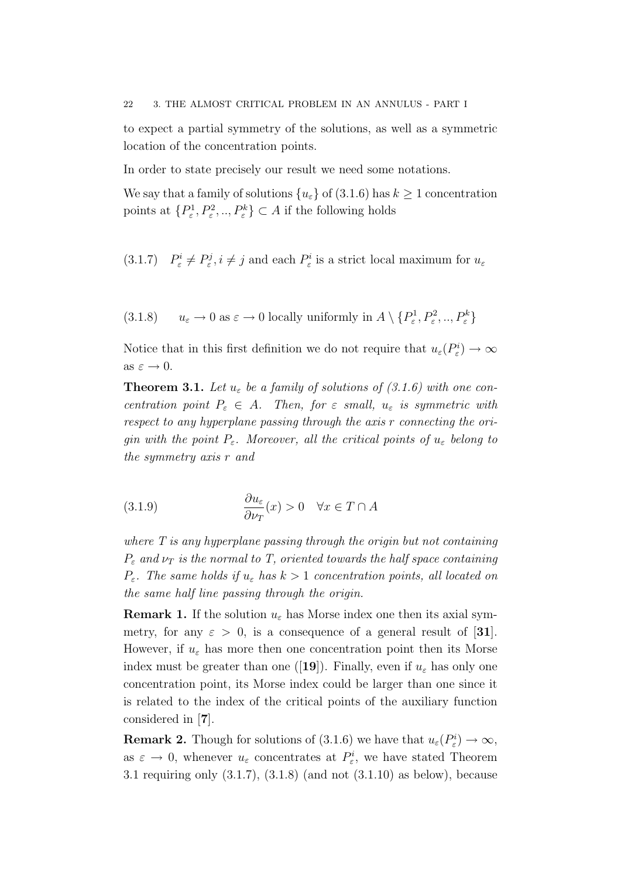to expect a partial symmetry of the solutions, as well as a symmetric location of the concentration points.

In order to state precisely our result we need some notations.

We say that a family of solutions $\{u_\varepsilon\}$ of (3.1.6) has $k \geq 1$ concentration points at $\{P_\varepsilon^1, P_\varepsilon^2, .., P_\varepsilon^k\} \subset A$ if the following holds

$$P_\varepsilon^i \neq P_\varepsilon^j, i \neq j \text{ and each } P_\varepsilon^i \text{ is a strict local maximum for } u_\varepsilon \tag{3.1.7}$$

$$u_\varepsilon \to 0 \text{ as } \varepsilon \to 0 \text{ locally uniformly in } A \setminus \{P_\varepsilon^1, P_\varepsilon^2, .., P_\varepsilon^k\} \tag{3.1.8}$$

Notice that in this first definition we do not require that $u_\varepsilon(P_\varepsilon^i) \to \infty$ as $\varepsilon \to 0$.

**Theorem 3.1.** *Let $u_\varepsilon$ be a family of solutions of (3.1.6) with one concentration point $P_\varepsilon \in A$. Then, for $\varepsilon$ small, $u_\varepsilon$ is symmetric with respect to any hyperplane passing through the axis $r$ connecting the origin with the point $P_\varepsilon$. Moreover, all the critical points of $u_\varepsilon$ belong to the symmetry axis $r$ and*

$$\frac{\partial u_\varepsilon}{\partial \nu_T}(x) > 0 \quad \forall x \in T \cap A \tag{3.1.9}$$

*where $T$ is any hyperplane passing through the origin but not containing $P_\varepsilon$ and $\nu_T$ is the normal to $T$, oriented towards the half space containing $P_\varepsilon$. The same holds if $u_\varepsilon$ has $k > 1$ concentration points, all located on the same half line passing through the origin.*

**Remark 1.** If the solution $u_\varepsilon$ has Morse index one then its axial symmetry, for any $\varepsilon > 0$, is a consequence of a general result of [**31**]. However, if $u_\varepsilon$ has more then one concentration point then its Morse index must be greater than one ([**19**]). Finally, even if $u_\varepsilon$ has only one concentration point, its Morse index could be larger than one since it is related to the index of the critical points of the auxiliary function considered in [**7**].

**Remark 2.** Though for solutions of (3.1.6) we have that $u_\varepsilon(P_\varepsilon^i) \to \infty$, as $\varepsilon \to 0$, whenever $u_\varepsilon$ concentrates at $P_\varepsilon^i$, we have stated Theorem 3.1 requiring only (3.1.7), (3.1.8) (and not (3.1.10) as below), because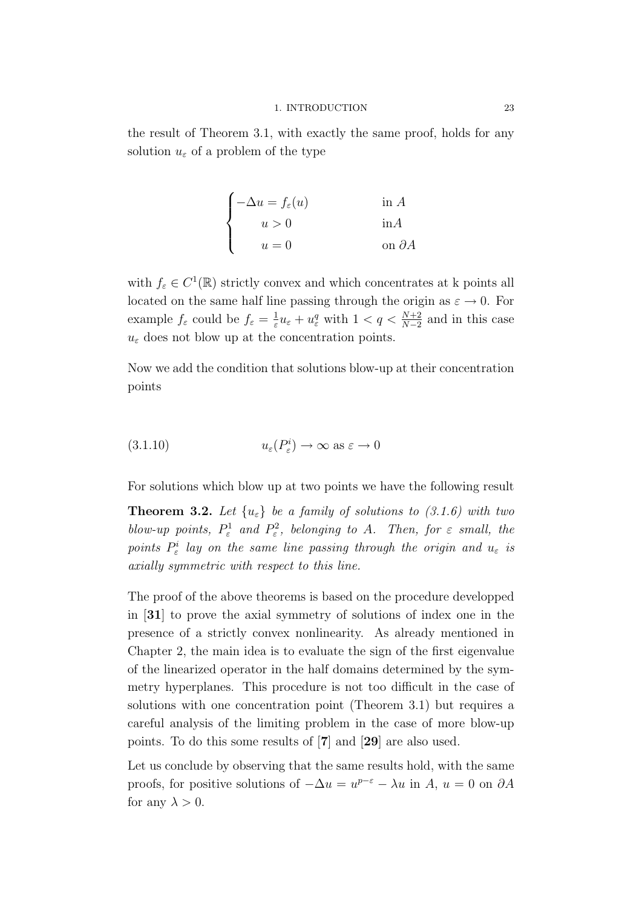the result of Theorem 3.1, with exactly the same proof, holds for any solution $u_\varepsilon$ of a problem of the type

$$\begin{cases} -\Delta u = f_\varepsilon(u) & \text{in } A \\ \quad u > 0 & \text{in} A \\ \quad u = 0 & \text{on } \partial A \end{cases}$$

with $f_\varepsilon \in C^1(\mathbb{R})$ strictly convex and which concentrates at k points all located on the same half line passing through the origin as $\varepsilon \to 0$. For example $f_\varepsilon$ could be $f_\varepsilon = \frac{1}{\varepsilon} u_\varepsilon + u_\varepsilon^q$ with $1 < q < \frac{N+2}{N-2}$ and in this case $u_\varepsilon$ does not blow up at the concentration points.

Now we add the condition that solutions blow-up at their concentration points

$$u_\varepsilon(P_\varepsilon^i) \to \infty \text{ as } \varepsilon \to 0 \tag{3.1.10}$$

For solutions which blow up at two points we have the following result

**Theorem 3.2.** *Let $\{u_\varepsilon\}$ be a family of solutions to (3.1.6) with two blow-up points, $P_\varepsilon^1$ and $P_\varepsilon^2$, belonging to $A$. Then, for $\varepsilon$ small, the points $P_\varepsilon^i$ lay on the same line passing through the origin and $u_\varepsilon$ is axially symmetric with respect to this line.*

The proof of the above theorems is based on the procedure developped in [**31**] to prove the axial symmetry of solutions of index one in the presence of a strictly convex nonlinearity. As already mentioned in Chapter 2, the main idea is to evaluate the sign of the first eigenvalue of the linearized operator in the half domains determined by the symmetry hyperplanes. This procedure is not too difficult in the case of solutions with one concentration point (Theorem 3.1) but requires a careful analysis of the limiting problem in the case of more blow-up points. To do this some results of [**7**] and [**29**] are also used.

Let us conclude by observing that the same results hold, with the same proofs, for positive solutions of $-\Delta u = u^{p-\varepsilon} - \lambda u$ in $A$, $u = 0$ on $\partial A$ for any $\lambda > 0$.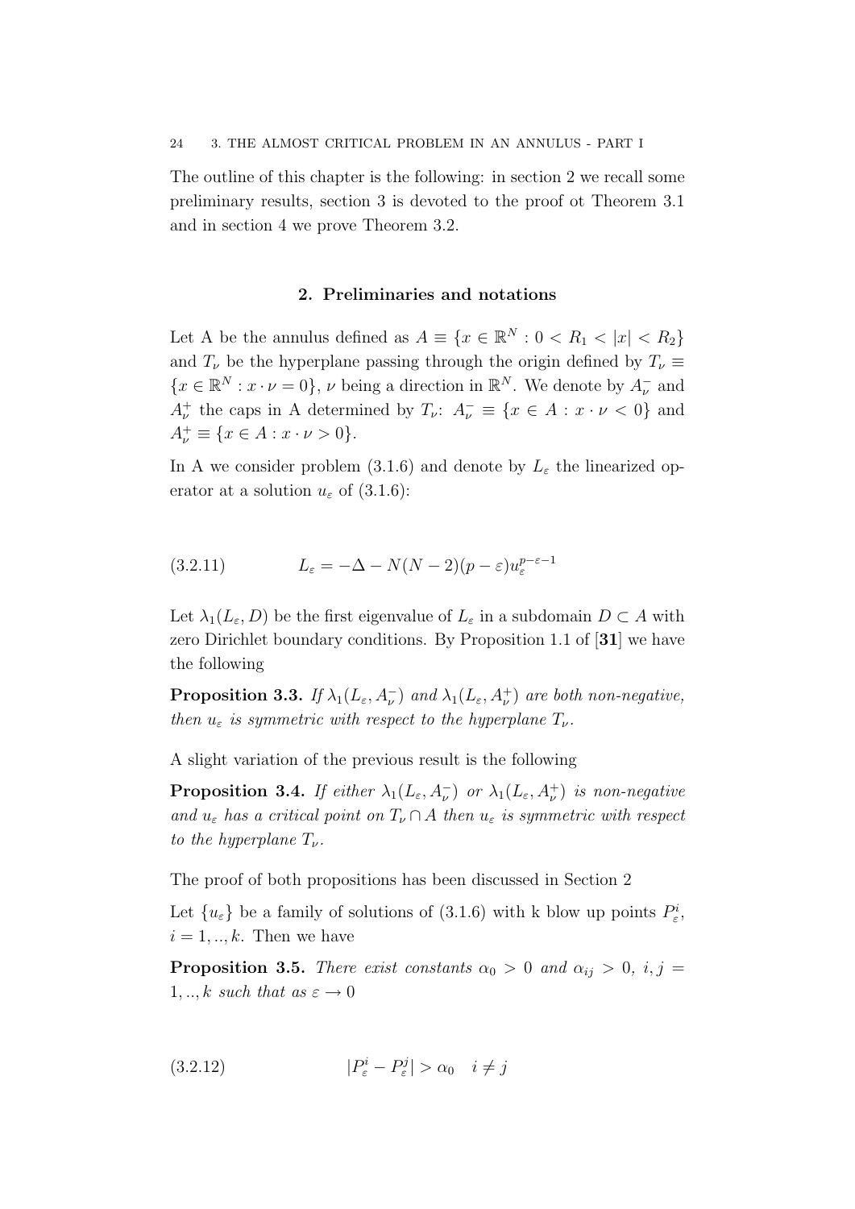The outline of this chapter is the following: in section 2 we recall some preliminary results, section 3 is devoted to the proof ot Theorem 3.1 and in section 4 we prove Theorem 3.2.

## 2. Preliminaries and notations

Let A be the annulus defined as $A \equiv \{x \in \mathbb{R}^N : 0 < R_1 < |x| < R_2\}$ and $T_\nu$ be the hyperplane passing through the origin defined by $T_\nu \equiv \{x \in \mathbb{R}^N : x \cdot \nu = 0\}$, $\nu$ being a direction in $\mathbb{R}^N$. We denote by $A_\nu^-$ and $A_\nu^+$ the caps in A determined by $T_\nu$: $A_\nu^- \equiv \{x \in A : x \cdot \nu < 0\}$ and $A_\nu^+ \equiv \{x \in A : x \cdot \nu > 0\}$.

In A we consider problem (3.1.6) and denote by $L_\varepsilon$ the linearized operator at a solution $u_\varepsilon$ of (3.1.6):

$$L_\varepsilon = -\Delta - N(N-2)(p-\varepsilon)u_\varepsilon^{p-\varepsilon-1} \tag{3.2.11}$$

Let $\lambda_1(L_\varepsilon, D)$ be the first eigenvalue of $L_\varepsilon$ in a subdomain $D \subset A$ with zero Dirichlet boundary conditions. By Proposition 1.1 of [**31**] we have the following

**Proposition 3.3.** *If $\lambda_1(L_\varepsilon, A_\nu^-)$ and $\lambda_1(L_\varepsilon, A_\nu^+)$ are both non-negative, then $u_\varepsilon$ is symmetric with respect to the hyperplane $T_\nu$.*

A slight variation of the previous result is the following

**Proposition 3.4.** *If either $\lambda_1(L_\varepsilon, A_\nu^-)$ or $\lambda_1(L_\varepsilon, A_\nu^+)$ is non-negative and $u_\varepsilon$ has a critical point on $T_\nu \cap A$ then $u_\varepsilon$ is symmetric with respect to the hyperplane $T_\nu$.*

The proof of both propositions has been discussed in Section 2

Let $\{u_\varepsilon\}$ be a family of solutions of (3.1.6) with k blow up points $P_\varepsilon^i$, $i = 1, .., k$. Then we have

**Proposition 3.5.** *There exist constants $\alpha_0 > 0$ and $\alpha_{ij} > 0$, $i, j = 1, .., k$ such that as $\varepsilon \to 0$*

$$|P_\varepsilon^i - P_\varepsilon^j| > \alpha_0 \quad i \neq j \tag{3.2.12}$$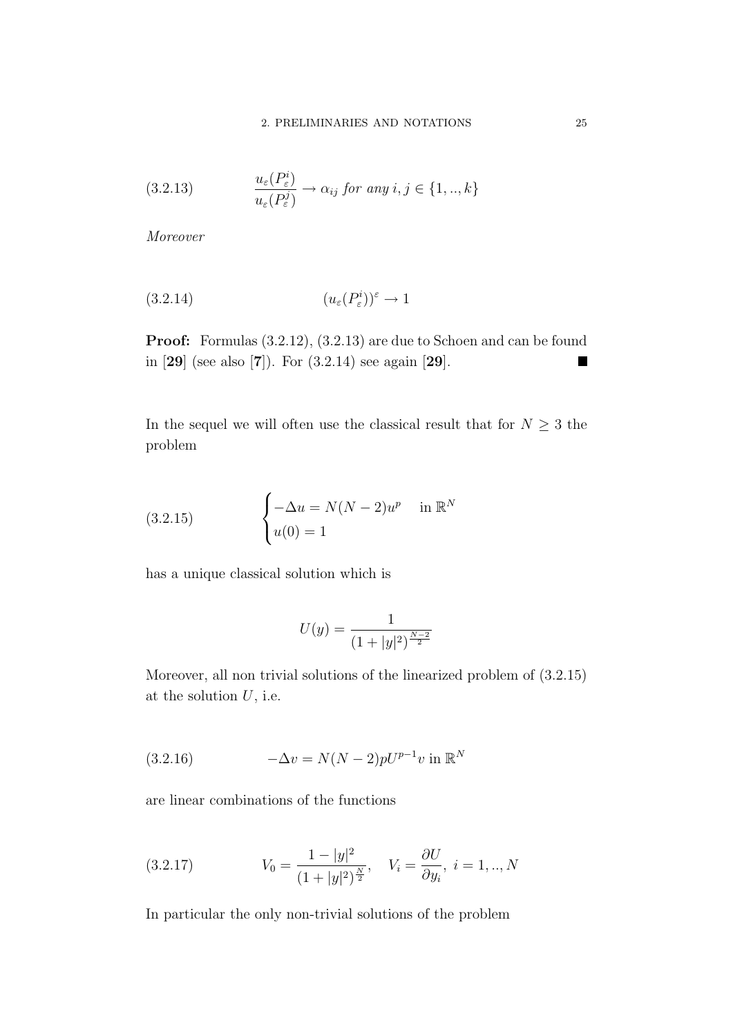$$\frac{u_\varepsilon(P_\varepsilon^i)}{u_\varepsilon(P_\varepsilon^j)} \to \alpha_{ij} \textit{ for any } i,j \in \{1,..,k\} \tag{3.2.13}$$

*Moreover*

$$(u_\varepsilon(P_\varepsilon^i))^\varepsilon \to 1 \tag{3.2.14}$$

**Proof:** Formulas (3.2.12), (3.2.13) are due to Schoen and can be found in [**29**] (see also [**7**]). For (3.2.14) see again [**29**]. ∎

In the sequel we will often use the classical result that for $N \geq 3$ the problem

$$\begin{cases} -\Delta u = N(N-2)u^p & \text{in } \mathbb{R}^N \\ u(0) = 1 \end{cases} \tag{3.2.15}$$

has a unique classical solution which is

$$U(y) = \frac{1}{(1+|y|^2)^{\frac{N-2}{2}}}$$

Moreover, all non trivial solutions of the linearized problem of (3.2.15) at the solution $U$, i.e.

$$-\Delta v = N(N-2)pU^{p-1}v \text{ in } \mathbb{R}^N \tag{3.2.16}$$

are linear combinations of the functions

$$V_0 = \frac{1-|y|^2}{(1+|y|^2)^{\frac{N}{2}}}, \quad V_i = \frac{\partial U}{\partial y_i}, \ i = 1,..,N \tag{3.2.17}$$

In particular the only non-trivial solutions of the problem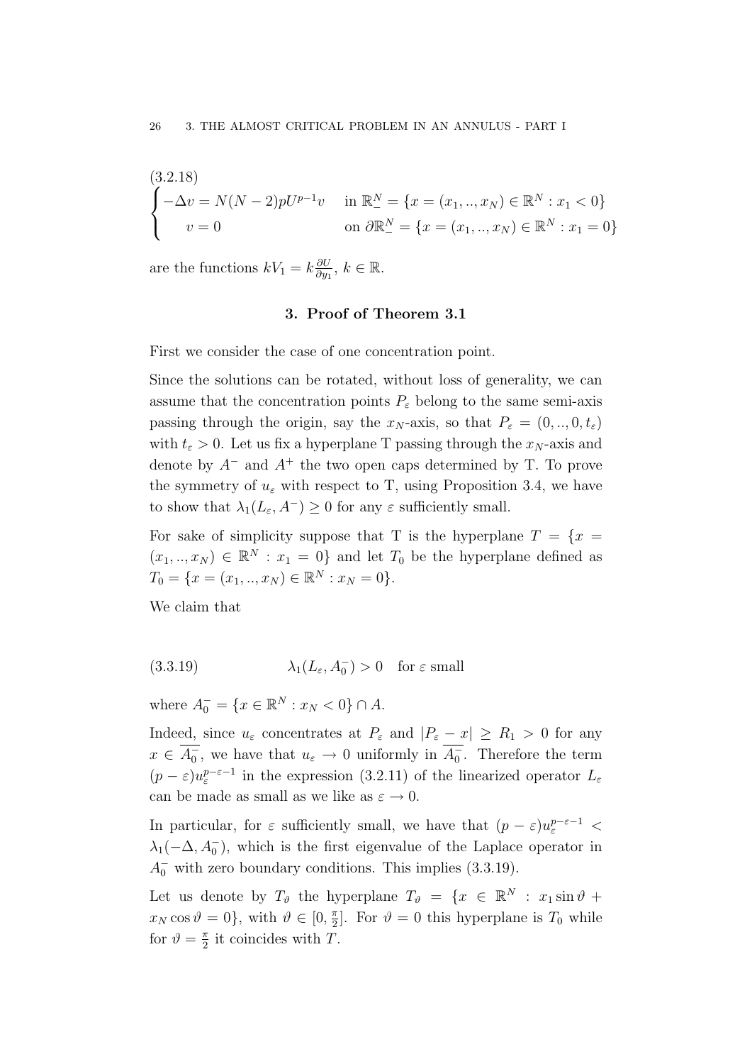(3.2.18)

$$\begin{cases} -\Delta v = N(N-2)pU^{p-1}v & \text{in } \mathbb{R}^N_- = \{x = (x_1, .., x_N) \in \mathbb{R}^N : x_1 < 0\} \\ \quad v = 0 & \text{on } \partial\mathbb{R}^N_- = \{x = (x_1, .., x_N) \in \mathbb{R}^N : x_1 = 0\} \end{cases}$$

are the functions $kV_1 = k\frac{\partial U}{\partial y_1}$, $k \in \mathbb{R}$.

## 3. Proof of Theorem 3.1

First we consider the case of one concentration point.

Since the solutions can be rotated, without loss of generality, we can assume that the concentration points $P_\varepsilon$ belong to the same semi-axis passing through the origin, say the $x_N$-axis, so that $P_\varepsilon = (0, .., 0, t_\varepsilon)$ with $t_\varepsilon > 0$. Let us fix a hyperplane T passing through the $x_N$-axis and denote by $A^-$ and $A^+$ the two open caps determined by T. To prove the symmetry of $u_\varepsilon$ with respect to T, using Proposition 3.4, we have to show that $\lambda_1(L_\varepsilon, A^-) \geq 0$ for any $\varepsilon$ sufficiently small.

For sake of simplicity suppose that T is the hyperplane $T = \{x = (x_1, .., x_N) \in \mathbb{R}^N : x_1 = 0\}$ and let $T_0$ be the hyperplane defined as $T_0 = \{x = (x_1, .., x_N) \in \mathbb{R}^N : x_N = 0\}$.

We claim that

$$\lambda_1(L_\varepsilon, A_0^-) > 0 \quad \text{for } \varepsilon \text{ small} \tag{3.3.19}$$

where $A_0^- = \{x \in \mathbb{R}^N : x_N < 0\} \cap A$.

Indeed, since $u_\varepsilon$ concentrates at $P_\varepsilon$ and $|P_\varepsilon - x| \geq R_1 > 0$ for any $x \in \overline{A_0^-}$, we have that $u_\varepsilon \to 0$ uniformly in $\overline{A_0^-}$. Therefore the term $(p-\varepsilon)u_\varepsilon^{p-\varepsilon-1}$ in the expression (3.2.11) of the linearized operator $L_\varepsilon$ can be made as small as we like as $\varepsilon \to 0$.

In particular, for $\varepsilon$ sufficiently small, we have that $(p-\varepsilon)u_\varepsilon^{p-\varepsilon-1} < \lambda_1(-\Delta, A_0^-)$, which is the first eigenvalue of the Laplace operator in $A_0^-$ with zero boundary conditions. This implies (3.3.19).

Let us denote by $T_\vartheta$ the hyperplane $T_\vartheta = \{x \in \mathbb{R}^N : x_1 \sin\vartheta + x_N \cos\vartheta = 0\}$, with $\vartheta \in [0, \frac{\pi}{2}]$. For $\vartheta = 0$ this hyperplane is $T_0$ while for $\vartheta = \frac{\pi}{2}$ it coincides with $T$.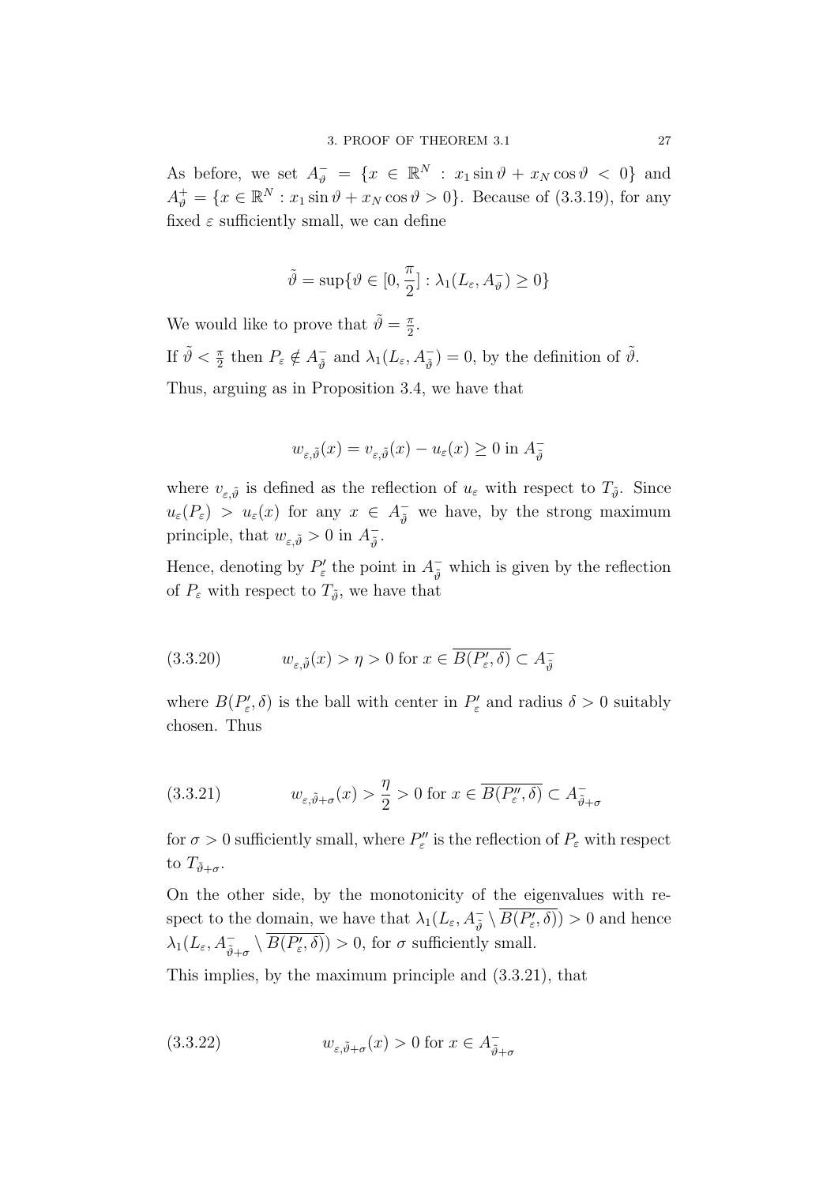As before, we set $A^-_\vartheta = \{x \in \mathbb{R}^N : x_1 \sin\vartheta + x_N \cos\vartheta < 0\}$ and $A^+_\vartheta = \{x \in \mathbb{R}^N : x_1 \sin\vartheta + x_N \cos\vartheta > 0\}$. Because of (3.3.19), for any fixed $\varepsilon$ sufficiently small, we can define

$$\tilde{\vartheta} = \sup\{\vartheta \in [0, \frac{\pi}{2}] : \lambda_1(L_\varepsilon, A^-_\vartheta) \geq 0\}$$

We would like to prove that $\tilde{\vartheta} = \frac{\pi}{2}$.

If $\tilde{\vartheta} < \frac{\pi}{2}$ then $P_\varepsilon \notin A^-_{\tilde{\vartheta}}$ and $\lambda_1(L_\varepsilon, A^-_{\tilde{\vartheta}}) = 0$, by the definition of $\tilde{\vartheta}$.

Thus, arguing as in Proposition 3.4, we have that

$$w_{\varepsilon,\tilde{\vartheta}}(x) = v_{\varepsilon,\tilde{\vartheta}}(x) - u_\varepsilon(x) \geq 0 \text{ in } A^-_{\tilde{\vartheta}}$$

where $v_{\varepsilon,\tilde{\vartheta}}$ is defined as the reflection of $u_\varepsilon$ with respect to $T_{\tilde{\vartheta}}$. Since $u_\varepsilon(P_\varepsilon) > u_\varepsilon(x)$ for any $x \in A^-_{\tilde{\vartheta}}$ we have, by the strong maximum principle, that $w_{\varepsilon,\tilde{\vartheta}} > 0$ in $A^-_{\tilde{\vartheta}}$.

Hence, denoting by $P'_\varepsilon$ the point in $A^-_{\tilde{\vartheta}}$ which is given by the reflection of $P_\varepsilon$ with respect to $T_{\tilde{\vartheta}}$, we have that

$$w_{\varepsilon,\tilde{\vartheta}}(x) > \eta > 0 \text{ for } x \in \overline{B(P'_\varepsilon, \delta)} \subset A^-_{\tilde{\vartheta}} \tag{3.3.20}$$

where $B(P'_\varepsilon, \delta)$ is the ball with center in $P'_\varepsilon$ and radius $\delta > 0$ suitably chosen. Thus

$$w_{\varepsilon,\tilde{\vartheta}+\sigma}(x) > \frac{\eta}{2} > 0 \text{ for } x \in \overline{B(P''_\varepsilon, \delta)} \subset A^-_{\tilde{\vartheta}+\sigma} \tag{3.3.21}$$

for $\sigma > 0$ sufficiently small, where $P''_\varepsilon$ is the reflection of $P_\varepsilon$ with respect to $T_{\tilde{\vartheta}+\sigma}$.

On the other side, by the monotonicity of the eigenvalues with respect to the domain, we have that $\lambda_1(L_\varepsilon, A^-_{\tilde{\vartheta}} \setminus \overline{B(P'_\varepsilon, \delta)}) > 0$ and hence $\lambda_1(L_\varepsilon, A^-_{\tilde{\vartheta}+\sigma} \setminus \overline{B(P'_\varepsilon, \delta)}) > 0$, for $\sigma$ sufficiently small.

This implies, by the maximum principle and (3.3.21), that

$$w_{\varepsilon,\tilde{\vartheta}+\sigma}(x) > 0 \text{ for } x \in A^-_{\tilde{\vartheta}+\sigma} \tag{3.3.22}$$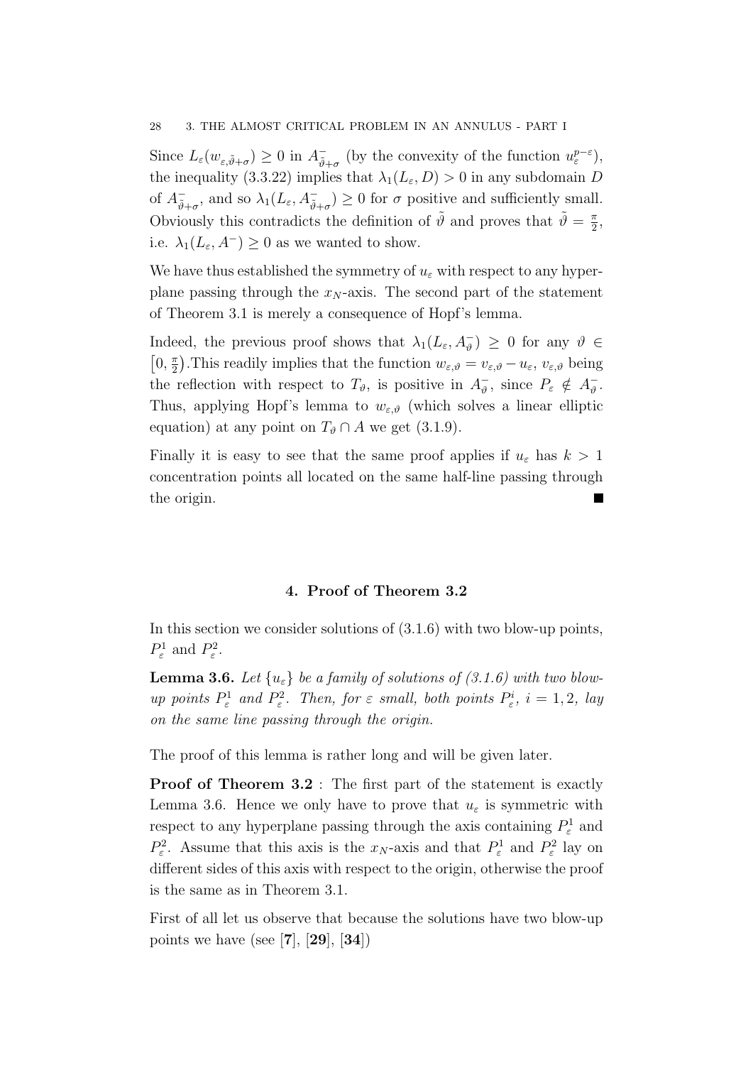Since $L_\varepsilon(w_{\varepsilon,\tilde{\vartheta}+\sigma}) \geq 0$ in $A^-_{\tilde{\vartheta}+\sigma}$ (by the convexity of the function $u_\varepsilon^{p-\varepsilon}$), the inequality (3.3.22) implies that $\lambda_1(L_\varepsilon, D) > 0$ in any subdomain $D$ of $A^-_{\tilde{\vartheta}+\sigma}$, and so $\lambda_1(L_\varepsilon, A^-_{\tilde{\vartheta}+\sigma}) \geq 0$ for $\sigma$ positive and sufficiently small. Obviously this contradicts the definition of $\tilde{\vartheta}$ and proves that $\tilde{\vartheta} = \frac{\pi}{2}$, i.e. $\lambda_1(L_\varepsilon, A^-) \geq 0$ as we wanted to show.

We have thus established the symmetry of $u_\varepsilon$ with respect to any hyperplane passing through the $x_N$-axis. The second part of the statement of Theorem 3.1 is merely a consequence of Hopf's lemma.

Indeed, the previous proof shows that $\lambda_1(L_\varepsilon, A^-_\vartheta) \geq 0$ for any $\vartheta \in \left[0, \frac{\pi}{2}\right)$.This readily implies that the function $w_{\varepsilon,\vartheta} = v_{\varepsilon,\vartheta} - u_\varepsilon$, $v_{\varepsilon,\vartheta}$ being the reflection with respect to $T_\vartheta$, is positive in $A^-_\vartheta$, since $P_\varepsilon \notin A^-_\vartheta$. Thus, applying Hopf's lemma to $w_{\varepsilon,\vartheta}$ (which solves a linear elliptic equation) at any point on $T_\vartheta \cap A$ we get (3.1.9).

Finally it is easy to see that the same proof applies if $u_\varepsilon$ has $k > 1$ concentration points all located on the same half-line passing through the origin. ∎

## 4. Proof of Theorem 3.2

In this section we consider solutions of (3.1.6) with two blow-up points, $P^1_\varepsilon$ and $P^2_\varepsilon$.

**Lemma 3.6.** *Let $\{u_\varepsilon\}$ be a family of solutions of (3.1.6) with two blow-up points $P^1_\varepsilon$ and $P^2_\varepsilon$. Then, for $\varepsilon$ small, both points $P^i_\varepsilon$, $i = 1, 2$, lay on the same line passing through the origin.*

The proof of this lemma is rather long and will be given later.

**Proof of Theorem 3.2** : The first part of the statement is exactly Lemma 3.6. Hence we only have to prove that $u_\varepsilon$ is symmetric with respect to any hyperplane passing through the axis containing $P^1_\varepsilon$ and $P^2_\varepsilon$. Assume that this axis is the $x_N$-axis and that $P^1_\varepsilon$ and $P^2_\varepsilon$ lay on different sides of this axis with respect to the origin, otherwise the proof is the same as in Theorem 3.1.

First of all let us observe that because the solutions have two blow-up points we have (see [**7**], [**29**], [**34**])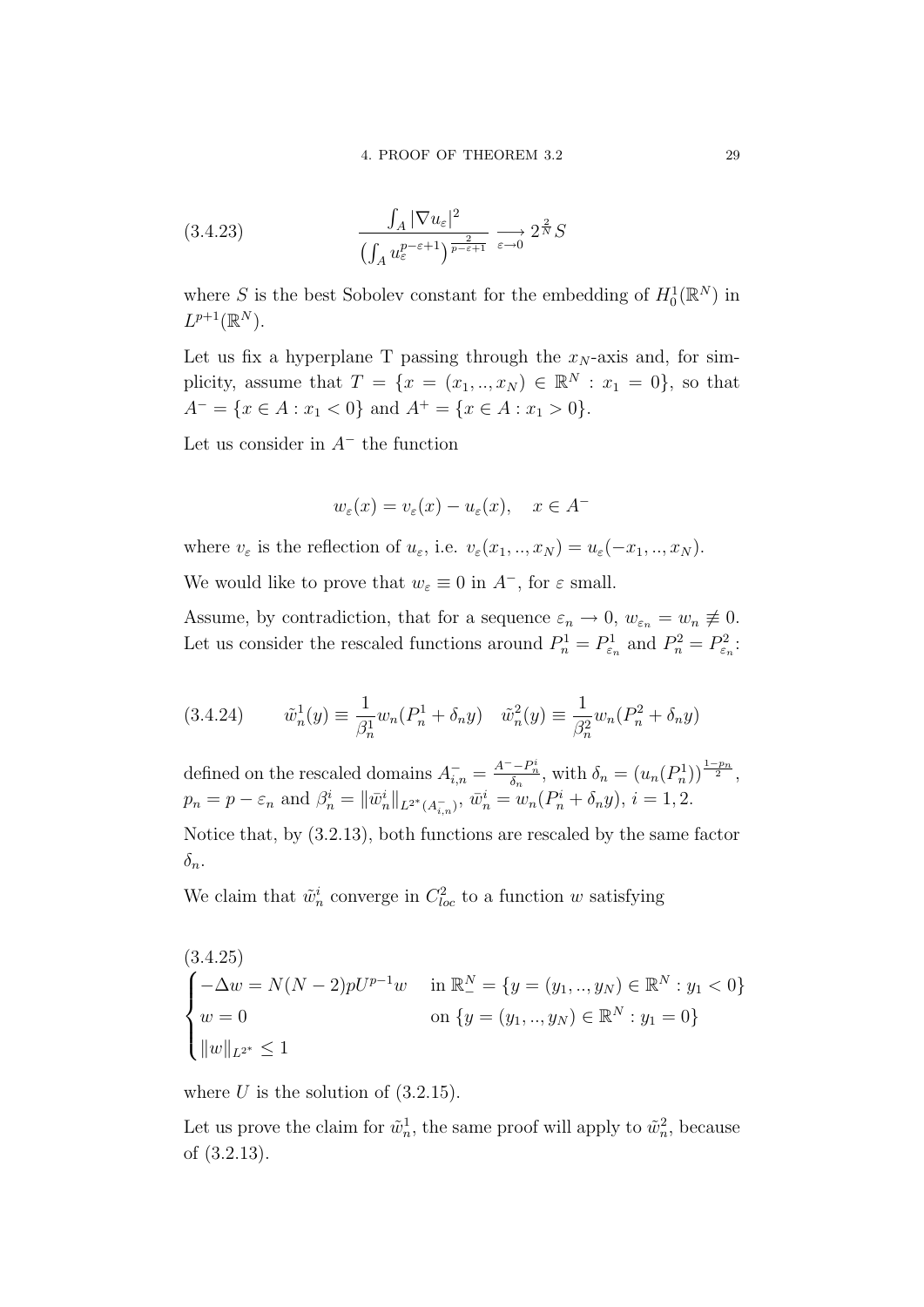$$\frac{\int_A |\nabla u_\varepsilon|^2}{\left(\int_A u_\varepsilon^{p-\varepsilon+1}\right)^{\frac{2}{p-\varepsilon+1}}} \underset{\varepsilon \to 0}{\longrightarrow} 2^{\frac{2}{N}} S \tag{3.4.23}$$

where $S$ is the best Sobolev constant for the embedding of $H_0^1(\mathbb{R}^N)$ in $L^{p+1}(\mathbb{R}^N)$.

Let us fix a hyperplane T passing through the $x_N$-axis and, for simplicity, assume that $T = \{x = (x_1, .., x_N) \in \mathbb{R}^N : x_1 = 0\}$, so that $A^- = \{x \in A : x_1 < 0\}$ and $A^+ = \{x \in A : x_1 > 0\}$.

Let us consider in $A^-$ the function

$$w_\varepsilon(x) = v_\varepsilon(x) - u_\varepsilon(x), \quad x \in A^-$$

where $v_\varepsilon$ is the reflection of $u_\varepsilon$, i.e. $v_\varepsilon(x_1, .., x_N) = u_\varepsilon(-x_1, .., x_N)$.

We would like to prove that $w_\varepsilon \equiv 0$ in $A^-$, for $\varepsilon$ small.

Assume, by contradiction, that for a sequence $\varepsilon_n \to 0$, $w_{\varepsilon_n} = w_n \not\equiv 0$. Let us consider the rescaled functions around $P_n^1 = P_{\varepsilon_n}^1$ and $P_n^2 = P_{\varepsilon_n}^2$:

$$\tilde{w}_n^1(y) \equiv \frac{1}{\beta_n^1} w_n(P_n^1 + \delta_n y) \quad \tilde{w}_n^2(y) \equiv \frac{1}{\beta_n^2} w_n(P_n^2 + \delta_n y) \tag{3.4.24}$$

defined on the rescaled domains $A_{i,n}^- = \frac{A^- - P_n^i}{\delta_n}$, with $\delta_n = (u_n(P_n^1))^{\frac{1-p_n}{2}}$, $p_n = p - \varepsilon_n$ and $\beta_n^i = \|\bar{w}_n^i\|_{L^{2^*}(A_{i,n}^-)}$, $\bar{w}_n^i = w_n(P_n^i + \delta_n y)$, $i = 1, 2$.

Notice that, by (3.2.13), both functions are rescaled by the same factor $\delta_n$.

We claim that $\tilde{w}_n^i$ converge in $C_{loc}^2$ to a function $w$ satisfying

$$\begin{cases} -\Delta w = N(N-2)pU^{p-1}w & \text{in } \mathbb{R}_-^N = \{y = (y_1, .., y_N) \in \mathbb{R}^N : y_1 < 0\} \\ w = 0 & \text{on } \{y = (y_1, .., y_N) \in \mathbb{R}^N : y_1 = 0\} \\ \|w\|_{L^{2^*}} \leq 1 \end{cases} \tag{3.4.25}$$

where $U$ is the solution of (3.2.15).

Let us prove the claim for $\tilde{w}_n^1$, the same proof will apply to $\tilde{w}_n^2$, because of (3.2.13).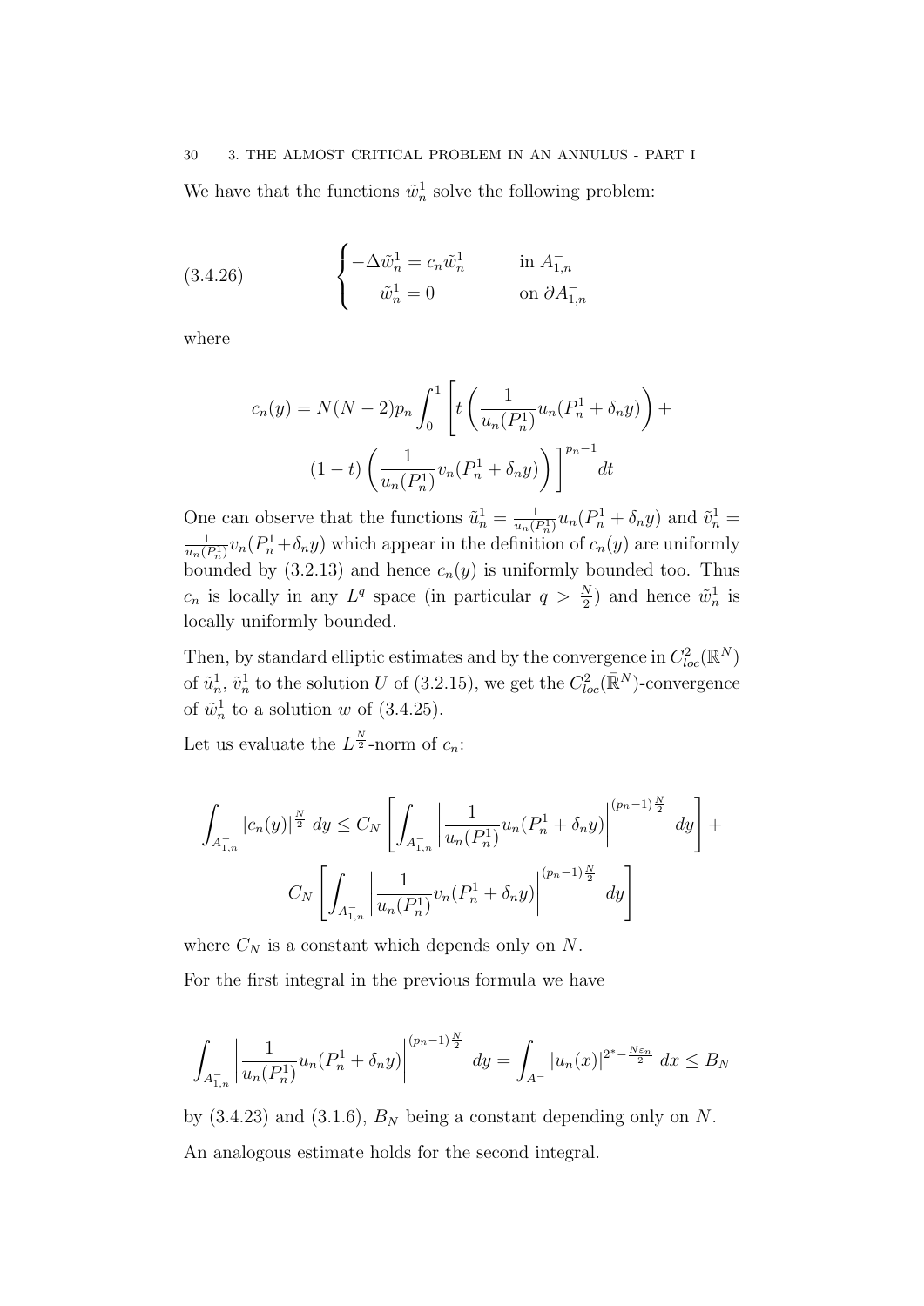We have that the functions $\tilde{w}_n^1$ solve the following problem:

$$
\begin{cases} -\Delta \tilde{w}_n^1 = c_n \tilde{w}_n^1 & \text{in } A_{1,n}^- \\ \tilde{w}_n^1 = 0 & \text{on } \partial A_{1,n}^- \end{cases} \tag{3.4.26}
$$

where

$$
c_n(y) = N(N-2)p_n \int_0^1 \left[ t\left( \frac{1}{u_n(P_n^1)} u_n(P_n^1 + \delta_n y) \right) + (1-t)\left( \frac{1}{u_n(P_n^1)} v_n(P_n^1 + \delta_n y) \right) \right]^{p_n - 1} dt
$$

One can observe that the functions $\tilde{u}_n^1 = \frac{1}{u_n(P_n^1)} u_n(P_n^1 + \delta_n y)$ and $\tilde{v}_n^1 = \frac{1}{u_n(P_n^1)} v_n(P_n^1 + \delta_n y)$ which appear in the definition of $c_n(y)$ are uniformly bounded by (3.2.13) and hence $c_n(y)$ is uniformly bounded too. Thus $c_n$ is locally in any $L^q$ space (in particular $q > \frac{N}{2}$) and hence $\tilde{w}_n^1$ is locally uniformly bounded.

Then, by standard elliptic estimates and by the convergence in $C^2_{loc}(\mathbb{R}^N)$ of $\tilde{u}_n^1$, $\tilde{v}_n^1$ to the solution $U$ of (3.2.15), we get the $C^2_{loc}(\bar{\mathbb{R}}^N_-)$-convergence of $\tilde{w}_n^1$ to a solution $w$ of (3.4.25).

Let us evaluate the $L^{\frac{N}{2}}$-norm of $c_n$:

$$
\int_{A_{1,n}^-} |c_n(y)|^{\frac{N}{2}} \, dy \leq C_N \left[ \int_{A_{1,n}^-} \left| \frac{1}{u_n(P_n^1)} u_n(P_n^1 + \delta_n y) \right|^{(p_n - 1)\frac{N}{2}} dy \right] + C_N \left[ \int_{A_{1,n}^-} \left| \frac{1}{u_n(P_n^1)} v_n(P_n^1 + \delta_n y) \right|^{(p_n - 1)\frac{N}{2}} dy \right]
$$

where $C_N$ is a constant which depends only on $N$.

For the first integral in the previous formula we have

$$
\int_{A_{1,n}^-} \left| \frac{1}{u_n(P_n^1)} u_n(P_n^1 + \delta_n y) \right|^{(p_n - 1)\frac{N}{2}} dy = \int_{A^-} |u_n(x)|^{2^* - \frac{N\varepsilon_n}{2}} \, dx \leq B_N
$$

by (3.4.23) and (3.1.6), $B_N$ being a constant depending only on $N$.

An analogous estimate holds for the second integral.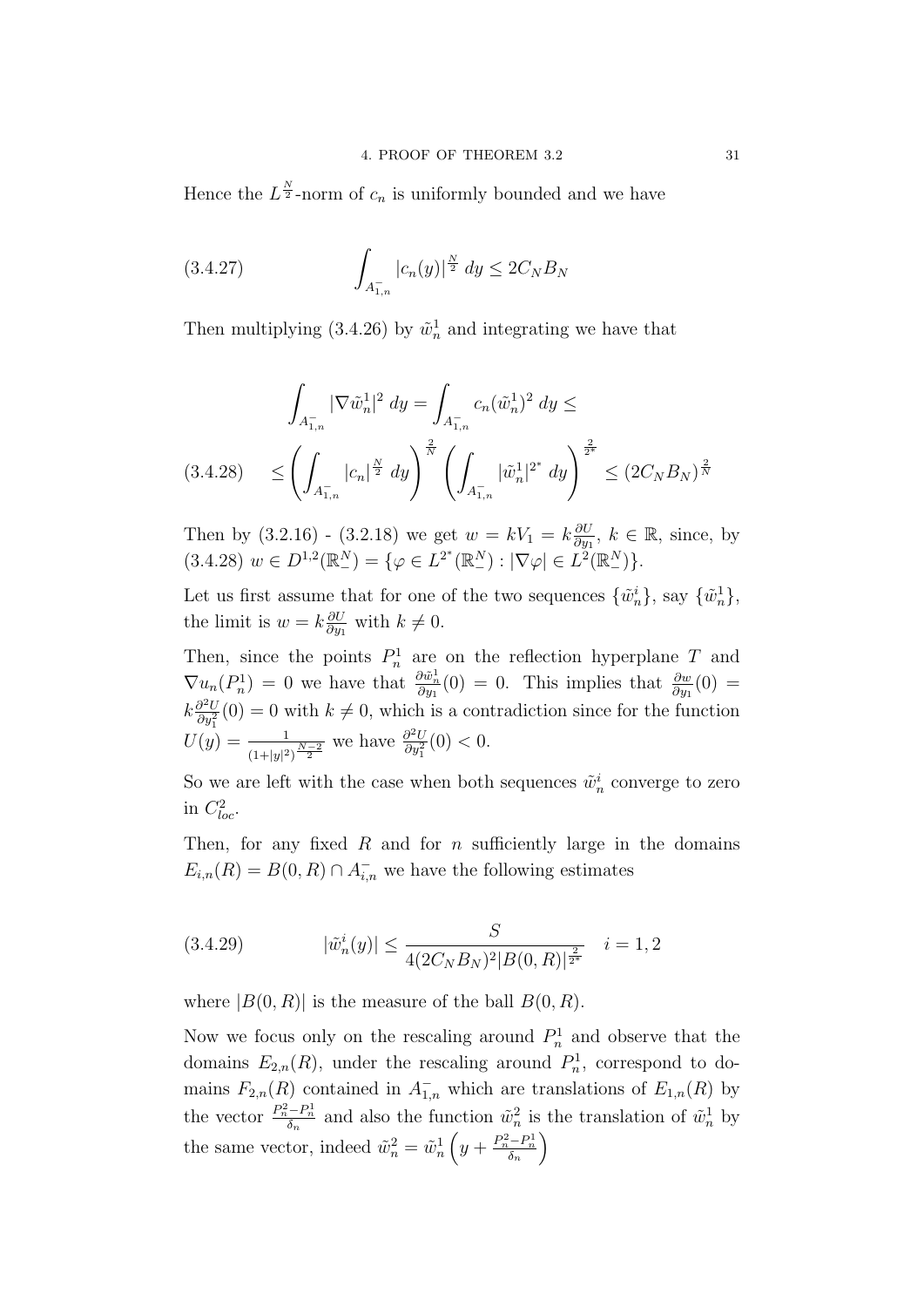Hence the $L^{\frac{N}{2}}$-norm of $c_n$ is uniformly bounded and we have

$$\int_{A^-_{1,n}} |c_n(y)|^{\frac{N}{2}}\, dy \leq 2C_N B_N \tag{3.4.27}$$

Then multiplying (3.4.26) by $\tilde{w}^1_n$ and integrating we have that

$$\int_{A^-_{1,n}} |\nabla \tilde{w}^1_n|^2\, dy = \int_{A^-_{1,n}} c_n (\tilde{w}^1_n)^2\, dy \leq$$

$$\leq \left( \int_{A^-_{1,n}} |c_n|^{\frac{N}{2}}\, dy \right)^{\frac{2}{N}} \left( \int_{A^-_{1,n}} |\tilde{w}^1_n|^{2^*}\, dy \right)^{\frac{2}{2^*}} \leq (2C_N B_N)^{\frac{2}{N}} \tag{3.4.28}$$

Then by (3.2.16) - (3.2.18) we get $w = kV_1 = k\frac{\partial U}{\partial y_1}$, $k \in \mathbb{R}$, since, by (3.4.28) $w \in D^{1,2}(\mathbb{R}^N_-) = \{\varphi \in L^{2^*}(\mathbb{R}^N_-) : |\nabla \varphi| \in L^2(\mathbb{R}^N_-)\}$.

Let us first assume that for one of the two sequences $\{\tilde{w}^i_n\}$, say $\{\tilde{w}^1_n\}$, the limit is $w = k\frac{\partial U}{\partial y_1}$ with $k \neq 0$.

Then, since the points $P^1_n$ are on the reflection hyperplane $T$ and $\nabla u_n(P^1_n) = 0$ we have that $\frac{\partial \tilde{w}^1_n}{\partial y_1}(0) = 0$. This implies that $\frac{\partial w}{\partial y_1}(0) = k\frac{\partial^2 U}{\partial y_1^2}(0) = 0$ with $k \neq 0$, which is a contradiction since for the function $U(y) = \frac{1}{(1+|y|^2)^{\frac{N-2}{2}}}$ we have $\frac{\partial^2 U}{\partial y_1^2}(0) < 0$.

So we are left with the case when both sequences $\tilde{w}^i_n$ converge to zero in $C^2_{loc}$.

Then, for any fixed $R$ and for $n$ sufficiently large in the domains $E_{i,n}(R) = B(0,R) \cap A^-_{i,n}$ we have the following estimates

$$|\tilde{w}^i_n(y)| \leq \frac{S}{4(2C_N B_N)^2 |B(0,R)|^{\frac{2}{2^*}}} \quad i = 1,2 \tag{3.4.29}$$

where $|B(0,R)|$ is the measure of the ball $B(0,R)$.

Now we focus only on the rescaling around $P^1_n$ and observe that the domains $E_{2,n}(R)$, under the rescaling around $P^1_n$, correspond to domains $F_{2,n}(R)$ contained in $A^-_{1,n}$ which are translations of $E_{1,n}(R)$ by the vector $\frac{P^2_n - P^1_n}{\delta_n}$ and also the function $\tilde{w}^2_n$ is the translation of $\tilde{w}^1_n$ by the same vector, indeed $\tilde{w}^2_n = \tilde{w}^1_n\left(y + \frac{P^2_n - P^1_n}{\delta_n}\right)$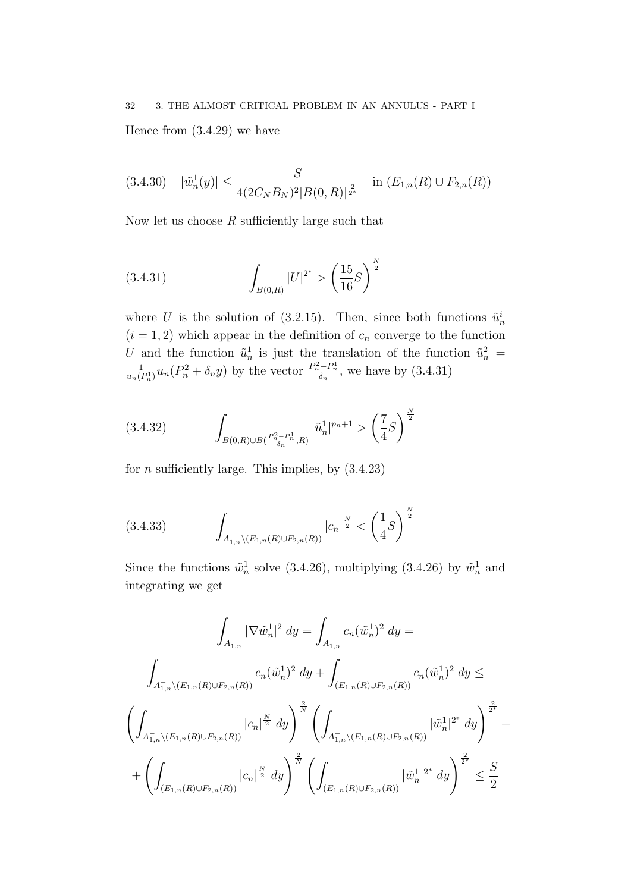Hence from (3.4.29) we have

$$(3.4.30) \quad |\tilde{w}_n^1(y)| \leq \frac{S}{4(2C_N B_N)^2 |B(0,R)|^{\frac{2}{2^*}}} \quad \text{in } (E_{1,n}(R) \cup F_{2,n}(R))$$

Now let us choose $R$ sufficiently large such that

$$(3.4.31) \qquad \int_{B(0,R)} |U|^{2^*} > \left(\frac{15}{16} S\right)^{\frac{N}{2}}$$

where $U$ is the solution of (3.2.15). Then, since both functions $\tilde{u}_n^i$ $(i = 1, 2)$ which appear in the definition of $c_n$ converge to the function $U$ and the function $\tilde{u}_n^1$ is just the translation of the function $\tilde{u}_n^2 = \frac{1}{u_n(P_n^1)} u_n(P_n^2 + \delta_n y)$ by the vector $\frac{P_n^2 - P_n^1}{\delta_n}$, we have by (3.4.31)

$$(3.4.32) \qquad \int_{B(0,R) \cup B(\frac{P_n^2 - P_n^1}{\delta_n}, R)} |\tilde{u}_n^1|^{p_n+1} > \left(\frac{7}{4} S\right)^{\frac{N}{2}}$$

for $n$ sufficiently large. This implies, by (3.4.23)

$$(3.4.33) \qquad \int_{A_{1,n}^- \setminus (E_{1,n}(R) \cup F_{2,n}(R))} |c_n|^{\frac{N}{2}} < \left(\frac{1}{4} S\right)^{\frac{N}{2}}$$

Since the functions $\tilde{w}_n^1$ solve (3.4.26), multiplying (3.4.26) by $\tilde{w}_n^1$ and integrating we get

$$\int_{A_{1,n}^-} |\nabla \tilde{w}_n^1|^2 \, dy = \int_{A_{1,n}^-} c_n (\tilde{w}_n^1)^2 \, dy =$$

$$\int_{A_{1,n}^- \setminus (E_{1,n}(R) \cup F_{2,n}(R))} c_n (\tilde{w}_n^1)^2 \, dy + \int_{(E_{1,n}(R) \cup F_{2,n}(R))} c_n (\tilde{w}_n^1)^2 \, dy \leq$$

$$\left(\int_{A_{1,n}^- \setminus (E_{1,n}(R) \cup F_{2,n}(R))} |c_n|^{\frac{N}{2}} \, dy\right)^{\frac{2}{N}} \left(\int_{A_{1,n}^- \setminus (E_{1,n}(R) \cup F_{2,n}(R))} |\tilde{w}_n^1|^{2^*} \, dy\right)^{\frac{2}{2^*}} +$$

$$+ \left(\int_{(E_{1,n}(R) \cup F_{2,n}(R))} |c_n|^{\frac{N}{2}} \, dy\right)^{\frac{2}{N}} \left(\int_{(E_{1,n}(R) \cup F_{2,n}(R))} |\tilde{w}_n^1|^{2^*} \, dy\right)^{\frac{2}{2^*}} \leq \frac{S}{2}$$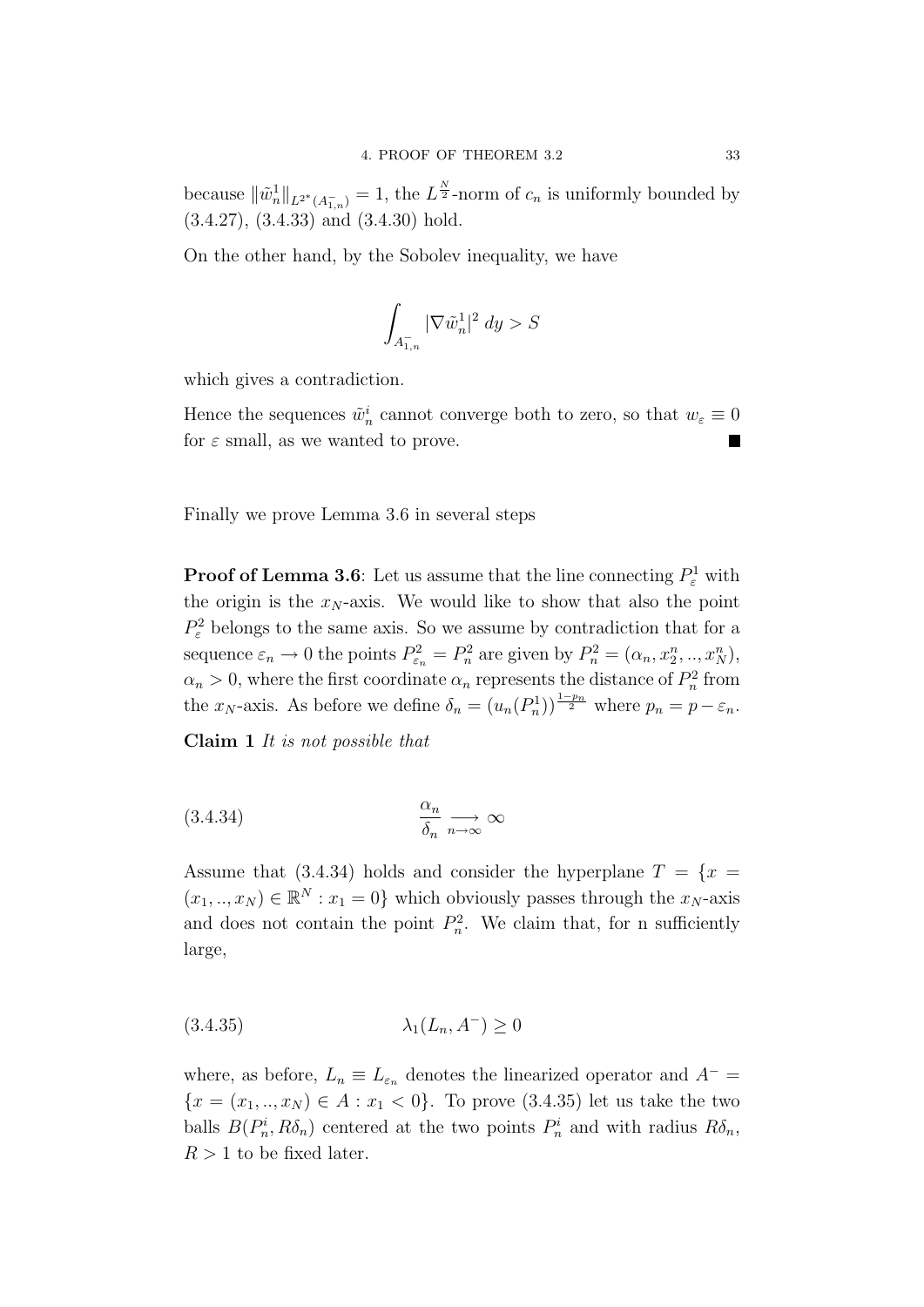because $\|\tilde{w}_n^1\|_{L^{2^*}(A_{1,n}^-)} = 1$, the $L^{\frac{N}{2}}$-norm of $c_n$ is uniformly bounded by (3.4.27), (3.4.33) and (3.4.30) hold.

On the other hand, by the Sobolev inequality, we have

$$\int_{A_{1,n}^-} |\nabla \tilde{w}_n^1|^2 \, dy > S$$

which gives a contradiction.

Hence the sequences $\tilde{w}_n^i$ cannot converge both to zero, so that $w_\varepsilon \equiv 0$ for $\varepsilon$ small, as we wanted to prove. ■

Finally we prove Lemma 3.6 in several steps

**Proof of Lemma 3.6**: Let us assume that the line connecting $P_\varepsilon^1$ with the origin is the $x_N$-axis. We would like to show that also the point $P_\varepsilon^2$ belongs to the same axis. So we assume by contradiction that for a sequence $\varepsilon_n \to 0$ the points $P_{\varepsilon_n}^2 = P_n^2$ are given by $P_n^2 = (\alpha_n, x_2^n, .., x_N^n)$, $\alpha_n > 0$, where the first coordinate $\alpha_n$ represents the distance of $P_n^2$ from the $x_N$-axis. As before we define $\delta_n = (u_n(P_n^1))^{\frac{1-p_n}{2}}$ where $p_n = p - \varepsilon_n$.

**Claim 1** *It is not possible that*

$$\frac{\alpha_n}{\delta_n} \underset{n\to\infty}{\longrightarrow} \infty \tag{3.4.34}$$

Assume that (3.4.34) holds and consider the hyperplane $T = \{x = (x_1, .., x_N) \in \mathbb{R}^N : x_1 = 0\}$ which obviously passes through the $x_N$-axis and does not contain the point $P_n^2$. We claim that, for n sufficiently large,

$$\lambda_1(L_n, A^-) \geq 0 \tag{3.4.35}$$

where, as before, $L_n \equiv L_{\varepsilon_n}$ denotes the linearized operator and $A^- = \{x = (x_1, .., x_N) \in A : x_1 < 0\}$. To prove (3.4.35) let us take the two balls $B(P_n^i, R\delta_n)$ centered at the two points $P_n^i$ and with radius $R\delta_n$, $R > 1$ to be fixed later.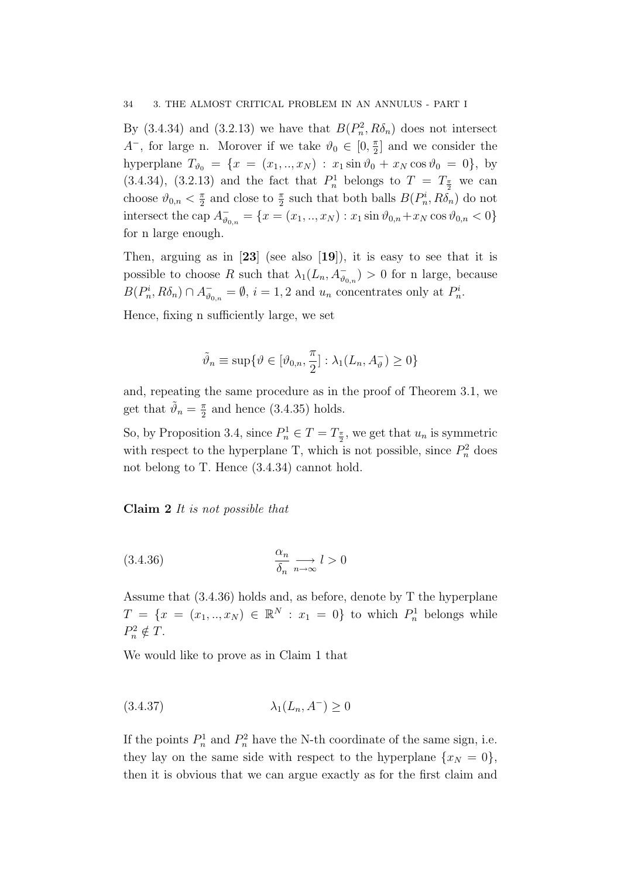By (3.4.34) and (3.2.13) we have that $B(P_n^2, R\delta_n)$ does not intersect $A^-$, for large n. Morover if we take $\vartheta_0 \in [0, \frac{\pi}{2}]$ and we consider the hyperplane $T_{\vartheta_0} = \{x = (x_1, .., x_N) : x_1 \sin\vartheta_0 + x_N \cos\vartheta_0 = 0\}$, by (3.4.34), (3.2.13) and the fact that $P_n^1$ belongs to $T = T_{\frac{\pi}{2}}$ we can choose $\vartheta_{0,n} < \frac{\pi}{2}$ and close to $\frac{\pi}{2}$ such that both balls $B(P_n^i, R\delta_n)$ do not intersect the cap $A^-_{\vartheta_{0,n}} = \{x = (x_1, .., x_N) : x_1 \sin\vartheta_{0,n} + x_N \cos\vartheta_{0,n} < 0\}$ for n large enough.

Then, arguing as in [**23**] (see also [**19**]), it is easy to see that it is possible to choose $R$ such that $\lambda_1(L_n, A^-_{\vartheta_{0,n}}) > 0$ for n large, because $B(P_n^i, R\delta_n) \cap A^-_{\vartheta_{0,n}} = \emptyset$, $i = 1, 2$ and $u_n$ concentrates only at $P_n^i$.

Hence, fixing n sufficiently large, we set

$$\tilde{\vartheta}_n \equiv \sup\{\vartheta \in [\vartheta_{0,n}, \frac{\pi}{2}] : \lambda_1(L_n, A^-_{\vartheta}) \geq 0\}$$

and, repeating the same procedure as in the proof of Theorem 3.1, we get that $\tilde{\vartheta}_n = \frac{\pi}{2}$ and hence (3.4.35) holds.

So, by Proposition 3.4, since $P_n^1 \in T = T_{\frac{\pi}{2}}$, we get that $u_n$ is symmetric with respect to the hyperplane T, which is not possible, since $P_n^2$ does not belong to T. Hence (3.4.34) cannot hold.

**Claim 2** *It is not possible that*

$$\frac{\alpha_n}{\delta_n} \underset{n\to\infty}{\longrightarrow} l > 0 \tag{3.4.36}$$

Assume that (3.4.36) holds and, as before, denote by T the hyperplane $T = \{x = (x_1, .., x_N) \in \mathbb{R}^N : x_1 = 0\}$ to which $P_n^1$ belongs while $P_n^2 \notin T$.

We would like to prove as in Claim 1 that

$$\lambda_1(L_n, A^-) \geq 0 \tag{3.4.37}$$

If the points $P_n^1$ and $P_n^2$ have the N-th coordinate of the same sign, i.e. they lay on the same side with respect to the hyperplane $\{x_N = 0\}$, then it is obvious that we can argue exactly as for the first claim and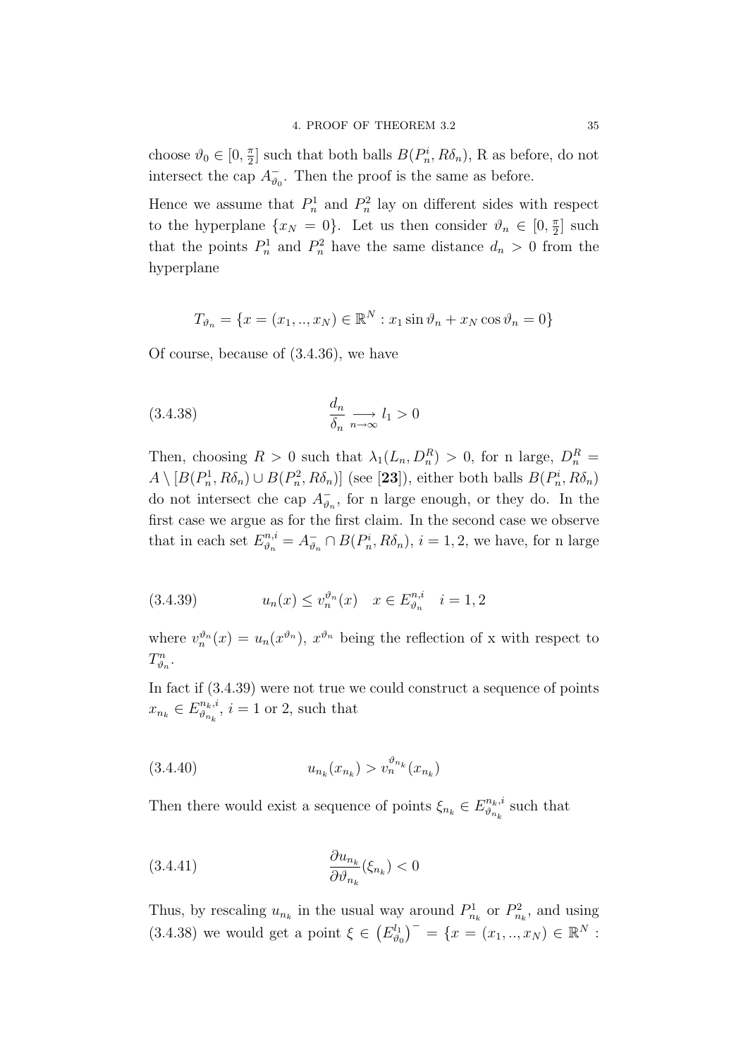choose $\vartheta_0 \in [0, \frac{\pi}{2}]$ such that both balls $B(P_n^i, R\delta_n)$, R as before, do not intersect the cap $A_{\vartheta_0}^-$. Then the proof is the same as before.

Hence we assume that $P_n^1$ and $P_n^2$ lay on different sides with respect to the hyperplane $\{x_N = 0\}$. Let us then consider $\vartheta_n \in [0, \frac{\pi}{2}]$ such that the points $P_n^1$ and $P_n^2$ have the same distance $d_n > 0$ from the hyperplane

$$T_{\vartheta_n} = \{x = (x_1, .., x_N) \in \mathbb{R}^N : x_1 \sin \vartheta_n + x_N \cos \vartheta_n = 0\}$$

Of course, because of (3.4.36), we have

$$\frac{d_n}{\delta_n} \underset{n \to \infty}{\longrightarrow} l_1 > 0 \tag{3.4.38}$$

Then, choosing $R > 0$ such that $\lambda_1(L_n, D_n^R) > 0$, for n large, $D_n^R = A \setminus [B(P_n^1, R\delta_n) \cup B(P_n^2, R\delta_n)]$ (see [**23**]), either both balls $B(P_n^i, R\delta_n)$ do not intersect che cap $A_{\vartheta_n}^-$, for n large enough, or they do. In the first case we argue as for the first claim. In the second case we observe that in each set $E_{\vartheta_n}^{n,i} = A_{\vartheta_n}^- \cap B(P_n^i, R\delta_n)$, $i = 1, 2$, we have, for n large

$$u_n(x) \leq v_n^{\vartheta_n}(x) \quad x \in E_{\vartheta_n}^{n,i} \quad i = 1, 2 \tag{3.4.39}$$

where $v_n^{\vartheta_n}(x) = u_n(x^{\vartheta_n})$, $x^{\vartheta_n}$ being the reflection of x with respect to $T_{\vartheta_n}^n$.

In fact if (3.4.39) were not true we could construct a sequence of points $x_{n_k} \in E_{\vartheta_{n_k}}^{n_k,i}$, $i = 1$ or 2, such that

$$u_{n_k}(x_{n_k}) > v_n^{\vartheta_{n_k}}(x_{n_k}) \tag{3.4.40}$$

Then there would exist a sequence of points $\xi_{n_k} \in E_{\vartheta_{n_k}}^{n_k,i}$ such that

$$\frac{\partial u_{n_k}}{\partial \vartheta_{n_k}}(\xi_{n_k}) < 0 \tag{3.4.41}$$

Thus, by rescaling $u_{n_k}$ in the usual way around $P_{n_k}^1$ or $P_{n_k}^2$, and using (3.4.38) we would get a point $\xi \in \left(E_{\vartheta_0}^{l_1}\right)^- = \{x = (x_1, .., x_N) \in \mathbb{R}^N :$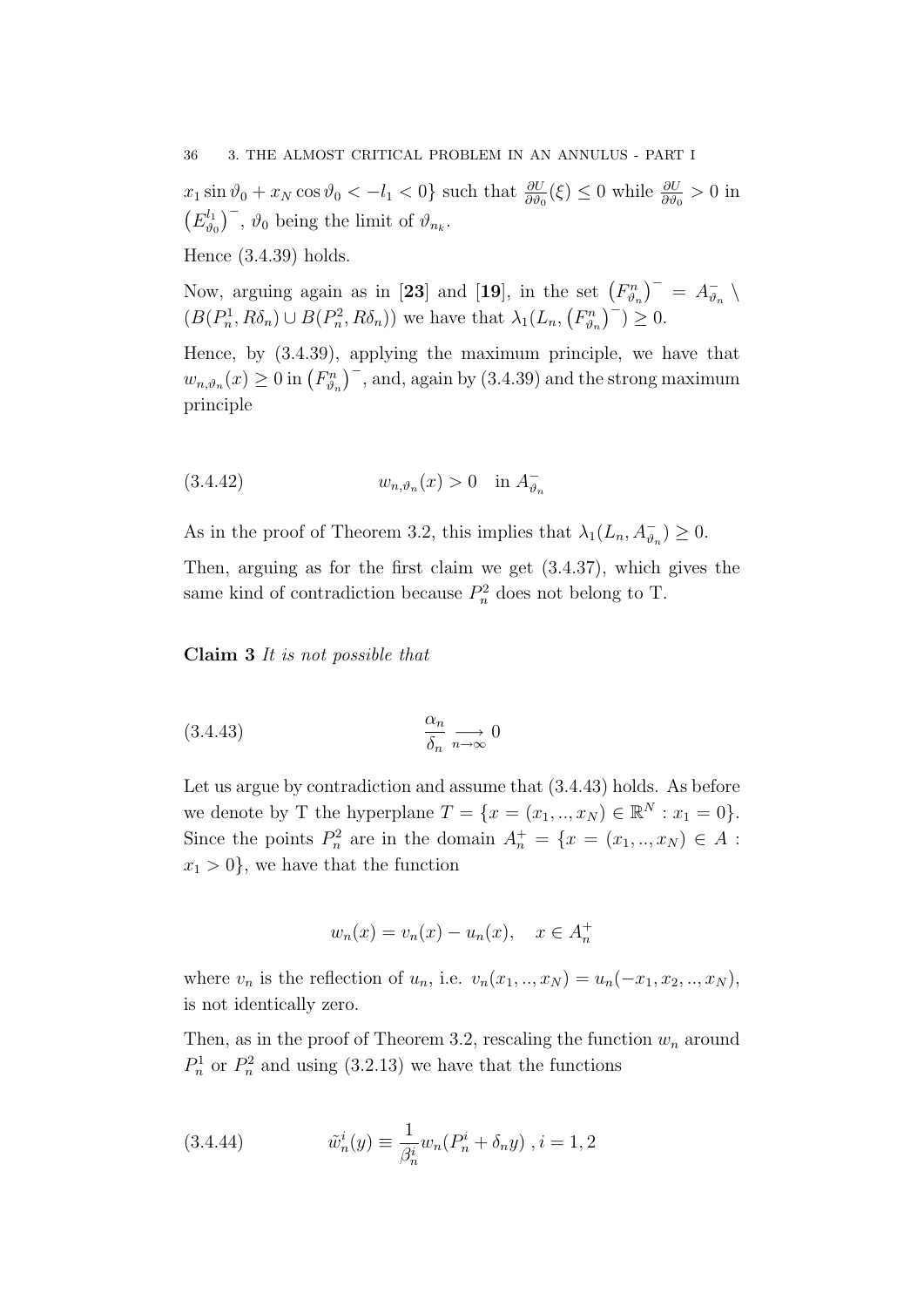$x_1 \sin\vartheta_0 + x_N \cos\vartheta_0 < -l_1 < 0\}$ such that $\frac{\partial U}{\partial \vartheta_0}(\xi) \leq 0$ while $\frac{\partial U}{\partial \vartheta_0} > 0$ in $\left(E^{l_1}_{\vartheta_0}\right)^-$, $\vartheta_0$ being the limit of $\vartheta_{n_k}$.

Hence (3.4.39) holds.

Now, arguing again as in [**23**] and [**19**], in the set $\left(F^n_{\vartheta_n}\right)^- = A^-_{\vartheta_n} \setminus (B(P^1_n, R\delta_n) \cup B(P^2_n, R\delta_n))$ we have that $\lambda_1(L_n, \left(F^n_{\vartheta_n}\right)^-) \geq 0$.

Hence, by (3.4.39), applying the maximum principle, we have that $w_{n,\vartheta_n}(x) \geq 0$ in $\left(F^n_{\vartheta_n}\right)^-$, and, again by (3.4.39) and the strong maximum principle

$$w_{n,\vartheta_n}(x) > 0 \quad \text{in } A^-_{\vartheta_n} \tag{3.4.42}$$

As in the proof of Theorem 3.2, this implies that $\lambda_1(L_n, A^-_{\vartheta_n}) \geq 0$.

Then, arguing as for the first claim we get (3.4.37), which gives the same kind of contradiction because $P^2_n$ does not belong to T.

**Claim 3** *It is not possible that*

$$\frac{\alpha_n}{\delta_n} \underset{n\to\infty}{\longrightarrow} 0 \tag{3.4.43}$$

Let us argue by contradiction and assume that (3.4.43) holds. As before we denote by T the hyperplane $T = \{x = (x_1, .., x_N) \in \mathbb{R}^N : x_1 = 0\}$. Since the points $P^2_n$ are in the domain $A^+_n = \{x = (x_1, .., x_N) \in A : x_1 > 0\}$, we have that the function

$$w_n(x) = v_n(x) - u_n(x), \quad x \in A^+_n$$

where $v_n$ is the reflection of $u_n$, i.e. $v_n(x_1, .., x_N) = u_n(-x_1, x_2, .., x_N)$, is not identically zero.

Then, as in the proof of Theorem 3.2, rescaling the function $w_n$ around $P^1_n$ or $P^2_n$ and using (3.2.13) we have that the functions

$$\tilde{w}^i_n(y) \equiv \frac{1}{\beta^i_n} w_n(P^i_n + \delta_n y) \;, i = 1, 2 \tag{3.4.44}$$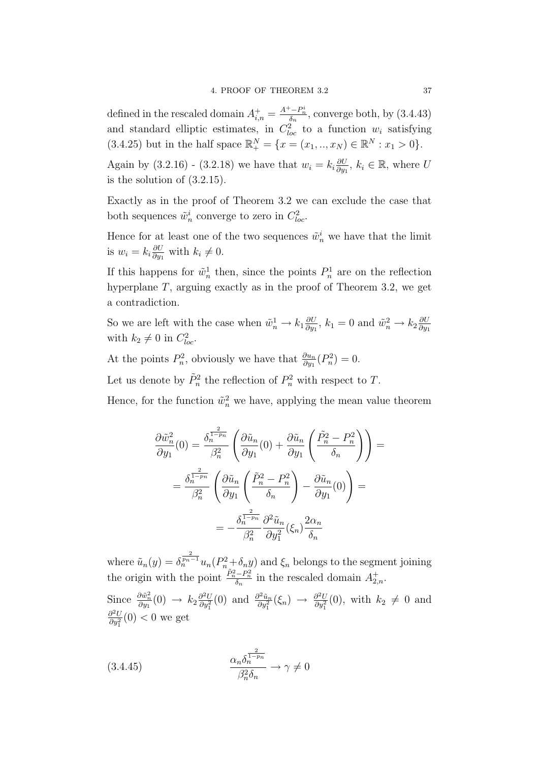defined in the rescaled domain $A_{i,n}^+ = \frac{A^+ - P_n^i}{\delta_n}$, converge both, by (3.4.43) and standard elliptic estimates, in $C^2_{loc}$ to a function $w_i$ satisfying (3.4.25) but in the half space $\mathbb{R}^N_+ = \{x = (x_1, .., x_N) \in \mathbb{R}^N : x_1 > 0\}$.

Again by (3.2.16) - (3.2.18) we have that $w_i = k_i \frac{\partial U}{\partial y_1}$, $k_i \in \mathbb{R}$, where $U$ is the solution of (3.2.15).

Exactly as in the proof of Theorem 3.2 we can exclude the case that both sequences $\tilde{w}_n^i$ converge to zero in $C^2_{loc}$.

Hence for at least one of the two sequences $\tilde{w}_n^i$ we have that the limit is $w_i = k_i \frac{\partial U}{\partial y_1}$ with $k_i \neq 0$.

If this happens for $\tilde{w}_n^1$ then, since the points $P_n^1$ are on the reflection hyperplane $T$, arguing exactly as in the proof of Theorem 3.2, we get a contradiction.

So we are left with the case when $\tilde{w}_n^1 \to k_1 \frac{\partial U}{\partial y_1}$, $k_1 = 0$ and $\tilde{w}_n^2 \to k_2 \frac{\partial U}{\partial y_1}$ with $k_2 \neq 0$ in $C^2_{loc}$.

At the points $P_n^2$, obviously we have that $\frac{\partial u_n}{\partial y_1}(P_n^2) = 0$.

Let us denote by $\tilde{P}_n^2$ the reflection of $P_n^2$ with respect to $T$.

Hence, for the function $\tilde{w}_n^2$ we have, applying the mean value theorem

$$\frac{\partial \tilde{w}_n^2}{\partial y_1}(0) = \frac{\delta_n^{\frac{2}{1-p_n}}}{\beta_n^2} \left( \frac{\partial \tilde{u}_n}{\partial y_1}(0) + \frac{\partial \tilde{u}_n}{\partial y_1}\left( \frac{\tilde{P}_n^2 - P_n^2}{\delta_n} \right) \right) =$$

$$= \frac{\delta_n^{\frac{2}{1-p_n}}}{\beta_n^2} \left( \frac{\partial \tilde{u}_n}{\partial y_1}\left( \frac{\tilde{P}_n^2 - P_n^2}{\delta_n} \right) - \frac{\partial \tilde{u}_n}{\partial y_1}(0) \right) =$$

$$= -\frac{\delta_n^{\frac{2}{1-p_n}}}{\beta_n^2} \frac{\partial^2 \tilde{u}_n}{\partial y_1^2}(\xi_n) \frac{2\alpha_n}{\delta_n}$$

where $\tilde{u}_n(y) = \delta_n^{\frac{2}{p_n - 1}} u_n(P_n^2 + \delta_n y)$ and $\xi_n$ belongs to the segment joining the origin with the point $\frac{\tilde{P}_n^2 - P_n^2}{\delta_n}$ in the rescaled domain $A_{2,n}^+$.

Since $\frac{\partial \tilde{w}_n^2}{\partial y_1}(0) \to k_2 \frac{\partial^2 U}{\partial y_1^2}(0)$ and $\frac{\partial^2 \tilde{u}_n}{\partial y_1^2}(\xi_n) \to \frac{\partial^2 U}{\partial y_1^2}(0)$, with $k_2 \neq 0$ and $\frac{\partial^2 U}{\partial y_1^2}(0) < 0$ we get

$$\frac{\alpha_n \delta_n^{\frac{2}{1-p_n}}}{\beta_n^2 \delta_n} \to \gamma \neq 0 \tag{3.4.45}$$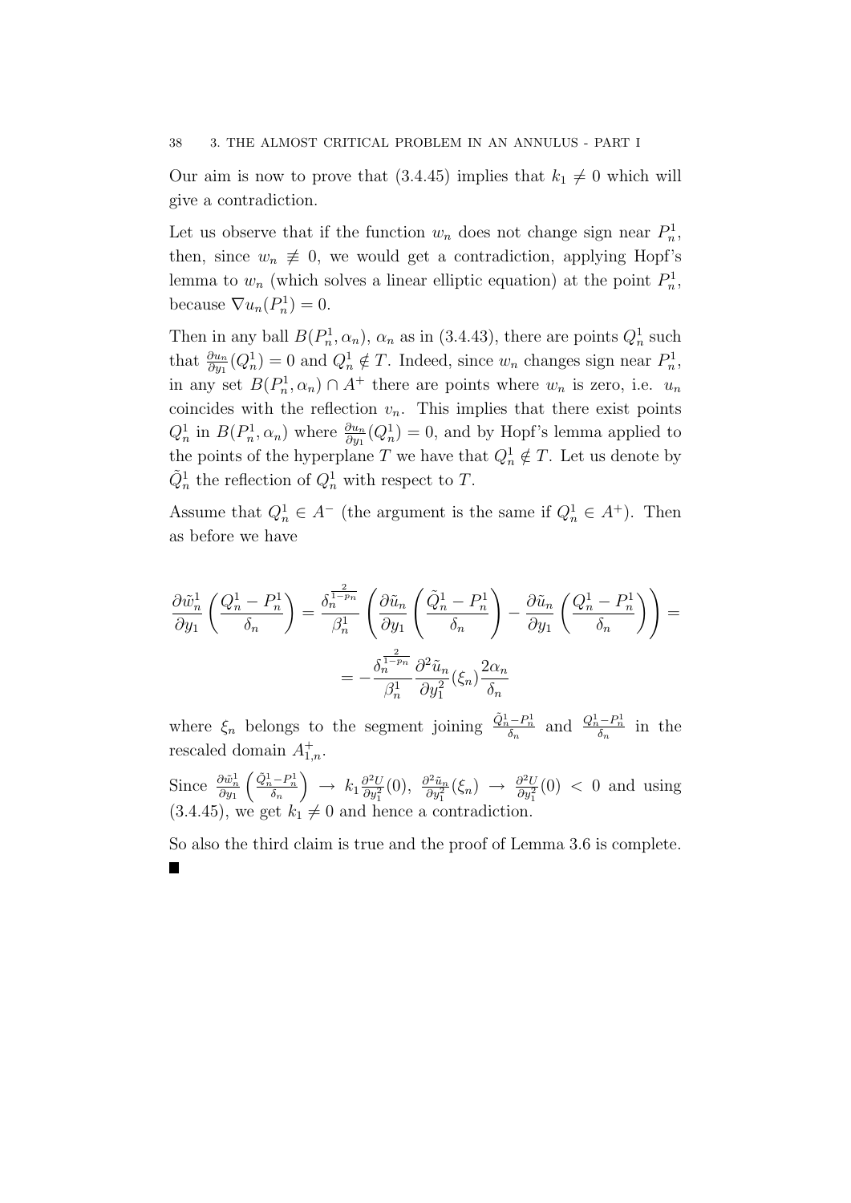Our aim is now to prove that (3.4.45) implies that $k_1 \neq 0$ which will give a contradiction.

Let us observe that if the function $w_n$ does not change sign near $P_n^1$, then, since $w_n \not\equiv 0$, we would get a contradiction, applying Hopf's lemma to $w_n$ (which solves a linear elliptic equation) at the point $P_n^1$, because $\nabla u_n(P_n^1) = 0$.

Then in any ball $B(P_n^1, \alpha_n)$, $\alpha_n$ as in (3.4.43), there are points $Q_n^1$ such that $\frac{\partial u_n}{\partial y_1}(Q_n^1) = 0$ and $Q_n^1 \notin T$. Indeed, since $w_n$ changes sign near $P_n^1$, in any set $B(P_n^1, \alpha_n) \cap A^+$ there are points where $w_n$ is zero, i.e. $u_n$ coincides with the reflection $v_n$. This implies that there exist points $Q_n^1$ in $B(P_n^1, \alpha_n)$ where $\frac{\partial u_n}{\partial y_1}(Q_n^1) = 0$, and by Hopf's lemma applied to the points of the hyperplane $T$ we have that $Q_n^1 \notin T$. Let us denote by $\tilde{Q}_n^1$ the reflection of $Q_n^1$ with respect to $T$.

Assume that $Q_n^1 \in A^-$ (the argument is the same if $Q_n^1 \in A^+$). Then as before we have

$$\frac{\partial \tilde{w}_n^1}{\partial y_1}\left(\frac{Q_n^1 - P_n^1}{\delta_n}\right) = \frac{\delta_n^{\frac{2}{1-p_n}}}{\beta_n^1}\left(\frac{\partial \tilde{u}_n}{\partial y_1}\left(\frac{\tilde{Q}_n^1 - P_n^1}{\delta_n}\right) - \frac{\partial \tilde{u}_n}{\partial y_1}\left(\frac{Q_n^1 - P_n^1}{\delta_n}\right)\right) =$$

$$= -\frac{\delta_n^{\frac{2}{1-p_n}}}{\beta_n^1}\frac{\partial^2 \tilde{u}_n}{\partial y_1^2}(\xi_n)\frac{2\alpha_n}{\delta_n}$$

where $\xi_n$ belongs to the segment joining $\frac{\tilde{Q}_n^1 - P_n^1}{\delta_n}$ and $\frac{Q_n^1 - P_n^1}{\delta_n}$ in the rescaled domain $A_{1,n}^+$.

Since $\frac{\partial \tilde{w}_n^1}{\partial y_1}\left(\frac{\tilde{Q}_n^1 - P_n^1}{\delta_n}\right) \to k_1 \frac{\partial^2 U}{\partial y_1^2}(0)$, $\frac{\partial^2 \tilde{u}_n}{\partial y_1^2}(\xi_n) \to \frac{\partial^2 U}{\partial y_1^2}(0) < 0$ and using (3.4.45), we get $k_1 \neq 0$ and hence a contradiction.

So also the third claim is true and the proof of Lemma 3.6 is complete. ∎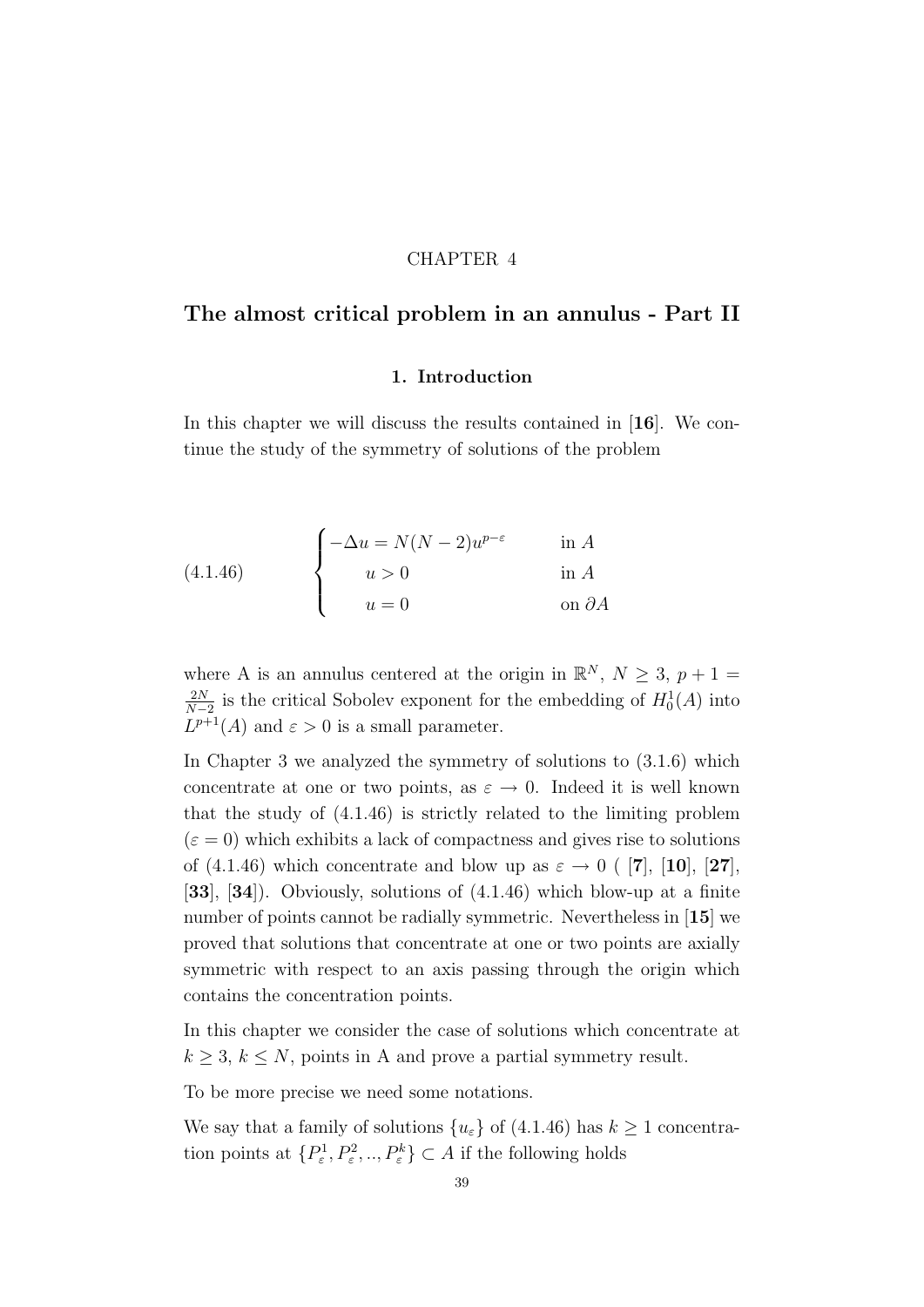CHAPTER 4

# The almost critical problem in an annulus - Part II

## 1. Introduction

In this chapter we will discuss the results contained in [**16**]. We continue the study of the symmetry of solutions of the problem

$$
\begin{cases} -\Delta u = N(N-2)u^{p-\varepsilon} & \text{in } A \\ \quad u > 0 & \text{in } A \\ \quad u = 0 & \text{on } \partial A \end{cases} \tag{4.1.46}
$$

where A is an annulus centered at the origin in $\mathbb{R}^N$, $N \geq 3$, $p + 1 = \frac{2N}{N-2}$ is the critical Sobolev exponent for the embedding of $H_0^1(A)$ into $L^{p+1}(A)$ and $\varepsilon > 0$ is a small parameter.

In Chapter 3 we analyzed the symmetry of solutions to (3.1.6) which concentrate at one or two points, as $\varepsilon \to 0$. Indeed it is well known that the study of (4.1.46) is strictly related to the limiting problem ($\varepsilon = 0$) which exhibits a lack of compactness and gives rise to solutions of (4.1.46) which concentrate and blow up as $\varepsilon \to 0$ ( [**7**], [**10**], [**27**], [**33**], [**34**]). Obviously, solutions of (4.1.46) which blow-up at a finite number of points cannot be radially symmetric. Nevertheless in [**15**] we proved that solutions that concentrate at one or two points are axially symmetric with respect to an axis passing through the origin which contains the concentration points.

In this chapter we consider the case of solutions which concentrate at $k \geq 3$, $k \leq N$, points in A and prove a partial symmetry result.

To be more precise we need some notations.

We say that a family of solutions $\{u_\varepsilon\}$ of (4.1.46) has $k \geq 1$ concentration points at $\{P_\varepsilon^1, P_\varepsilon^2, .., P_\varepsilon^k\} \subset A$ if the following holds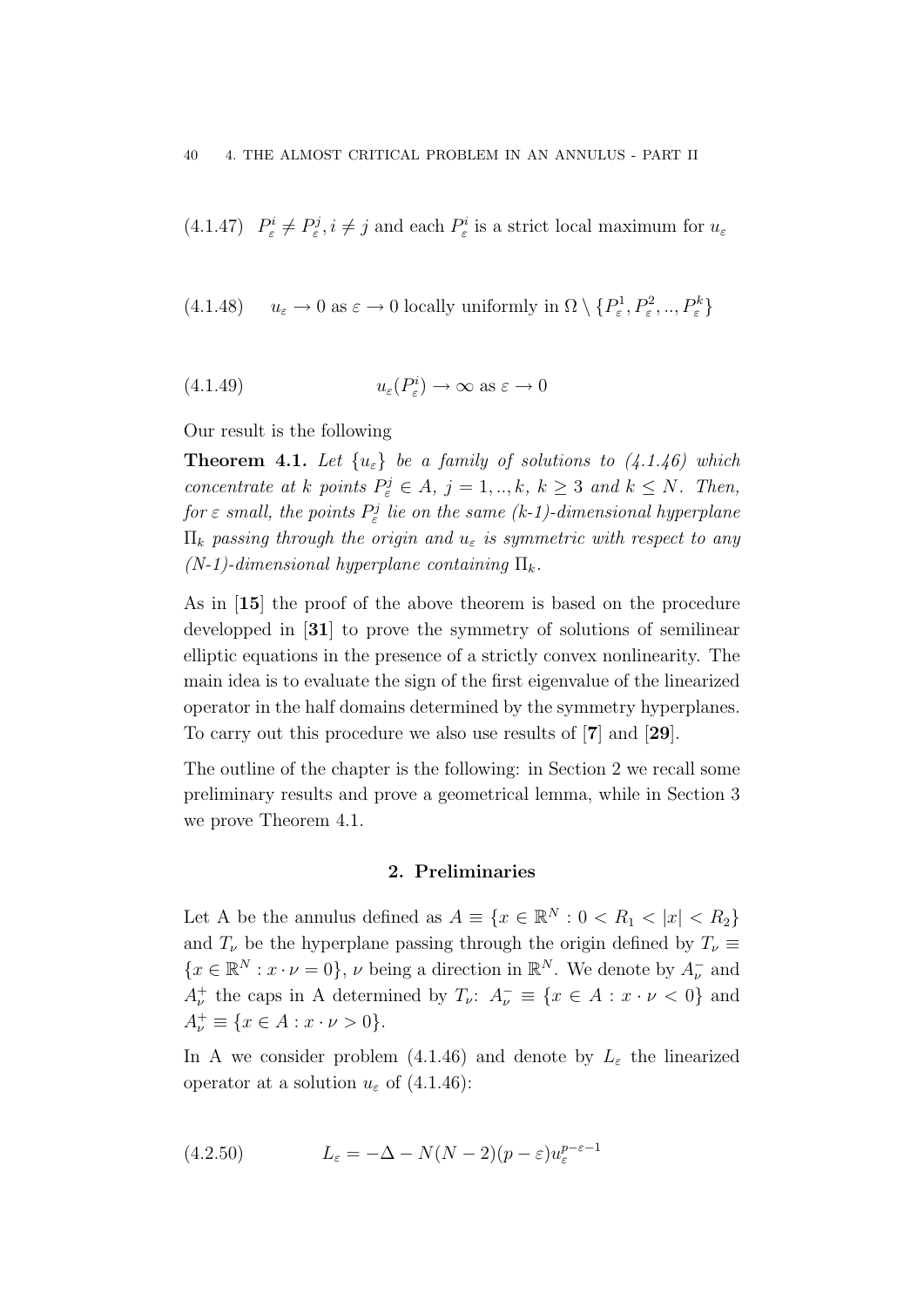$$(4.1.47) \quad P_\varepsilon^i \neq P_\varepsilon^j, i \neq j \text{ and each } P_\varepsilon^i \text{ is a strict local maximum for } u_\varepsilon$$

$$(4.1.48) \qquad u_\varepsilon \to 0 \text{ as } \varepsilon \to 0 \text{ locally uniformly in } \Omega \setminus \{P_\varepsilon^1, P_\varepsilon^2, .., P_\varepsilon^k\}$$

$$u_\varepsilon(P_\varepsilon^i) \to \infty \text{ as } \varepsilon \to 0 \tag{4.1.49}$$

Our result is the following

**Theorem 4.1.** *Let $\{u_\varepsilon\}$ be a family of solutions to (4.1.46) which concentrate at $k$ points $P_\varepsilon^j \in A$, $j = 1, .., k$, $k \geq 3$ and $k \leq N$. Then, for $\varepsilon$ small, the points $P_\varepsilon^j$ lie on the same (k-1)-dimensional hyperplane $\Pi_k$ passing through the origin and $u_\varepsilon$ is symmetric with respect to any (N-1)-dimensional hyperplane containing $\Pi_k$.*

As in [**15**] the proof of the above theorem is based on the procedure developped in [**31**] to prove the symmetry of solutions of semilinear elliptic equations in the presence of a strictly convex nonlinearity. The main idea is to evaluate the sign of the first eigenvalue of the linearized operator in the half domains determined by the symmetry hyperplanes. To carry out this procedure we also use results of [**7**] and [**29**].

The outline of the chapter is the following: in Section 2 we recall some preliminary results and prove a geometrical lemma, while in Section 3 we prove Theorem 4.1.

## 2. Preliminaries

Let A be the annulus defined as $A \equiv \{x \in \mathbb{R}^N : 0 < R_1 < |x| < R_2\}$ and $T_\nu$ be the hyperplane passing through the origin defined by $T_\nu \equiv \{x \in \mathbb{R}^N : x \cdot \nu = 0\}$, $\nu$ being a direction in $\mathbb{R}^N$. We denote by $A_\nu^-$ and $A_\nu^+$ the caps in A determined by $T_\nu$: $A_\nu^- \equiv \{x \in A : x \cdot \nu < 0\}$ and $A_\nu^+ \equiv \{x \in A : x \cdot \nu > 0\}$.

In A we consider problem (4.1.46) and denote by $L_\varepsilon$ the linearized operator at a solution $u_\varepsilon$ of (4.1.46):

$$L_\varepsilon = -\Delta - N(N-2)(p-\varepsilon)u_\varepsilon^{p-\varepsilon-1} \tag{4.2.50}$$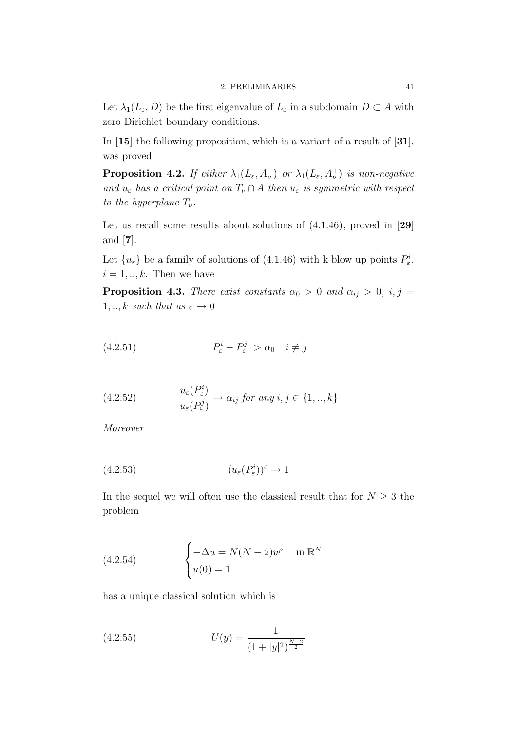Let $\lambda_1(L_\varepsilon, D)$ be the first eigenvalue of $L_\varepsilon$ in a subdomain $D \subset A$ with zero Dirichlet boundary conditions.

In [**15**] the following proposition, which is a variant of a result of [**31**], was proved

**Proposition 4.2.** *If either $\lambda_1(L_\varepsilon, A^-_\nu)$ or $\lambda_1(L_\varepsilon, A^+_\nu)$ is non-negative and $u_\varepsilon$ has a critical point on $T_\nu \cap A$ then $u_\varepsilon$ is symmetric with respect to the hyperplane $T_\nu$.*

Let us recall some results about solutions of (4.1.46), proved in [**29**] and [**7**].

Let $\{u_\varepsilon\}$ be a family of solutions of (4.1.46) with k blow up points $P^i_\varepsilon$, $i = 1, .., k$. Then we have

**Proposition 4.3.** *There exist constants $\alpha_0 > 0$ and $\alpha_{ij} > 0$, $i, j = 1, .., k$ such that as $\varepsilon \to 0$*

$$|P^i_\varepsilon - P^j_\varepsilon| > \alpha_0 \quad i \neq j \tag{4.2.51}$$

$$\frac{u_\varepsilon(P^i_\varepsilon)}{u_\varepsilon(P^j_\varepsilon)} \to \alpha_{ij} \text{ for any } i, j \in \{1, .., k\} \tag{4.2.52}$$

*Moreover*

$$(u_\varepsilon(P^i_\varepsilon))^\varepsilon \to 1 \tag{4.2.53}$$

In the sequel we will often use the classical result that for $N \geq 3$ the problem

$$\begin{cases} -\Delta u = N(N-2)u^p & \text{in } \mathbb{R}^N \\ u(0) = 1 \end{cases} \tag{4.2.54}$$

has a unique classical solution which is

$$U(y) = \frac{1}{(1 + |y|^2)^{\frac{N-2}{2}}} \tag{4.2.55}$$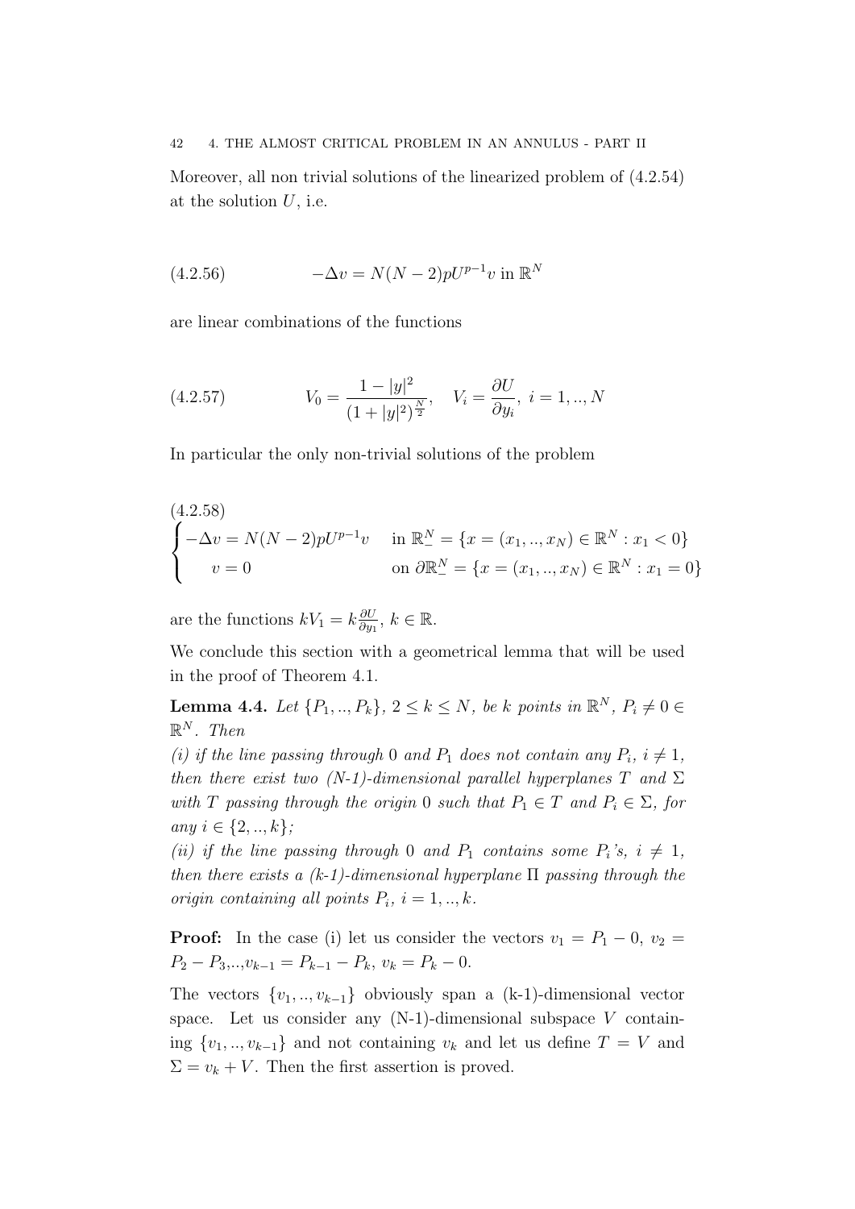Moreover, all non trivial solutions of the linearized problem of (4.2.54) at the solution $U$, i.e.

$$-\Delta v = N(N-2)pU^{p-1}v \text{ in } \mathbb{R}^N \tag{4.2.56}$$

are linear combinations of the functions

$$V_0 = \frac{1-|y|^2}{(1+|y|^2)^{\frac{N}{2}}}, \quad V_i = \frac{\partial U}{\partial y_i}, \ i = 1, .., N \tag{4.2.57}$$

In particular the only non-trivial solutions of the problem

(4.2.58)
$$\begin{cases} -\Delta v = N(N-2)pU^{p-1}v & \text{in } \mathbb{R}^N_- = \{x = (x_1, .., x_N) \in \mathbb{R}^N : x_1 < 0\} \\ \quad v = 0 & \text{on } \partial\mathbb{R}^N_- = \{x = (x_1, .., x_N) \in \mathbb{R}^N : x_1 = 0\} \end{cases}$$

are the functions $kV_1 = k\frac{\partial U}{\partial y_1}$, $k \in \mathbb{R}$.

We conclude this section with a geometrical lemma that will be used in the proof of Theorem 4.1.

**Lemma 4.4.** *Let $\{P_1, .., P_k\}$, $2 \leq k \leq N$, be $k$ points in $\mathbb{R}^N$, $P_i \neq 0 \in \mathbb{R}^N$. Then*

*(i) if the line passing through $0$ and $P_1$ does not contain any $P_i$, $i \neq 1$, then there exist two (N-1)-dimensional parallel hyperplanes $T$ and $\Sigma$ with $T$ passing through the origin $0$ such that $P_1 \in T$ and $P_i \in \Sigma$, for any $i \in \{2, .., k\}$;*

*(ii) if the line passing through $0$ and $P_1$ contains some $P_i$'s, $i \neq 1$, then there exists a (k-1)-dimensional hyperplane $\Pi$ passing through the origin containing all points $P_i$, $i = 1, .., k$.*

**Proof:** In the case (i) let us consider the vectors $v_1 = P_1 - 0$, $v_2 = P_2 - P_3$,..,$v_{k-1} = P_{k-1} - P_k$, $v_k = P_k - 0$.

The vectors $\{v_1, .., v_{k-1}\}$ obviously span a (k-1)-dimensional vector space. Let us consider any (N-1)-dimensional subspace $V$ containing $\{v_1, .., v_{k-1}\}$ and not containing $v_k$ and let us define $T = V$ and $\Sigma = v_k + V$. Then the first assertion is proved.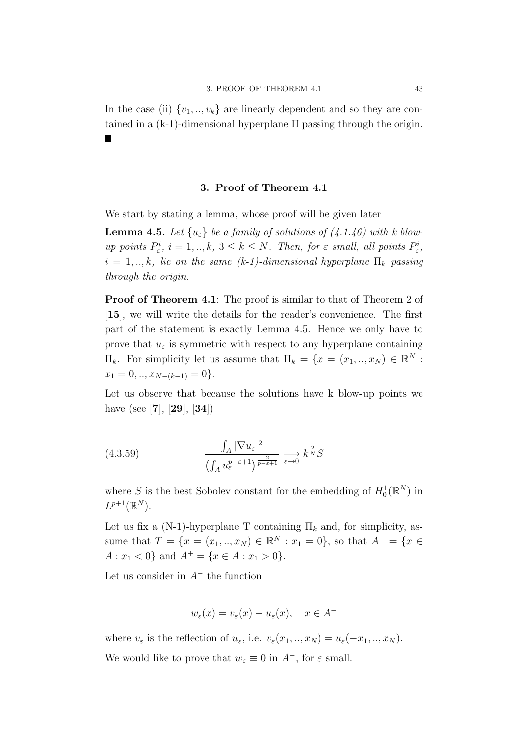In the case (ii) $\{v_1, .., v_k\}$ are linearly dependent and so they are contained in a (k-1)-dimensional hyperplane $\Pi$ passing through the origin. ■

## 3. Proof of Theorem 4.1

We start by stating a lemma, whose proof will be given later

**Lemma 4.5.** *Let $\{u_\varepsilon\}$ be a family of solutions of (4.1.46) with k blow-up points $P^i_\varepsilon$, $i = 1, .., k$, $3 \leq k \leq N$. Then, for $\varepsilon$ small, all points $P^i_\varepsilon$, $i = 1, .., k$, lie on the same (k-1)-dimensional hyperplane $\Pi_k$ passing through the origin.*

**Proof of Theorem 4.1**: The proof is similar to that of Theorem 2 of [**15**], we will write the details for the reader's convenience. The first part of the statement is exactly Lemma 4.5. Hence we only have to prove that $u_\varepsilon$ is symmetric with respect to any hyperplane containing $\Pi_k$. For simplicity let us assume that $\Pi_k = \{x = (x_1, .., x_N) \in \mathbb{R}^N : x_1 = 0, .., x_{N-(k-1)} = 0\}$.

Let us observe that because the solutions have k blow-up points we have (see [**7**], [**29**], [**34**])

$$\frac{\int_A |\nabla u_\varepsilon|^2}{\left(\int_A u_\varepsilon^{p-\varepsilon+1}\right)^{\frac{2}{p-\varepsilon+1}}} \underset{\varepsilon \to 0}{\longrightarrow} k^{\frac{2}{N}} S \tag{4.3.59}$$

where $S$ is the best Sobolev constant for the embedding of $H^1_0(\mathbb{R}^N)$ in $L^{p+1}(\mathbb{R}^N)$.

Let us fix a (N-1)-hyperplane T containing $\Pi_k$ and, for simplicity, assume that $T = \{x = (x_1, .., x_N) \in \mathbb{R}^N : x_1 = 0\}$, so that $A^- = \{x \in A : x_1 < 0\}$ and $A^+ = \{x \in A : x_1 > 0\}$.

Let us consider in $A^-$ the function

$$w_\varepsilon(x) = v_\varepsilon(x) - u_\varepsilon(x), \quad x \in A^-$$

where $v_\varepsilon$ is the reflection of $u_\varepsilon$, i.e. $v_\varepsilon(x_1, .., x_N) = u_\varepsilon(-x_1, .., x_N)$.

We would like to prove that $w_\varepsilon \equiv 0$ in $A^-$, for $\varepsilon$ small.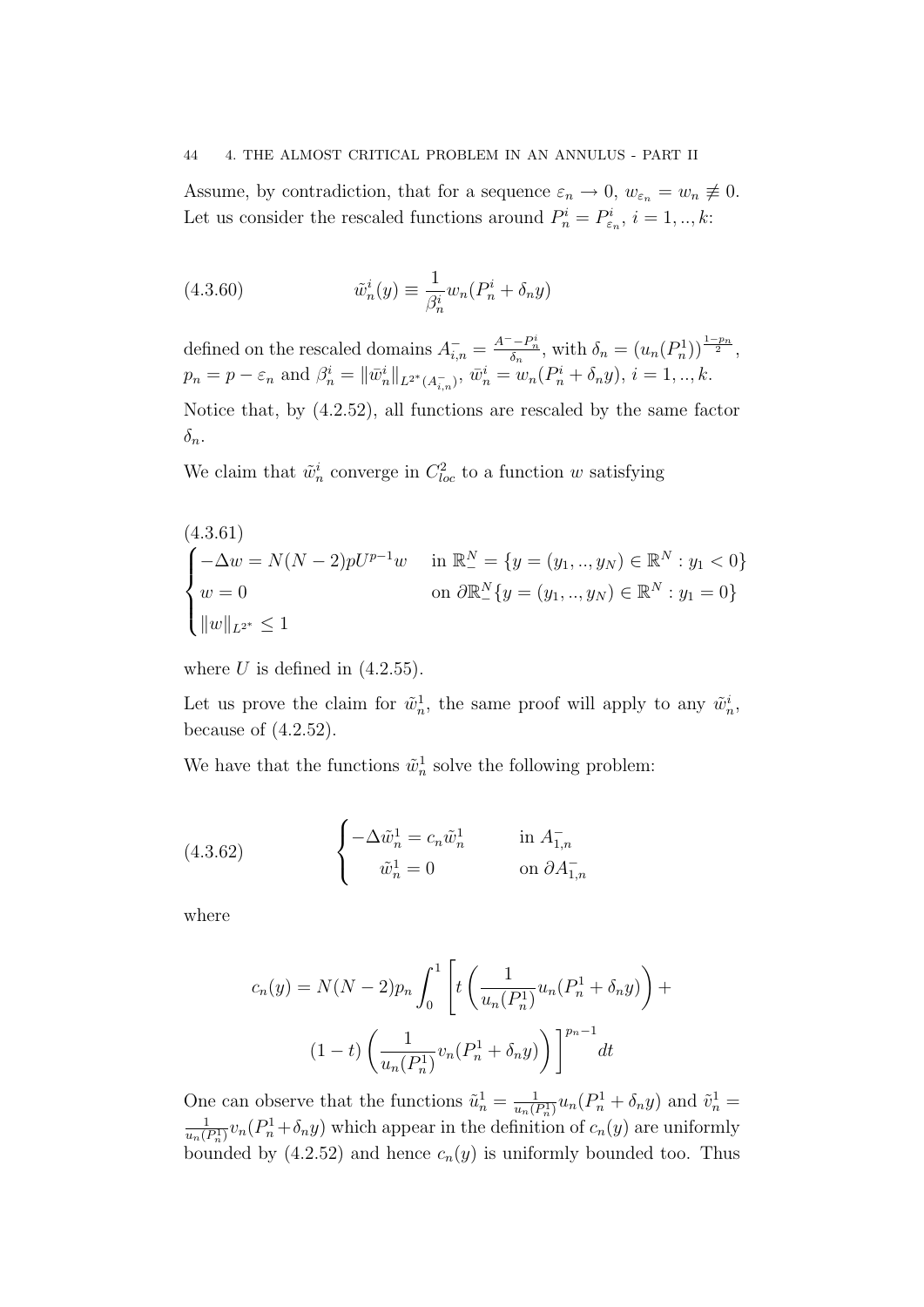Assume, by contradiction, that for a sequence $\varepsilon_n \to 0$, $w_{\varepsilon_n} = w_n \not\equiv 0$. Let us consider the rescaled functions around $P_n^i = P_{\varepsilon_n}^i$, $i = 1, .., k$:

$$\tilde{w}_n^i(y) \equiv \frac{1}{\beta_n^i} w_n(P_n^i + \delta_n y) \tag{4.3.60}$$

defined on the rescaled domains $A_{i,n}^- = \frac{A^- - P_n^i}{\delta_n}$, with $\delta_n = (u_n(P_n^1))^{\frac{1-p_n}{2}}$, $p_n = p - \varepsilon_n$ and $\beta_n^i = \|\bar{w}_n^i\|_{L^{2^*}(A_{i,n}^-)}$, $\bar{w}_n^i = w_n(P_n^i + \delta_n y)$, $i = 1, .., k$.

Notice that, by (4.2.52), all functions are rescaled by the same factor $\delta_n$.

We claim that $\tilde{w}_n^i$ converge in $C^2_{loc}$ to a function $w$ satisfying

$$\begin{cases} -\Delta w = N(N-2)pU^{p-1}w & \text{in } \mathbb{R}^N_- = \{y = (y_1, .., y_N) \in \mathbb{R}^N : y_1 < 0\} \\ w = 0 & \text{on } \partial\mathbb{R}^N_- \{y = (y_1, .., y_N) \in \mathbb{R}^N : y_1 = 0\} \\ \|w\|_{L^{2^*}} \leq 1 \end{cases} \tag{4.3.61}$$

where $U$ is defined in (4.2.55).

Let us prove the claim for $\tilde{w}_n^1$, the same proof will apply to any $\tilde{w}_n^i$, because of (4.2.52).

We have that the functions $\tilde{w}_n^1$ solve the following problem:

$$\begin{cases} -\Delta \tilde{w}_n^1 = c_n \tilde{w}_n^1 & \text{in } A_{1,n}^- \\ \tilde{w}_n^1 = 0 & \text{on } \partial A_{1,n}^- \end{cases} \tag{4.3.62}$$

where

$$c_n(y) = N(N-2)p_n \int_0^1 \left[ t\left(\frac{1}{u_n(P_n^1)} u_n(P_n^1 + \delta_n y)\right) + (1-t)\left(\frac{1}{u_n(P_n^1)} v_n(P_n^1 + \delta_n y)\right) \right]^{p_n - 1} dt$$

One can observe that the functions $\tilde{u}_n^1 = \frac{1}{u_n(P_n^1)} u_n(P_n^1 + \delta_n y)$ and $\tilde{v}_n^1 = \frac{1}{u_n(P_n^1)} v_n(P_n^1 + \delta_n y)$ which appear in the definition of $c_n(y)$ are uniformly bounded by (4.2.52) and hence $c_n(y)$ is uniformly bounded too. Thus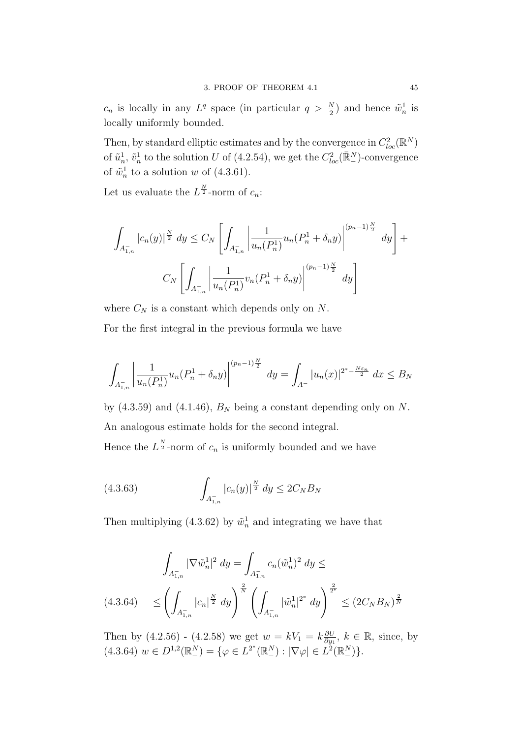$c_n$ is locally in any $L^q$ space (in particular $q > \frac{N}{2}$) and hence $\tilde{w}_n^1$ is locally uniformly bounded.

Then, by standard elliptic estimates and by the convergence in $C^2_{loc}(\mathbb{R}^N)$ of $\tilde{u}_n^1$, $\tilde{v}_n^1$ to the solution $U$ of (4.2.54), we get the $C^2_{loc}(\mathbb{R}^N_-)$-convergence of $\tilde{w}_n^1$ to a solution $w$ of (4.3.61).

Let us evaluate the $L^{\frac{N}{2}}$-norm of $c_n$:

$$\int_{A^-_{1,n}} |c_n(y)|^{\frac{N}{2}} \, dy \leq C_N \left[ \int_{A^-_{1,n}} \left| \frac{1}{u_n(P_n^1)} u_n(P_n^1 + \delta_n y) \right|^{(p_n - 1)\frac{N}{2}} \, dy \right] +$$
$$C_N \left[ \int_{A^-_{1,n}} \left| \frac{1}{u_n(P_n^1)} v_n(P_n^1 + \delta_n y) \right|^{(p_n - 1)\frac{N}{2}} \, dy \right]$$

where $C_N$ is a constant which depends only on $N$.

For the first integral in the previous formula we have

$$\int_{A^-_{1,n}} \left| \frac{1}{u_n(P_n^1)} u_n(P_n^1 + \delta_n y) \right|^{(p_n - 1)\frac{N}{2}} \, dy = \int_{A^-} |u_n(x)|^{2^* - \frac{N\varepsilon_n}{2}} \, dx \leq B_N$$

by (4.3.59) and (4.1.46), $B_N$ being a constant depending only on $N$.

An analogous estimate holds for the second integral.

Hence the $L^{\frac{N}{2}}$-norm of $c_n$ is uniformly bounded and we have

$$\int_{A^-_{1,n}} |c_n(y)|^{\frac{N}{2}} \, dy \leq 2C_N B_N \tag{4.3.63}$$

Then multiplying (4.3.62) by $\tilde{w}_n^1$ and integrating we have that

$$\int_{A^-_{1,n}} |\nabla \tilde{w}_n^1|^2 \, dy = \int_{A^-_{1,n}} c_n (\tilde{w}_n^1)^2 \, dy \leq$$
$$\leq \left( \int_{A^-_{1,n}} |c_n|^{\frac{N}{2}} \, dy \right)^{\frac{2}{N}} \left( \int_{A^-_{1,n}} |\tilde{w}_n^1|^{2^*} \, dy \right)^{\frac{2}{2^*}} \leq (2C_N B_N)^{\frac{2}{N}} \tag{4.3.64}$$

Then by (4.2.56) - (4.2.58) we get $w = kV_1 = k\frac{\partial U}{\partial y_1}$, $k \in \mathbb{R}$, since, by (4.3.64) $w \in D^{1,2}(\mathbb{R}^N_-) = \{\varphi \in L^{2^*}(\mathbb{R}^N_-) : |\nabla \varphi| \in L^2(\mathbb{R}^N_-)\}$.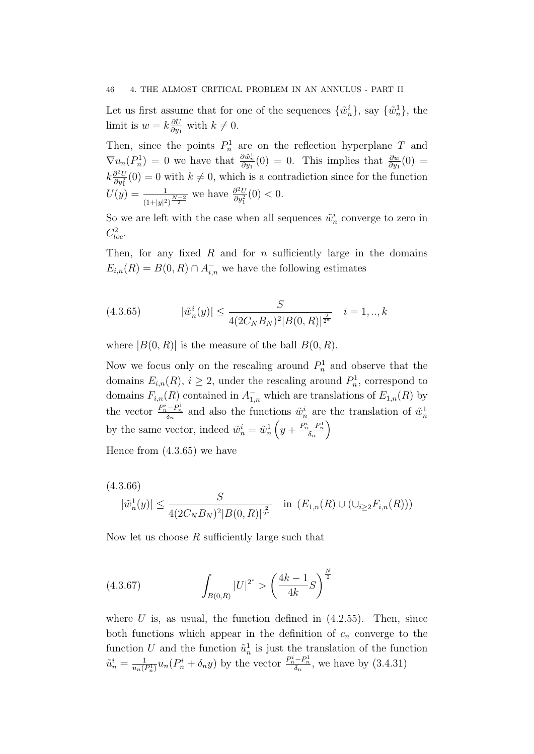Let us first assume that for one of the sequences $\{\tilde{w}_n^i\}$, say $\{\tilde{w}_n^1\}$, the limit is $w = k\frac{\partial U}{\partial y_1}$ with $k \neq 0$.

Then, since the points $P_n^1$ are on the reflection hyperplane $T$ and $\nabla u_n(P_n^1) = 0$ we have that $\frac{\partial \tilde{w}_n^1}{\partial y_1}(0) = 0$. This implies that $\frac{\partial w}{\partial y_1}(0) = k\frac{\partial^2 U}{\partial y_1^2}(0) = 0$ with $k \neq 0$, which is a contradiction since for the function $U(y) = \frac{1}{(1+|y|^2)^{\frac{N-2}{2}}}$ we have $\frac{\partial^2 U}{\partial y_1^2}(0) < 0$.

So we are left with the case when all sequences $\tilde{w}_n^i$ converge to zero in $C^2_{loc}$.

Then, for any fixed $R$ and for $n$ sufficiently large in the domains $E_{i,n}(R) = B(0,R) \cap A^-_{i,n}$ we have the following estimates

$$|\tilde{w}_n^i(y)| \leq \frac{S}{4(2C_N B_N)^2 |B(0,R)|^{\frac{2}{2^*}}} \quad i = 1,..,k \tag{4.3.65}$$

where $|B(0,R)|$ is the measure of the ball $B(0,R)$.

Now we focus only on the rescaling around $P_n^1$ and observe that the domains $E_{i,n}(R)$, $i \geq 2$, under the rescaling around $P_n^1$, correspond to domains $F_{i,n}(R)$ contained in $A^-_{1,n}$ which are translations of $E_{1,n}(R)$ by the vector $\frac{P_n^i - P_n^1}{\delta_n}$ and also the functions $\tilde{w}_n^i$ are the translation of $\tilde{w}_n^1$ by the same vector, indeed $\tilde{w}_n^i = \tilde{w}_n^1\left(y + \frac{P_n^i - P_n^1}{\delta_n}\right)$

Hence from (4.3.65) we have

$$|\tilde{w}_n^1(y)| \leq \frac{S}{4(2C_N B_N)^2 |B(0,R)|^{\frac{2}{2^*}}} \quad \text{in } \left(E_{1,n}(R) \cup (\cup_{i\geq 2} F_{i,n}(R))\right) \tag{4.3.66}$$

Now let us choose $R$ sufficiently large such that

$$\int_{B(0,R)} |U|^{2^*} > \left(\frac{4k-1}{4k} S\right)^{\frac{N}{2}} \tag{4.3.67}$$

where $U$ is, as usual, the function defined in (4.2.55). Then, since both functions which appear in the definition of $c_n$ converge to the function $U$ and the function $\tilde{u}_n^1$ is just the translation of the function $\tilde{u}_n^i = \frac{1}{u_n(P_n^1)} u_n(P_n^i + \delta_n y)$ by the vector $\frac{P_n^i - P_n^1}{\delta_n}$, we have by (3.4.31)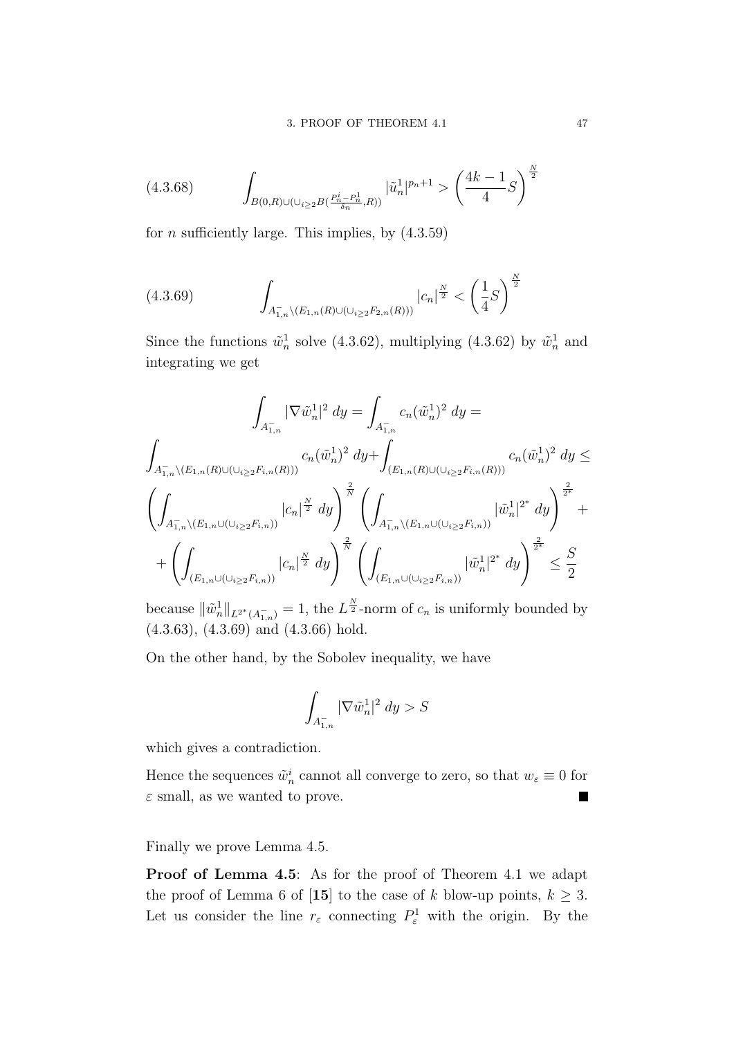$$\int_{B(0,R)\cup(\cup_{i\geq 2}B(\frac{P_n^i-P_n^1}{\delta_n},R))} |\tilde{u}_n^1|^{p_n+1} > \left(\frac{4k-1}{4}S\right)^{\frac{N}{2}} \tag{4.3.68}$$

for $n$ sufficiently large. This implies, by (4.3.59)

$$\int_{A_{1,n}^-\setminus(E_{1,n}(R)\cup(\cup_{i\geq 2}F_{2,n}(R)))} |c_n|^{\frac{N}{2}} < \left(\frac{1}{4}S\right)^{\frac{N}{2}} \tag{4.3.69}$$

Since the functions $\tilde{w}_n^1$ solve (4.3.62), multiplying (4.3.62) by $\tilde{w}_n^1$ and integrating we get

$$\int_{A_{1,n}^-} |\nabla \tilde{w}_n^1|^2 \, dy = \int_{A_{1,n}^-} c_n(\tilde{w}_n^1)^2 \, dy =$$

$$\int_{A_{1,n}^-\setminus(E_{1,n}(R)\cup(\cup_{i\geq 2}F_{i,n}(R)))} c_n(\tilde{w}_n^1)^2 \, dy + \int_{(E_{1,n}(R)\cup(\cup_{i\geq 2}F_{i,n}(R)))} c_n(\tilde{w}_n^1)^2 \, dy \leq$$

$$\left(\int_{A_{1,n}^-\setminus(E_{1,n}\cup(\cup_{i\geq 2}F_{i,n}))} |c_n|^{\frac{N}{2}} \, dy\right)^{\frac{2}{N}} \left(\int_{A_{1,n}^-\setminus(E_{1,n}\cup(\cup_{i\geq 2}F_{i,n}))} |\tilde{w}_n^1|^{2^*} \, dy\right)^{\frac{2}{2^*}} +$$

$$+ \left(\int_{(E_{1,n}\cup(\cup_{i\geq 2}F_{i,n}))} |c_n|^{\frac{N}{2}} \, dy\right)^{\frac{2}{N}} \left(\int_{(E_{1,n}\cup(\cup_{i\geq 2}F_{i,n}))} |\tilde{w}_n^1|^{2^*} \, dy\right)^{\frac{2}{2^*}} \leq \frac{S}{2}$$

because $\|\tilde{w}_n^1\|_{L^{2^*}(A_{1,n}^-)} = 1$, the $L^{\frac{N}{2}}$-norm of $c_n$ is uniformly bounded by (4.3.63), (4.3.69) and (4.3.66) hold.

On the other hand, by the Sobolev inequality, we have

$$\int_{A_{1,n}^-} |\nabla \tilde{w}_n^1|^2 \, dy > S$$

which gives a contradiction.

Hence the sequences $\tilde{w}_n^i$ cannot all converge to zero, so that $w_\varepsilon \equiv 0$ for $\varepsilon$ small, as we wanted to prove. ■

Finally we prove Lemma 4.5.

**Proof of Lemma 4.5**: As for the proof of Theorem 4.1 we adapt the proof of Lemma 6 of [**15**] to the case of $k$ blow-up points, $k \geq 3$. Let us consider the line $r_\varepsilon$ connecting $P_\varepsilon^1$ with the origin. By the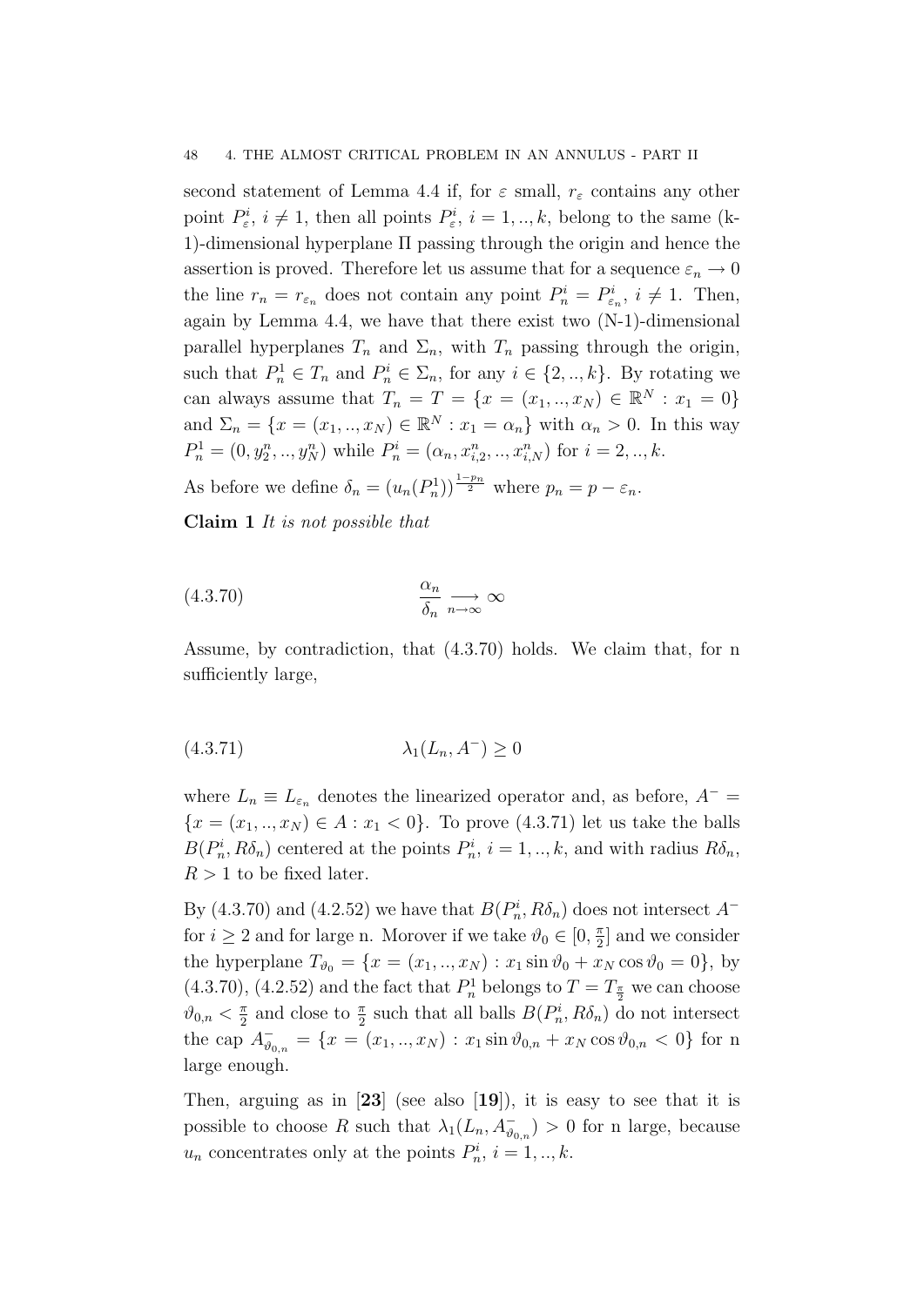second statement of Lemma 4.4 if, for $\varepsilon$ small, $r_\varepsilon$ contains any other point $P^i_\varepsilon$, $i \neq 1$, then all points $P^i_\varepsilon$, $i = 1, .., k$, belong to the same (k-1)-dimensional hyperplane $\Pi$ passing through the origin and hence the assertion is proved. Therefore let us assume that for a sequence $\varepsilon_n \to 0$ the line $r_n = r_{\varepsilon_n}$ does not contain any point $P^i_n = P^i_{\varepsilon_n}$, $i \neq 1$. Then, again by Lemma 4.4, we have that there exist two (N-1)-dimensional parallel hyperplanes $T_n$ and $\Sigma_n$, with $T_n$ passing through the origin, such that $P^1_n \in T_n$ and $P^i_n \in \Sigma_n$, for any $i \in \{2, .., k\}$. By rotating we can always assume that $T_n = T = \{x = (x_1, .., x_N) \in \mathbb{R}^N : x_1 = 0\}$ and $\Sigma_n = \{x = (x_1, .., x_N) \in \mathbb{R}^N : x_1 = \alpha_n\}$ with $\alpha_n > 0$. In this way $P^1_n = (0, y^n_2, .., y^n_N)$ while $P^i_n = (\alpha_n, x^n_{i,2}, .., x^n_{i,N})$ for $i = 2, .., k$.

As before we define $\delta_n = (u_n(P^1_n))^{\frac{1-p_n}{2}}$ where $p_n = p - \varepsilon_n$.

**Claim 1** *It is not possible that*

$$\frac{\alpha_n}{\delta_n} \underset{n\to\infty}{\longrightarrow} \infty \tag{4.3.70}$$

Assume, by contradiction, that (4.3.70) holds. We claim that, for n sufficiently large,

$$\lambda_1(L_n, A^-) \geq 0 \tag{4.3.71}$$

where $L_n \equiv L_{\varepsilon_n}$ denotes the linearized operator and, as before, $A^- = \{x = (x_1, .., x_N) \in A : x_1 < 0\}$. To prove (4.3.71) let us take the balls $B(P^i_n, R\delta_n)$ centered at the points $P^i_n$, $i = 1, .., k$, and with radius $R\delta_n$, $R > 1$ to be fixed later.

By (4.3.70) and (4.2.52) we have that $B(P^i_n, R\delta_n)$ does not intersect $A^-$ for $i \geq 2$ and for large n. Morover if we take $\vartheta_0 \in [0, \frac{\pi}{2}]$ and we consider the hyperplane $T_{\vartheta_0} = \{x = (x_1, .., x_N) : x_1 \sin\vartheta_0 + x_N \cos\vartheta_0 = 0\}$, by (4.3.70), (4.2.52) and the fact that $P^1_n$ belongs to $T = T_{\frac{\pi}{2}}$ we can choose $\vartheta_{0,n} < \frac{\pi}{2}$ and close to $\frac{\pi}{2}$ such that all balls $B(P^i_n, R\delta_n)$ do not intersect the cap $A^-_{\vartheta_{0,n}} = \{x = (x_1, .., x_N) : x_1 \sin\vartheta_{0,n} + x_N \cos\vartheta_{0,n} < 0\}$ for n large enough.

Then, arguing as in [**23**] (see also [**19**]), it is easy to see that it is possible to choose $R$ such that $\lambda_1(L_n, A^-_{\vartheta_{0,n}}) > 0$ for n large, because $u_n$ concentrates only at the points $P^i_n$, $i = 1, .., k$.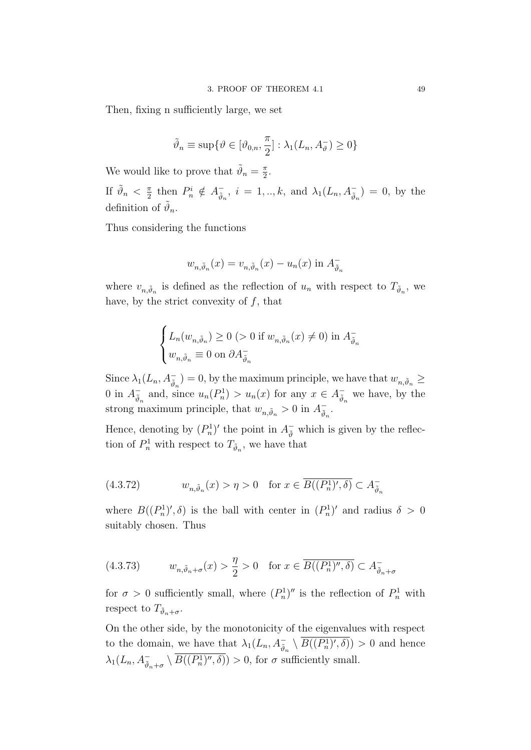Then, fixing n sufficiently large, we set

$$\tilde{\vartheta}_n \equiv \sup\{\vartheta \in [\vartheta_{0,n}, \frac{\pi}{2}] : \lambda_1(L_n, A^-_\vartheta) \geq 0\}$$

We would like to prove that $\tilde{\vartheta}_n = \frac{\pi}{2}$.

If $\tilde{\vartheta}_n < \frac{\pi}{2}$ then $P^i_n \notin A^-_{\tilde{\vartheta}_n}$, $i = 1, .., k$, and $\lambda_1(L_n, A^-_{\tilde{\vartheta}_n}) = 0$, by the definition of $\tilde{\vartheta}_n$.

Thus considering the functions

$$w_{n,\tilde{\vartheta}_n}(x) = v_{n,\tilde{\vartheta}_n}(x) - u_n(x) \text{ in } A^-_{\tilde{\vartheta}_n}$$

where $v_{n,\tilde{\vartheta}_n}$ is defined as the reflection of $u_n$ with respect to $T_{\tilde{\vartheta}_n}$, we have, by the strict convexity of $f$, that

$$\begin{cases} L_n(w_{n,\tilde{\vartheta}_n}) \geq 0 \ (> 0 \text{ if } w_{n,\tilde{\vartheta}_n}(x) \neq 0) \text{ in } A^-_{\tilde{\vartheta}_n} \\ w_{n,\tilde{\vartheta}_n} \equiv 0 \text{ on } \partial A^-_{\tilde{\vartheta}_n} \end{cases}$$

Since $\lambda_1(L_n, A^-_{\tilde{\vartheta}_n}) = 0$, by the maximum principle, we have that $w_{n,\tilde{\vartheta}_n} \geq 0$ in $A^-_{\tilde{\vartheta}_n}$ and, since $u_n(P^1_n) > u_n(x)$ for any $x \in A^-_{\tilde{\vartheta}_n}$ we have, by the strong maximum principle, that $w_{n,\tilde{\vartheta}_n} > 0$ in $A^-_{\tilde{\vartheta}_n}$.

Hence, denoting by $(P^1_n)'$ the point in $A^-_{\tilde{\vartheta}}$ which is given by the reflection of $P^1_n$ with respect to $T_{\tilde{\vartheta}_n}$, we have that

$$w_{n,\tilde{\vartheta}_n}(x) > \eta > 0 \quad \text{for } x \in \overline{B((P^1_n)', \delta)} \subset A^-_{\tilde{\vartheta}_n} \tag{4.3.72}$$

where $B((P^1_n)', \delta)$ is the ball with center in $(P^1_n)'$ and radius $\delta > 0$ suitably chosen. Thus

$$w_{n,\tilde{\vartheta}_n+\sigma}(x) > \frac{\eta}{2} > 0 \quad \text{for } x \in \overline{B((P^1_n)'', \delta)} \subset A^-_{\tilde{\vartheta}_n+\sigma} \tag{4.3.73}$$

for $\sigma > 0$ sufficiently small, where $(P^1_n)''$ is the reflection of $P^1_n$ with respect to $T_{\tilde{\vartheta}_n+\sigma}$.

On the other side, by the monotonicity of the eigenvalues with respect to the domain, we have that $\lambda_1(L_n, A^-_{\tilde{\vartheta}_n} \setminus \overline{B((P^1_n)', \delta)}) > 0$ and hence $\lambda_1(L_n, A^-_{\tilde{\vartheta}_n+\sigma} \setminus \overline{B((P^1_n)'', \delta)}) > 0$, for $\sigma$ sufficiently small.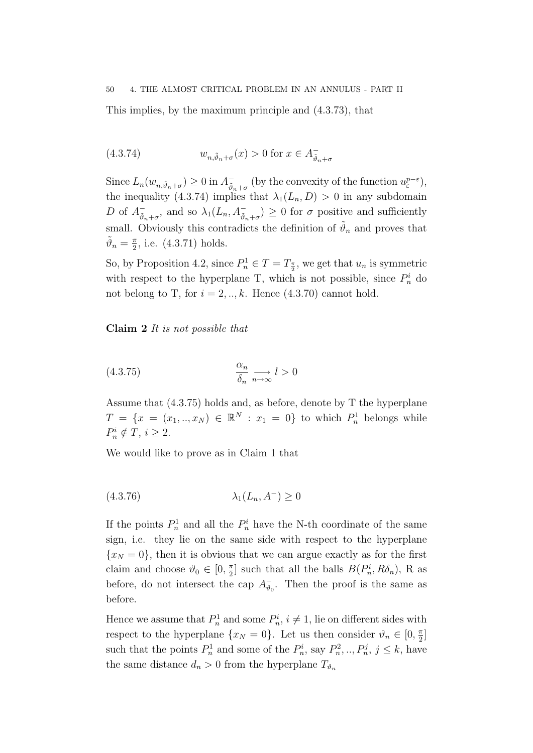This implies, by the maximum principle and (4.3.73), that

$$w_{n,\tilde{\vartheta}_n+\sigma}(x) > 0 \text{ for } x \in A^-_{\tilde{\vartheta}_n+\sigma} \tag{4.3.74}$$

Since $L_n(w_{n,\tilde{\vartheta}_n+\sigma}) \geq 0$ in $A^-_{\tilde{\vartheta}_n+\sigma}$ (by the convexity of the function $u_\varepsilon^{p-\varepsilon}$), the inequality (4.3.74) implies that $\lambda_1(L_n, D) > 0$ in any subdomain $D$ of $A^-_{\tilde{\vartheta}_n+\sigma}$, and so $\lambda_1(L_n, A^-_{\tilde{\vartheta}_n+\sigma}) \geq 0$ for $\sigma$ positive and sufficiently small. Obviously this contradicts the definition of $\tilde{\vartheta}_n$ and proves that $\tilde{\vartheta}_n = \frac{\pi}{2}$, i.e. (4.3.71) holds.

So, by Proposition 4.2, since $P_n^1 \in T = T_{\frac{\pi}{2}}$, we get that $u_n$ is symmetric with respect to the hyperplane T, which is not possible, since $P_n^i$ do not belong to T, for $i = 2, .., k$. Hence (4.3.70) cannot hold.

**Claim 2** *It is not possible that*

$$\frac{\alpha_n}{\delta_n} \underset{n \to \infty}{\longrightarrow} l > 0 \tag{4.3.75}$$

Assume that (4.3.75) holds and, as before, denote by T the hyperplane $T = \{x = (x_1, .., x_N) \in \mathbb{R}^N : x_1 = 0\}$ to which $P_n^1$ belongs while $P_n^i \notin T$, $i \geq 2$.

We would like to prove as in Claim 1 that

$$\lambda_1(L_n, A^-) \geq 0 \tag{4.3.76}$$

If the points $P_n^1$ and all the $P_n^i$ have the N-th coordinate of the same sign, i.e. they lie on the same side with respect to the hyperplane $\{x_N = 0\}$, then it is obvious that we can argue exactly as for the first claim and choose $\vartheta_0 \in [0, \frac{\pi}{2}]$ such that all the balls $B(P_n^i, R\delta_n)$, R as before, do not intersect the cap $A^-_{\vartheta_0}$. Then the proof is the same as before.

Hence we assume that $P_n^1$ and some $P_n^i$, $i \neq 1$, lie on different sides with respect to the hyperplane $\{x_N = 0\}$. Let us then consider $\vartheta_n \in [0, \frac{\pi}{2}]$ such that the points $P_n^1$ and some of the $P_n^i$, say $P_n^2, .., P_n^j$, $j \leq k$, have the same distance $d_n > 0$ from the hyperplane $T_{\vartheta_n}$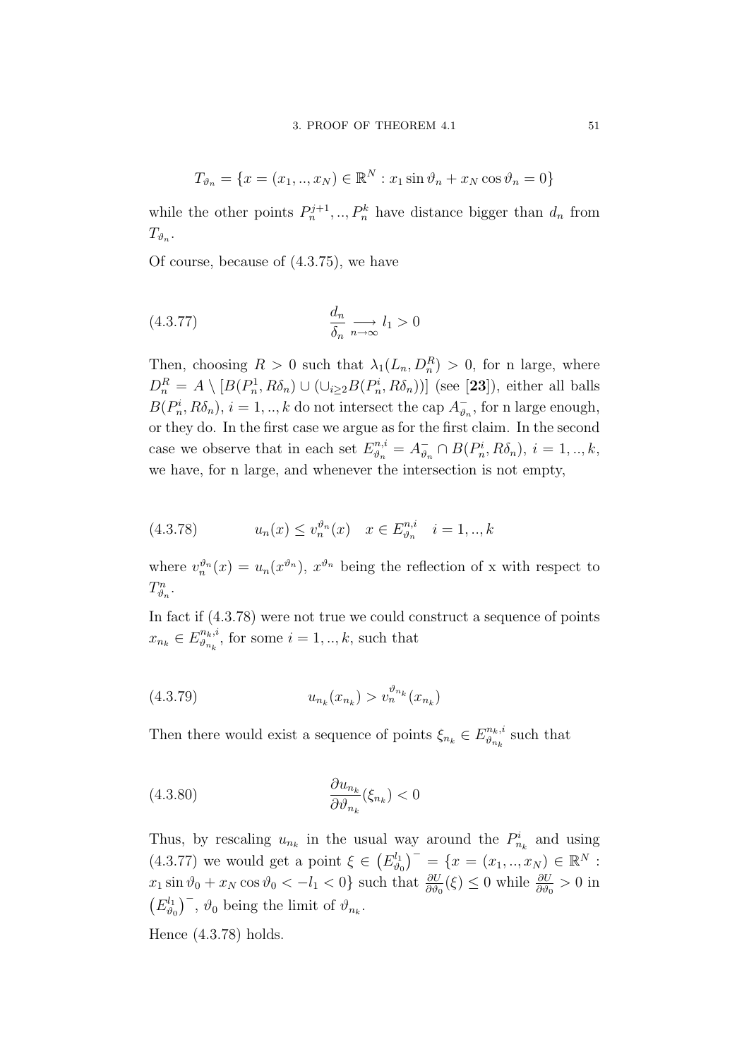$$T_{\vartheta_n} = \{x = (x_1, .., x_N) \in \mathbb{R}^N : x_1 \sin \vartheta_n + x_N \cos \vartheta_n = 0\}$$

while the other points $P_n^{j+1}, .., P_n^k$ have distance bigger than $d_n$ from $T_{\vartheta_n}$.

Of course, because of (4.3.75), we have

$$\frac{d_n}{\delta_n} \underset{n\to\infty}{\longrightarrow} l_1 > 0 \tag{4.3.77}$$

Then, choosing $R > 0$ such that $\lambda_1(L_n, D_n^R) > 0$, for n large, where $D_n^R = A \setminus [B(P_n^1, R\delta_n) \cup (\cup_{i\geq 2} B(P_n^i, R\delta_n))]$ (see [**23**]), either all balls $B(P_n^i, R\delta_n)$, $i = 1, .., k$ do not intersect the cap $A_{\vartheta_n}^-$, for n large enough, or they do. In the first case we argue as for the first claim. In the second case we observe that in each set $E_{\vartheta_n}^{n,i} = A_{\vartheta_n}^- \cap B(P_n^i, R\delta_n)$, $i = 1, .., k$, we have, for n large, and whenever the intersection is not empty,

$$u_n(x) \leq v_n^{\vartheta_n}(x) \quad x \in E_{\vartheta_n}^{n,i} \quad i = 1, .., k \tag{4.3.78}$$

where $v_n^{\vartheta_n}(x) = u_n(x^{\vartheta_n})$, $x^{\vartheta_n}$ being the reflection of x with respect to $T_{\vartheta_n}^n$.

In fact if (4.3.78) were not true we could construct a sequence of points $x_{n_k} \in E_{\vartheta_{n_k}}^{n_k,i}$, for some $i = 1, .., k$, such that

$$u_{n_k}(x_{n_k}) > v_n^{\vartheta_{n_k}}(x_{n_k}) \tag{4.3.79}$$

Then there would exist a sequence of points $\xi_{n_k} \in E_{\vartheta_{n_k}}^{n_k,i}$ such that

$$\frac{\partial u_{n_k}}{\partial \vartheta_{n_k}}(\xi_{n_k}) < 0 \tag{4.3.80}$$

Thus, by rescaling $u_{n_k}$ in the usual way around the $P_{n_k}^i$ and using (4.3.77) we would get a point $\xi \in \left(E_{\vartheta_0}^{l_1}\right)^- = \{x = (x_1, .., x_N) \in \mathbb{R}^N : x_1 \sin \vartheta_0 + x_N \cos \vartheta_0 < -l_1 < 0\}$ such that $\frac{\partial U}{\partial \vartheta_0}(\xi) \leq 0$ while $\frac{\partial U}{\partial \vartheta_0} > 0$ in $\left(E_{\vartheta_0}^{l_1}\right)^-$, $\vartheta_0$ being the limit of $\vartheta_{n_k}$.

Hence (4.3.78) holds.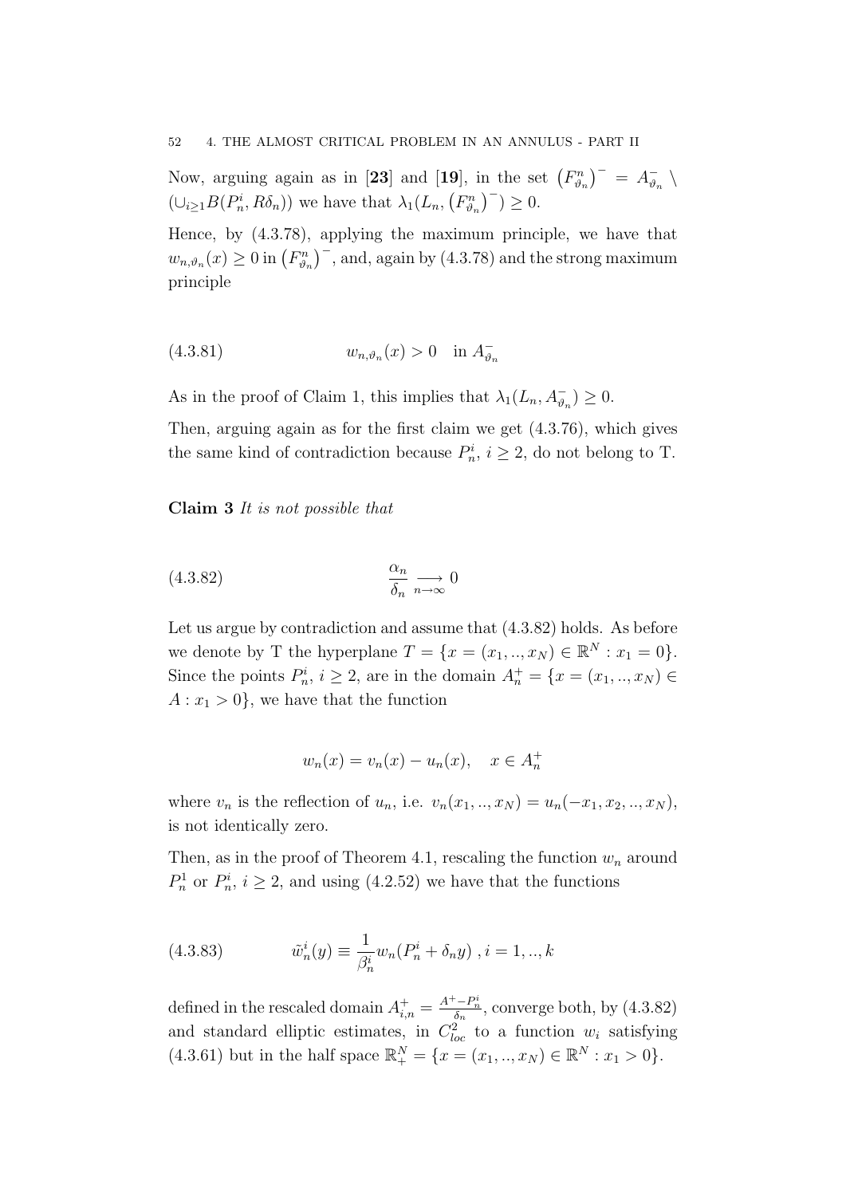Now, arguing again as in [**23**] and [**19**], in the set $\left(F^n_{\vartheta_n}\right)^- = A^-_{\vartheta_n} \setminus (\cup_{i\geq 1} B(P^i_n, R\delta_n))$ we have that $\lambda_1(L_n, \left(F^n_{\vartheta_n}\right)^-) \geq 0$.

Hence, by (4.3.78), applying the maximum principle, we have that $w_{n,\vartheta_n}(x) \geq 0$ in $\left(F^n_{\vartheta_n}\right)^-$, and, again by (4.3.78) and the strong maximum principle

$$w_{n,\vartheta_n}(x) > 0 \quad \text{in } A^-_{\vartheta_n} \tag{4.3.81}$$

As in the proof of Claim 1, this implies that $\lambda_1(L_n, A^-_{\vartheta_n}) \geq 0$.

Then, arguing again as for the first claim we get (4.3.76), which gives the same kind of contradiction because $P^i_n$, $i \geq 2$, do not belong to T.

**Claim 3** *It is not possible that*

$$\frac{\alpha_n}{\delta_n} \underset{n\to\infty}{\longrightarrow} 0 \tag{4.3.82}$$

Let us argue by contradiction and assume that (4.3.82) holds. As before we denote by T the hyperplane $T = \{x = (x_1, .., x_N) \in \mathbb{R}^N : x_1 = 0\}$. Since the points $P^i_n$, $i \geq 2$, are in the domain $A^+_n = \{x = (x_1, .., x_N) \in A : x_1 > 0\}$, we have that the function

$$w_n(x) = v_n(x) - u_n(x), \quad x \in A^+_n$$

where $v_n$ is the reflection of $u_n$, i.e. $v_n(x_1, .., x_N) = u_n(-x_1, x_2, .., x_N)$, is not identically zero.

Then, as in the proof of Theorem 4.1, rescaling the function $w_n$ around $P^1_n$ or $P^i_n$, $i \geq 2$, and using (4.2.52) we have that the functions

$$\tilde{w}^i_n(y) \equiv \frac{1}{\beta^i_n} w_n(P^i_n + \delta_n y) \, , i = 1, .., k \tag{4.3.83}$$

defined in the rescaled domain $A^+_{i,n} = \frac{A^+ - P^i_n}{\delta_n}$, converge both, by (4.3.82) and standard elliptic estimates, in $C^2_{loc}$ to a function $w_i$ satisfying (4.3.61) but in the half space $\mathbb{R}^N_+ = \{x = (x_1, .., x_N) \in \mathbb{R}^N : x_1 > 0\}$.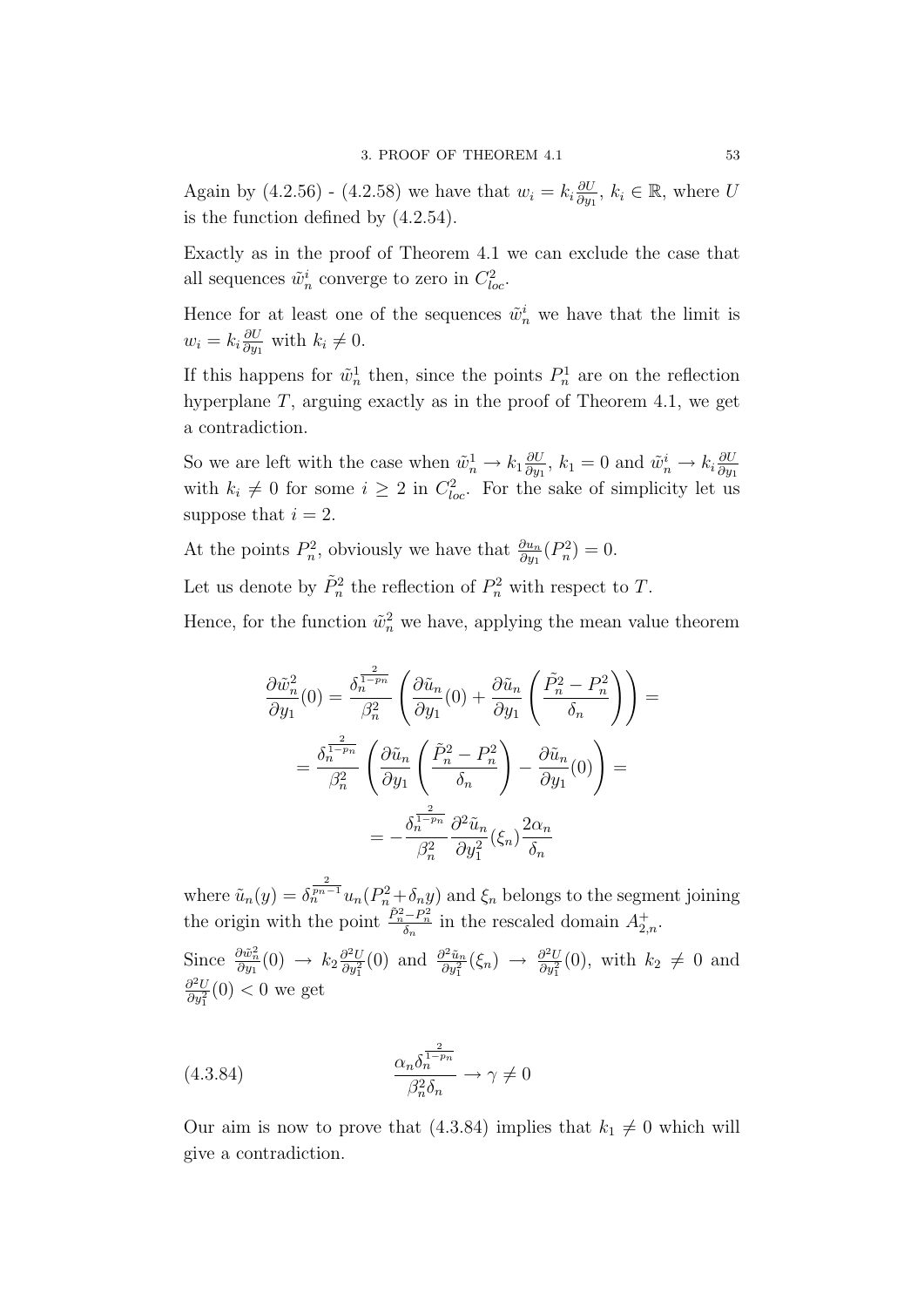Again by (4.2.56) - (4.2.58) we have that $w_i = k_i \frac{\partial U}{\partial y_1}$, $k_i \in \mathbb{R}$, where $U$ is the function defined by (4.2.54).

Exactly as in the proof of Theorem 4.1 we can exclude the case that all sequences $\tilde{w}_n^i$ converge to zero in $C^2_{loc}$.

Hence for at least one of the sequences $\tilde{w}_n^i$ we have that the limit is $w_i = k_i \frac{\partial U}{\partial y_1}$ with $k_i \neq 0$.

If this happens for $\tilde{w}_n^1$ then, since the points $P_n^1$ are on the reflection hyperplane $T$, arguing exactly as in the proof of Theorem 4.1, we get a contradiction.

So we are left with the case when $\tilde{w}_n^1 \to k_1 \frac{\partial U}{\partial y_1}$, $k_1 = 0$ and $\tilde{w}_n^i \to k_i \frac{\partial U}{\partial y_1}$ with $k_i \neq 0$ for some $i \geq 2$ in $C^2_{loc}$. For the sake of simplicity let us suppose that $i = 2$.

At the points $P_n^2$, obviously we have that $\frac{\partial u_n}{\partial y_1}(P_n^2) = 0$.

Let us denote by $\tilde{P}_n^2$ the reflection of $P_n^2$ with respect to $T$.

Hence, for the function $\tilde{w}_n^2$ we have, applying the mean value theorem

$$
\begin{aligned}
\frac{\partial \tilde{w}_n^2}{\partial y_1}(0) &= \frac{\delta_n^{\frac{2}{1-p_n}}}{\beta_n^2} \left( \frac{\partial \tilde{u}_n}{\partial y_1}(0) + \frac{\partial \tilde{u}_n}{\partial y_1} \left( \frac{\tilde{P}_n^2 - P_n^2}{\delta_n} \right) \right) = \\
&= \frac{\delta_n^{\frac{2}{1-p_n}}}{\beta_n^2} \left( \frac{\partial \tilde{u}_n}{\partial y_1} \left( \frac{\tilde{P}_n^2 - P_n^2}{\delta_n} \right) - \frac{\partial \tilde{u}_n}{\partial y_1}(0) \right) = \\
&= - \frac{\delta_n^{\frac{2}{1-p_n}}}{\beta_n^2} \frac{\partial^2 \tilde{u}_n}{\partial y_1^2}(\xi_n) \frac{2\alpha_n}{\delta_n}
\end{aligned}
$$

where $\tilde{u}_n(y) = \delta_n^{\frac{2}{p_n-1}} u_n(P_n^2 + \delta_n y)$ and $\xi_n$ belongs to the segment joining the origin with the point $\frac{\tilde{P}_n^2 - P_n^2}{\delta_n}$ in the rescaled domain $A^+_{2,n}$.

Since $\frac{\partial \tilde{w}_n^2}{\partial y_1}(0) \to k_2 \frac{\partial^2 U}{\partial y_1^2}(0)$ and $\frac{\partial^2 \tilde{u}_n}{\partial y_1^2}(\xi_n) \to \frac{\partial^2 U}{\partial y_1^2}(0)$, with $k_2 \neq 0$ and $\frac{\partial^2 U}{\partial y_1^2}(0) < 0$ we get

$$
\frac{\alpha_n \delta_n^{\frac{2}{1-p_n}}}{\beta_n^2 \delta_n} \to \gamma \neq 0 \tag{4.3.84}
$$

Our aim is now to prove that (4.3.84) implies that $k_1 \neq 0$ which will give a contradiction.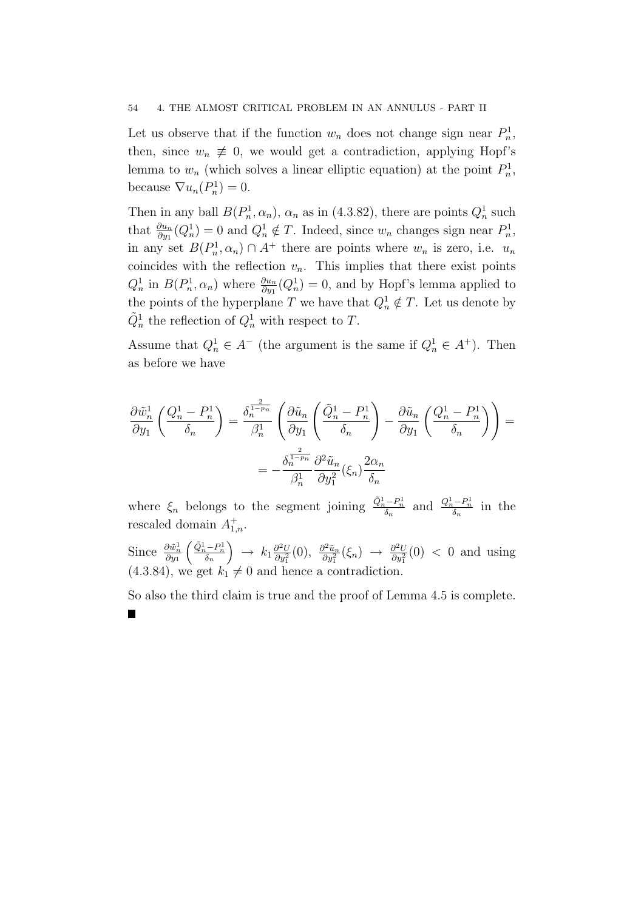Let us observe that if the function $w_n$ does not change sign near $P_n^1$, then, since $w_n \not\equiv 0$, we would get a contradiction, applying Hopf's lemma to $w_n$ (which solves a linear elliptic equation) at the point $P_n^1$, because $\nabla u_n(P_n^1) = 0$.

Then in any ball $B(P_n^1, \alpha_n)$, $\alpha_n$ as in (4.3.82), there are points $Q_n^1$ such that $\frac{\partial u_n}{\partial y_1}(Q_n^1) = 0$ and $Q_n^1 \notin T$. Indeed, since $w_n$ changes sign near $P_n^1$, in any set $B(P_n^1, \alpha_n) \cap A^+$ there are points where $w_n$ is zero, i.e. $u_n$ coincides with the reflection $v_n$. This implies that there exist points $Q_n^1$ in $B(P_n^1, \alpha_n)$ where $\frac{\partial u_n}{\partial y_1}(Q_n^1) = 0$, and by Hopf's lemma applied to the points of the hyperplane $T$ we have that $Q_n^1 \notin T$. Let us denote by $\tilde{Q}_n^1$ the reflection of $Q_n^1$ with respect to $T$.

Assume that $Q_n^1 \in A^-$ (the argument is the same if $Q_n^1 \in A^+$). Then as before we have

$$\frac{\partial \tilde{w}_n^1}{\partial y_1}\left(\frac{Q_n^1 - P_n^1}{\delta_n}\right) = \frac{\delta_n^{\frac{2}{1-p_n}}}{\beta_n^1}\left(\frac{\partial \tilde{u}_n}{\partial y_1}\left(\frac{\tilde{Q}_n^1 - P_n^1}{\delta_n}\right) - \frac{\partial \tilde{u}_n}{\partial y_1}\left(\frac{Q_n^1 - P_n^1}{\delta_n}\right)\right) =$$

$$= -\frac{\delta_n^{\frac{2}{1-p_n}}}{\beta_n^1}\frac{\partial^2 \tilde{u}_n}{\partial y_1^2}(\xi_n)\frac{2\alpha_n}{\delta_n}$$

where $\xi_n$ belongs to the segment joining $\frac{\tilde{Q}_n^1 - P_n^1}{\delta_n}$ and $\frac{Q_n^1 - P_n^1}{\delta_n}$ in the rescaled domain $A_{1,n}^+$.

Since $\frac{\partial \tilde{w}_n^1}{\partial y_1}\left(\frac{\tilde{Q}_n^1 - P_n^1}{\delta_n}\right) \to k_1 \frac{\partial^2 U}{\partial y_1^2}(0)$, $\frac{\partial^2 \tilde{u}_n}{\partial y_1^2}(\xi_n) \to \frac{\partial^2 U}{\partial y_1^2}(0) < 0$ and using (4.3.84), we get $k_1 \neq 0$ and hence a contradiction.

So also the third claim is true and the proof of Lemma 4.5 is complete. ∎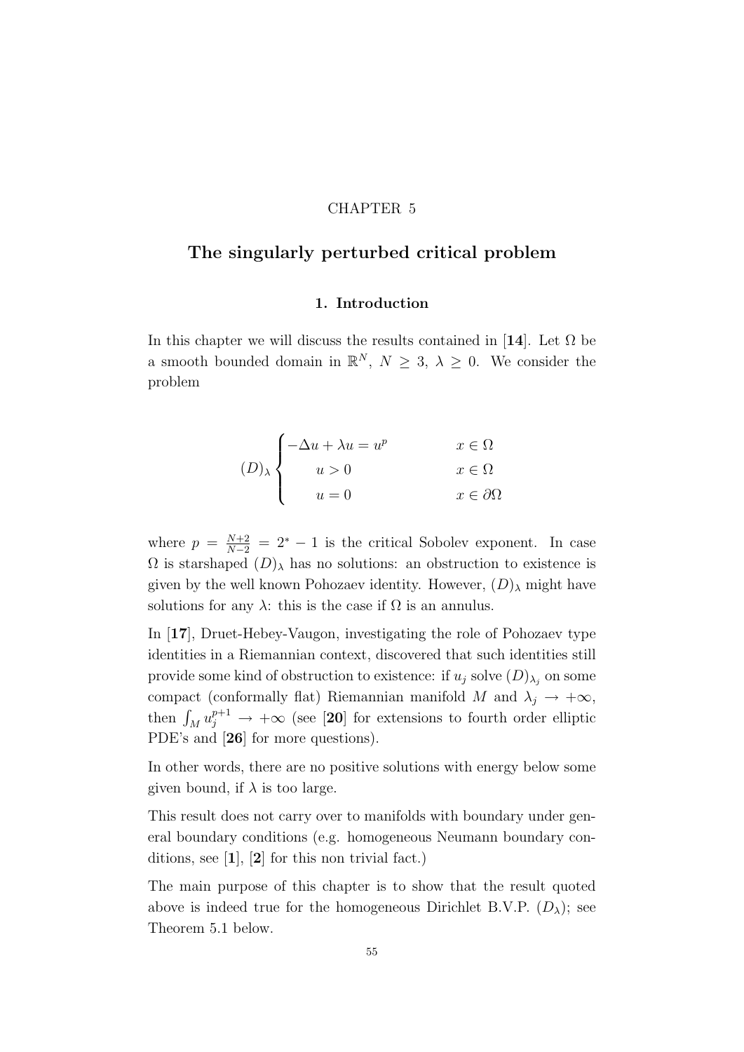CHAPTER 5

# The singularly perturbed critical problem

## 1. Introduction

In this chapter we will discuss the results contained in [**14**]. Let $\Omega$ be a smooth bounded domain in $\mathbb{R}^N$, $N \geq 3$, $\lambda \geq 0$. We consider the problem

$$
(D)_\lambda \begin{cases} -\Delta u + \lambda u = u^p & x \in \Omega \\ \quad u > 0 & x \in \Omega \\ \quad u = 0 & x \in \partial\Omega \end{cases}
$$

where $p = \frac{N+2}{N-2} = 2^* - 1$ is the critical Sobolev exponent. In case $\Omega$ is starshaped $(D)_\lambda$ has no solutions: an obstruction to existence is given by the well known Pohozaev identity. However, $(D)_\lambda$ might have solutions for any $\lambda$: this is the case if $\Omega$ is an annulus.

In [**17**], Druet-Hebey-Vaugon, investigating the role of Pohozaev type identities in a Riemannian context, discovered that such identities still provide some kind of obstruction to existence: if $u_j$ solve $(D)_{\lambda_j}$ on some compact (conformally flat) Riemannian manifold $M$ and $\lambda_j \to +\infty$, then $\int_M u_j^{p+1} \to +\infty$ (see [**20**] for extensions to fourth order elliptic PDE's and [**26**] for more questions).

In other words, there are no positive solutions with energy below some given bound, if $\lambda$ is too large.

This result does not carry over to manifolds with boundary under general boundary conditions (e.g. homogeneous Neumann boundary conditions, see [**1**], [**2**] for this non trivial fact.)

The main purpose of this chapter is to show that the result quoted above is indeed true for the homogeneous Dirichlet B.V.P. $(D_\lambda)$; see Theorem 5.1 below.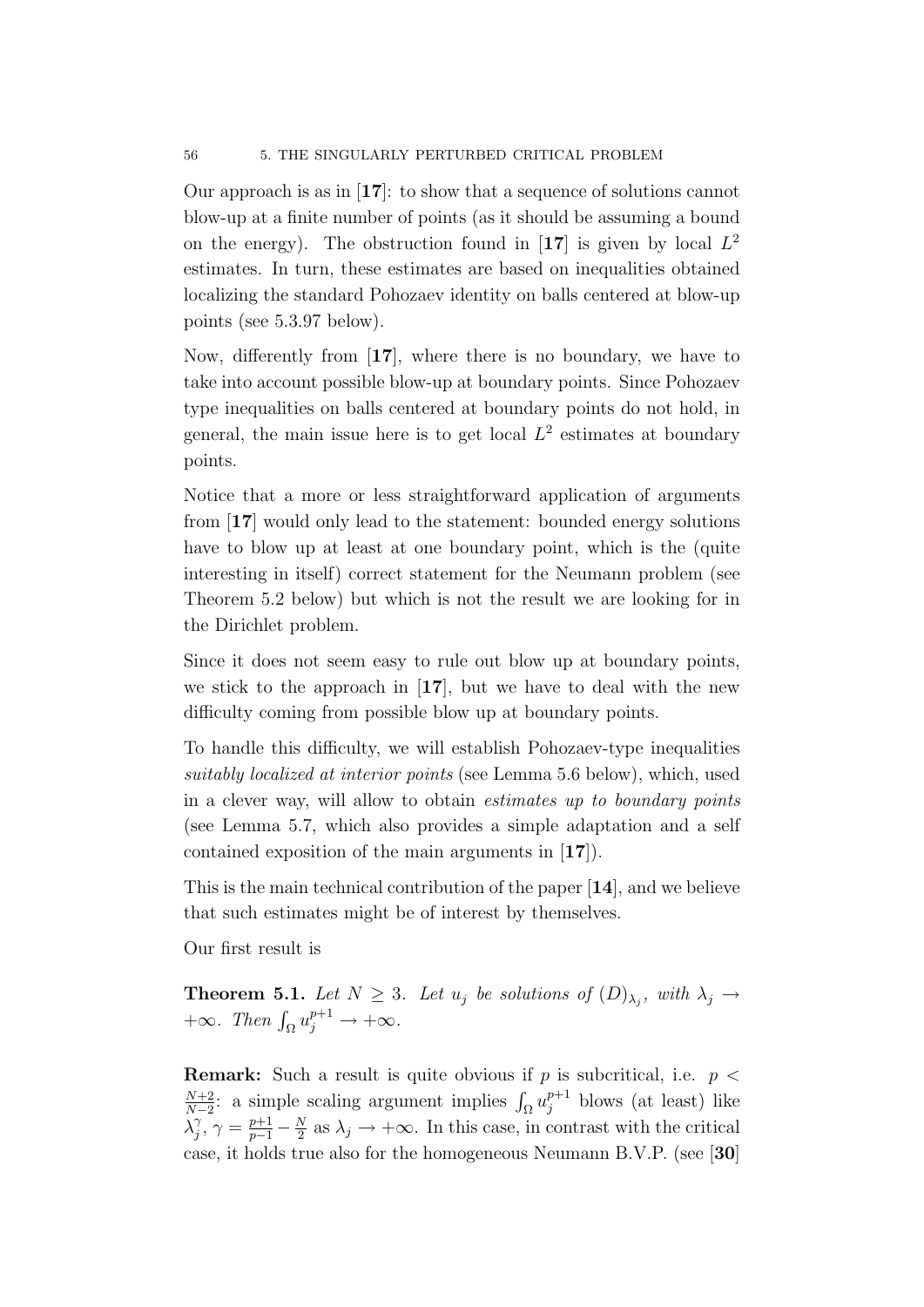Our approach is as in [**17**]: to show that a sequence of solutions cannot blow-up at a finite number of points (as it should be assuming a bound on the energy). The obstruction found in [**17**] is given by local $L^2$ estimates. In turn, these estimates are based on inequalities obtained localizing the standard Pohozaev identity on balls centered at blow-up points (see 5.3.97 below).

Now, differently from [**17**], where there is no boundary, we have to take into account possible blow-up at boundary points. Since Pohozaev type inequalities on balls centered at boundary points do not hold, in general, the main issue here is to get local $L^2$ estimates at boundary points.

Notice that a more or less straightforward application of arguments from [**17**] would only lead to the statement: bounded energy solutions have to blow up at least at one boundary point, which is the (quite interesting in itself) correct statement for the Neumann problem (see Theorem 5.2 below) but which is not the result we are looking for in the Dirichlet problem.

Since it does not seem easy to rule out blow up at boundary points, we stick to the approach in [**17**], but we have to deal with the new difficulty coming from possible blow up at boundary points.

To handle this difficulty, we will establish Pohozaev-type inequalities *suitably localized at interior points* (see Lemma 5.6 below), which, used in a clever way, will allow to obtain *estimates up to boundary points* (see Lemma 5.7, which also provides a simple adaptation and a self contained exposition of the main arguments in [**17**]).

This is the main technical contribution of the paper [**14**], and we believe that such estimates might be of interest by themselves.

Our first result is

**Theorem 5.1.** *Let $N \geq 3$. Let $u_j$ be solutions of $(D)_{\lambda_j}$, with $\lambda_j \to +\infty$. Then $\int_\Omega u_j^{p+1} \to +\infty$.*

**Remark:** Such a result is quite obvious if $p$ is subcritical, i.e. $p < \frac{N+2}{N-2}$: a simple scaling argument implies $\int_\Omega u_j^{p+1}$ blows (at least) like $\lambda_j^\gamma$, $\gamma = \frac{p+1}{p-1} - \frac{N}{2}$ as $\lambda_j \to +\infty$. In this case, in contrast with the critical case, it holds true also for the homogeneous Neumann B.V.P. (see [**30**]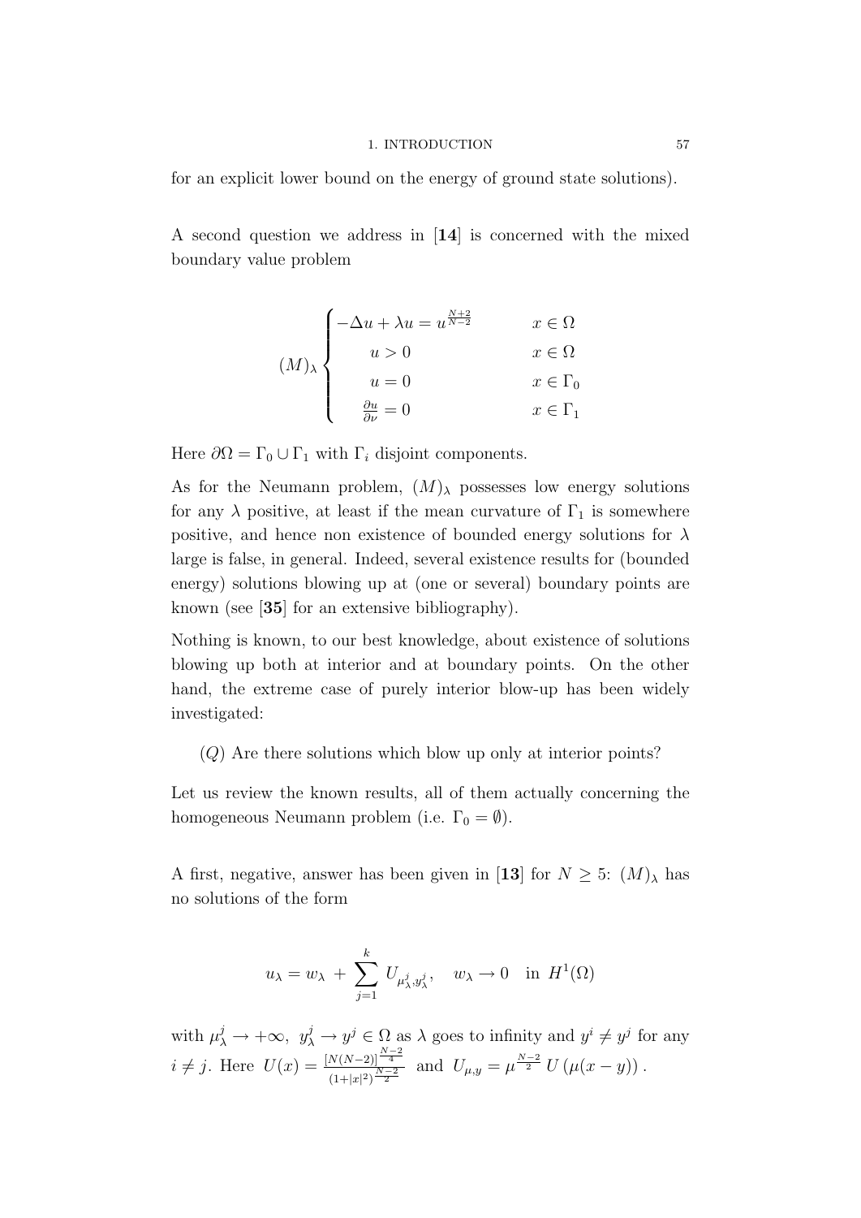for an explicit lower bound on the energy of ground state solutions).

A second question we address in [**14**] is concerned with the mixed boundary value problem

$$
(M)_\lambda \begin{cases} -\Delta u + \lambda u = u^{\frac{N+2}{N-2}} & x \in \Omega \\ \quad u > 0 & x \in \Omega \\ \quad u = 0 & x \in \Gamma_0 \\ \quad \frac{\partial u}{\partial \nu} = 0 & x \in \Gamma_1 \end{cases}
$$

Here $\partial\Omega = \Gamma_0 \cup \Gamma_1$ with $\Gamma_i$ disjoint components.

As for the Neumann problem, $(M)_\lambda$ possesses low energy solutions for any $\lambda$ positive, at least if the mean curvature of $\Gamma_1$ is somewhere positive, and hence non existence of bounded energy solutions for $\lambda$ large is false, in general. Indeed, several existence results for (bounded energy) solutions blowing up at (one or several) boundary points are known (see [**35**] for an extensive bibliography).

Nothing is known, to our best knowledge, about existence of solutions blowing up both at interior and at boundary points. On the other hand, the extreme case of purely interior blow-up has been widely investigated:

$(Q)$ Are there solutions which blow up only at interior points?

Let us review the known results, all of them actually concerning the homogeneous Neumann problem (i.e. $\Gamma_0 = \emptyset$).

A first, negative, answer has been given in [**13**] for $N \geq 5$: $(M)_\lambda$ has no solutions of the form

$$
u_\lambda = w_\lambda + \sum_{j=1}^{k} U_{\mu_\lambda^j, y_\lambda^j}, \quad w_\lambda \to 0 \quad \text{in } H^1(\Omega)
$$

with $\mu_\lambda^j \to +\infty$, $y_\lambda^j \to y^j \in \Omega$ as $\lambda$ goes to infinity and $y^i \neq y^j$ for any $i \neq j$. Here $U(x) = \frac{[N(N-2)]^{\frac{N-2}{4}}}{(1+|x|^2)^{\frac{N-2}{2}}}$ and $U_{\mu,y} = \mu^{\frac{N-2}{2}} U(\mu(x-y))$.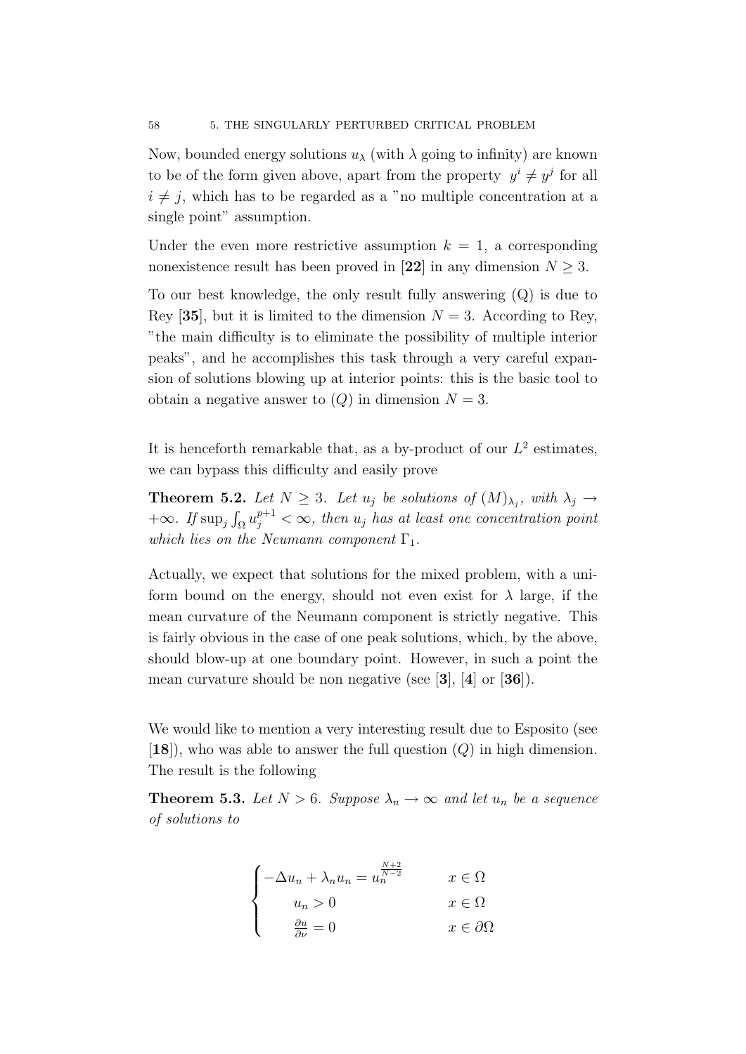Now, bounded energy solutions $u_\lambda$ (with $\lambda$ going to infinity) are known to be of the form given above, apart from the property $y^i \neq y^j$ for all $i \neq j$, which has to be regarded as a "no multiple concentration at a single point" assumption.

Under the even more restrictive assumption $k = 1$, a corresponding nonexistence result has been proved in [**22**] in any dimension $N \geq 3$.

To our best knowledge, the only result fully answering (Q) is due to Rey [**35**], but it is limited to the dimension $N = 3$. According to Rey, "the main difficulty is to eliminate the possibility of multiple interior peaks", and he accomplishes this task through a very careful expansion of solutions blowing up at interior points: this is the basic tool to obtain a negative answer to $(Q)$ in dimension $N = 3$.

It is henceforth remarkable that, as a by-product of our $L^2$ estimates, we can bypass this difficulty and easily prove

**Theorem 5.2.** *Let $N \geq 3$. Let $u_j$ be solutions of $(M)_{\lambda_j}$, with $\lambda_j \to +\infty$. If $\sup_j \int_\Omega u_j^{p+1} < \infty$, then $u_j$ has at least one concentration point which lies on the Neumann component $\Gamma_1$.*

Actually, we expect that solutions for the mixed problem, with a uniform bound on the energy, should not even exist for $\lambda$ large, if the mean curvature of the Neumann component is strictly negative. This is fairly obvious in the case of one peak solutions, which, by the above, should blow-up at one boundary point. However, in such a point the mean curvature should be non negative (see [**3**], [**4**] or [**36**]).

We would like to mention a very interesting result due to Esposito (see [**18**]), who was able to answer the full question $(Q)$ in high dimension. The result is the following

**Theorem 5.3.** *Let $N > 6$. Suppose $\lambda_n \to \infty$ and let $u_n$ be a sequence of solutions to*

$$
\begin{cases}
-\Delta u_n + \lambda_n u_n = u_n^{\frac{N+2}{N-2}} & x \in \Omega \\
u_n > 0 & x \in \Omega \\
\frac{\partial u}{\partial \nu} = 0 & x \in \partial\Omega
\end{cases}
$$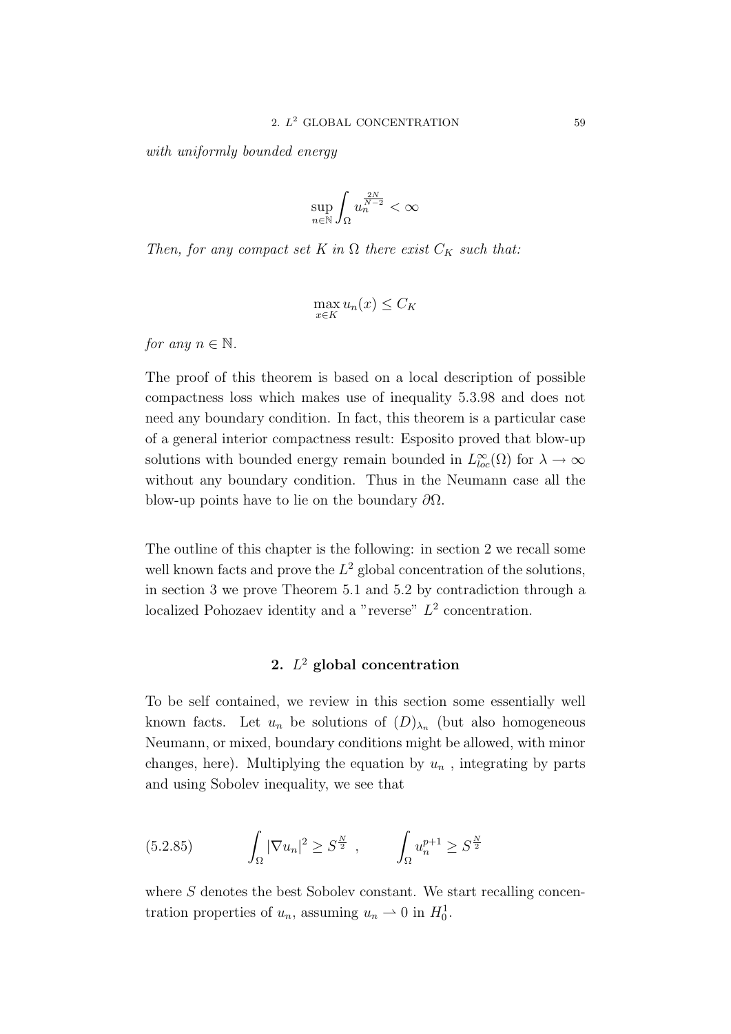*with uniformly bounded energy*

$$\sup_{n\in\mathbb{N}} \int_\Omega u_n^{\frac{2N}{N-2}} < \infty$$

*Then, for any compact set $K$ in $\Omega$ there exist $C_K$ such that:*

$$\max_{x\in K} u_n(x) \le C_K$$

*for any $n \in \mathbb{N}$.*

The proof of this theorem is based on a local description of possible compactness loss which makes use of inequality 5.3.98 and does not need any boundary condition. In fact, this theorem is a particular case of a general interior compactness result: Esposito proved that blow-up solutions with bounded energy remain bounded in $L^\infty_{loc}(\Omega)$ for $\lambda \to \infty$ without any boundary condition. Thus in the Neumann case all the blow-up points have to lie on the boundary $\partial\Omega$.

The outline of this chapter is the following: in section 2 we recall some well known facts and prove the $L^2$ global concentration of the solutions, in section 3 we prove Theorem 5.1 and 5.2 by contradiction through a localized Pohozaev identity and a "reverse" $L^2$ concentration.

## 2. $L^2$ global concentration

To be self contained, we review in this section some essentially well known facts. Let $u_n$ be solutions of $(D)_{\lambda_n}$ (but also homogeneous Neumann, or mixed, boundary conditions might be allowed, with minor changes, here). Multiplying the equation by $u_n$, integrating by parts and using Sobolev inequality, we see that

$$\int_\Omega |\nabla u_n|^2 \ge S^{\frac{N}{2}} \ , \qquad \int_\Omega u_n^{p+1} \ge S^{\frac{N}{2}} \tag{5.2.85}$$

where $S$ denotes the best Sobolev constant. We start recalling concentration properties of $u_n$, assuming $u_n \rightharpoonup 0$ in $H^1_0$.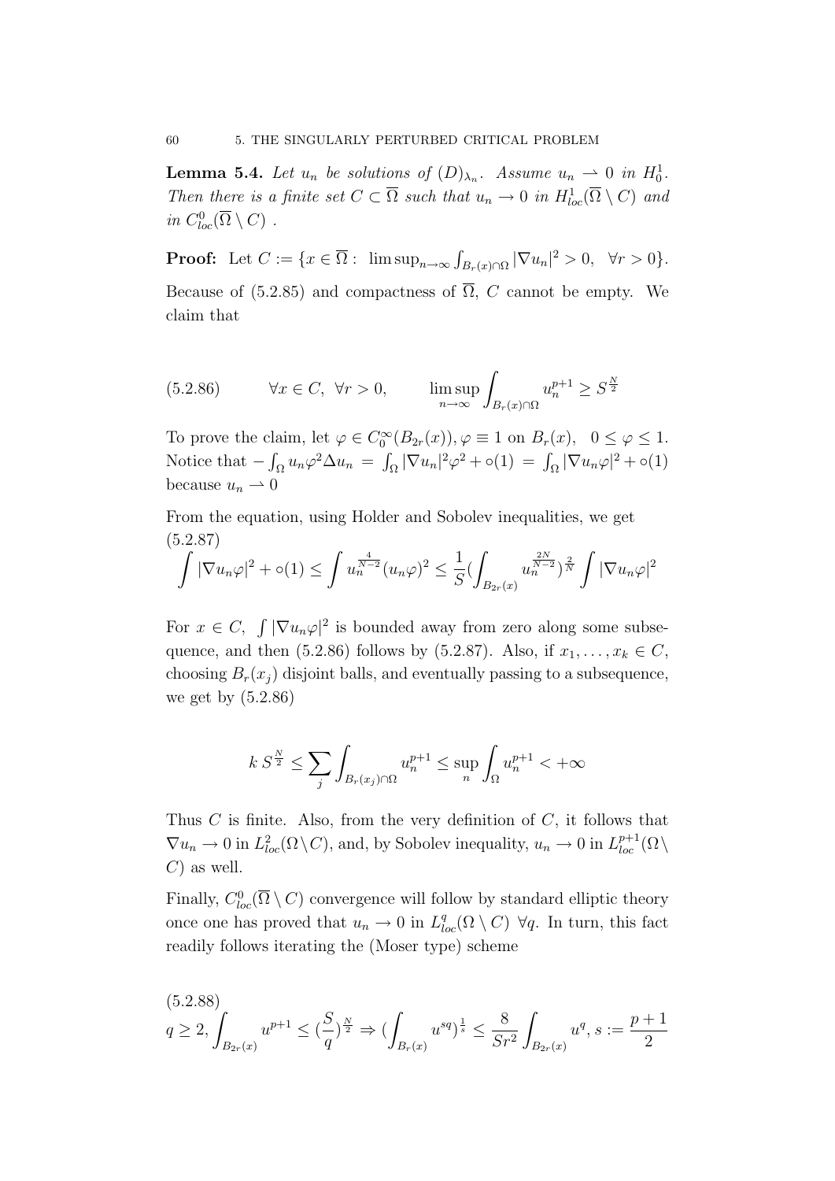**Lemma 5.4.** *Let $u_n$ be solutions of $(D)_{\lambda_n}$. Assume $u_n \rightharpoonup 0$ in $H^1_0$. Then there is a finite set $C \subset \overline{\Omega}$ such that $u_n \to 0$ in $H^1_{loc}(\overline{\Omega} \setminus C)$ and in $C^0_{loc}(\overline{\Omega} \setminus C)$ .*

**Proof:** Let $C := \{x \in \overline{\Omega} : \ \limsup_{n\to\infty} \int_{B_r(x)\cap\Omega} |\nabla u_n|^2 > 0, \ \ \forall r > 0\}$. Because of (5.2.85) and compactness of $\overline{\Omega}$, $C$ cannot be empty. We claim that

$$\forall x \in C, \ \forall r > 0, \qquad \limsup_{n\to\infty} \int_{B_r(x)\cap\Omega} u_n^{p+1} \geq S^{\frac{N}{2}} \tag{5.2.86}$$

To prove the claim, let $\varphi \in C_0^\infty(B_{2r}(x)), \varphi \equiv 1$ on $B_r(x), \ \ 0 \leq \varphi \leq 1$. Notice that $-\int_\Omega u_n\varphi^2 \Delta u_n = \int_\Omega |\nabla u_n|^2\varphi^2 + \circ(1) = \int_\Omega |\nabla u_n\varphi|^2 + \circ(1)$ because $u_n \rightharpoonup 0$

From the equation, using Holder and Sobolev inequalities, we get

$$\int |\nabla u_n\varphi|^2 + \circ(1) \leq \int u_n^{\frac{4}{N-2}}(u_n\varphi)^2 \leq \frac{1}{S}(\int_{B_{2r}(x)} u_n^{\frac{2N}{N-2}})^{\frac{2}{N}} \int |\nabla u_n\varphi|^2 \tag{5.2.87}$$

For $x \in C, \ \int |\nabla u_n\varphi|^2$ is bounded away from zero along some subsequence, and then (5.2.86) follows by (5.2.87). Also, if $x_1, \ldots, x_k \in C$, choosing $B_r(x_j)$ disjoint balls, and eventually passing to a subsequence, we get by (5.2.86)

$$k\, S^{\frac{N}{2}} \leq \sum_j \int_{B_r(x_j)\cap\Omega} u_n^{p+1} \leq \sup_n \int_\Omega u_n^{p+1} < +\infty$$

Thus $C$ is finite. Also, from the very definition of $C$, it follows that $\nabla u_n \to 0$ in $L^2_{loc}(\Omega\setminus C)$, and, by Sobolev inequality, $u_n \to 0$ in $L^{p+1}_{loc}(\Omega\setminus C)$ as well.

Finally, $C^0_{loc}(\overline{\Omega} \setminus C)$ convergence will follow by standard elliptic theory once one has proved that $u_n \to 0$ in $L^q_{loc}(\Omega \setminus C)$ $\forall q$. In turn, this fact readily follows iterating the (Moser type) scheme

$$q \geq 2, \int_{B_{2r}(x)} u^{p+1} \leq (\frac{S}{q})^{\frac{N}{2}} \Rightarrow (\int_{B_r(x)} u^{sq})^{\frac{1}{s}} \leq \frac{8}{Sr^2} \int_{B_{2r}(x)} u^q, \, s := \frac{p+1}{2} \tag{5.2.88}$$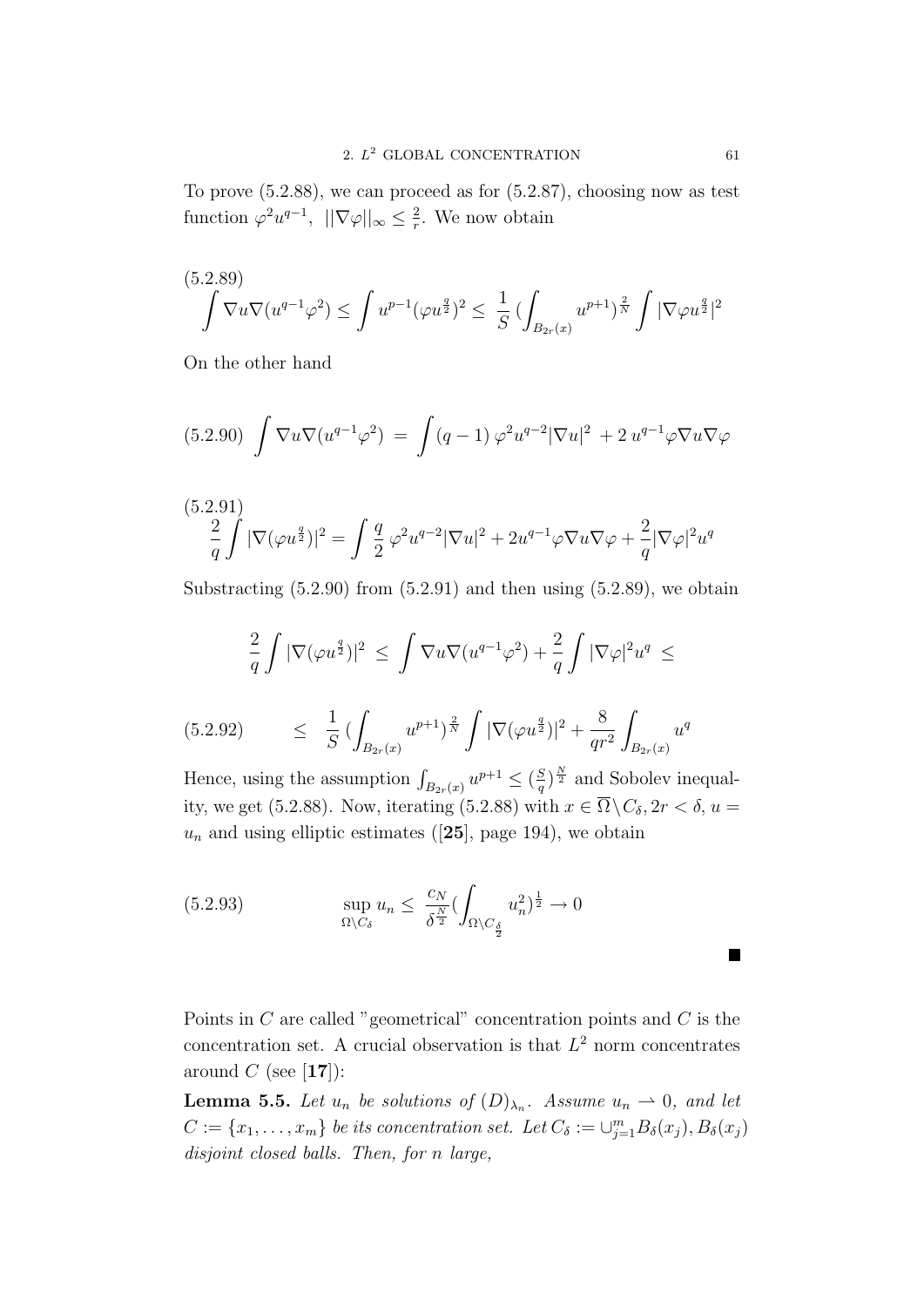To prove (5.2.88), we can proceed as for (5.2.87), choosing now as test function $\varphi^2 u^{q-1}$, $||\nabla\varphi||_\infty \leq \frac{2}{r}$. We now obtain

(5.2.89)
$$\int \nabla u \nabla(u^{q-1}\varphi^2) \leq \int u^{p-1}(\varphi u^{\frac{q}{2}})^2 \leq \frac{1}{S}\,(\int_{B_{2r}(x)} u^{p+1})^{\frac{2}{N}} \int |\nabla \varphi u^{\frac{q}{2}}|^2$$

On the other hand

(5.2.90)
$$\int \nabla u \nabla(u^{q-1}\varphi^2) \;=\; \int (q-1)\,\varphi^2 u^{q-2}|\nabla u|^2 \;+ 2\,u^{q-1}\varphi \nabla u \nabla \varphi$$

(5.2.91)
$$\frac{2}{q}\int |\nabla(\varphi u^{\frac{q}{2}})|^2 = \int \frac{q}{2}\,\varphi^2 u^{q-2}|\nabla u|^2 + 2u^{q-1}\varphi\nabla u \nabla\varphi + \frac{2}{q}|\nabla\varphi|^2 u^q$$

Substracting (5.2.90) from (5.2.91) and then using (5.2.89), we obtain

$$\frac{2}{q}\int |\nabla(\varphi u^{\frac{q}{2}})|^2 \;\leq\; \int \nabla u \nabla(u^{q-1}\varphi^2) + \frac{2}{q}\int |\nabla\varphi|^2 u^q \;\leq$$

(5.2.92)
$$\leq\; \frac{1}{S}\,(\int_{B_{2r}(x)} u^{p+1})^{\frac{2}{N}} \int |\nabla(\varphi u^{\frac{q}{2}})|^2 + \frac{8}{qr^2}\int_{B_{2r}(x)} u^q$$

Hence, using the assumption $\int_{B_{2r}(x)} u^{p+1} \leq (\frac{S}{q})^{\frac{N}{2}}$ and Sobolev inequality, we get (5.2.88). Now, iterating (5.2.88) with $x \in \overline{\Omega}\backslash C_\delta, 2r < \delta, u = u_n$ and using elliptic estimates ([**25**], page 194), we obtain

(5.2.93)
$$\sup_{\Omega\backslash C_\delta} u_n \leq \frac{c_N}{\delta^{\frac{N}{2}}}(\int_{\Omega\backslash C_{\frac{\delta}{2}}} u_n^2)^{\frac{1}{2}} \to 0$$

∎

Points in $C$ are called "geometrical" concentration points and $C$ is the concentration set. A crucial observation is that $L^2$ norm concentrates around $C$ (see [**17**]):

**Lemma 5.5.** *Let $u_n$ be solutions of $(D)_{\lambda_n}$. Assume $u_n \rightharpoonup 0$, and let $C := \{x_1, \ldots, x_m\}$ be its concentration set. Let $C_\delta := \cup_{j=1}^m B_\delta(x_j), B_\delta(x_j)$ disjoint closed balls. Then, for n large,*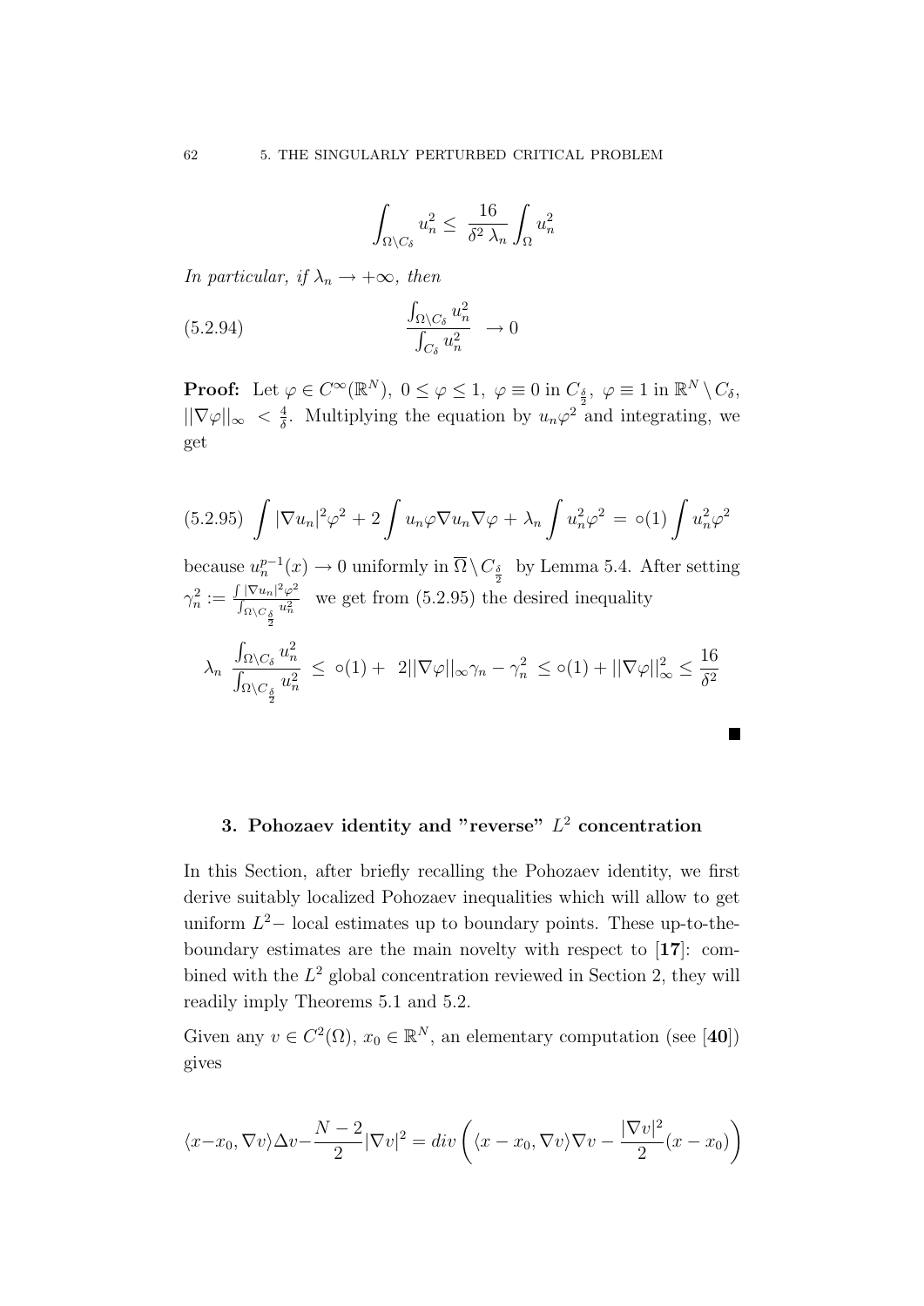$$\int_{\Omega \setminus C_\delta} u_n^2 \leq \frac{16}{\delta^2 \lambda_n} \int_\Omega u_n^2$$

*In particular, if $\lambda_n \to +\infty$, then*

$$\frac{\int_{\Omega \setminus C_\delta} u_n^2}{\int_{C_\delta} u_n^2} \to 0 \tag{5.2.94}$$

**Proof:** Let $\varphi \in C^\infty(\mathbb{R}^N)$, $0 \leq \varphi \leq 1$, $\varphi \equiv 0$ in $C_{\frac{\delta}{2}}$, $\varphi \equiv 1$ in $\mathbb{R}^N \setminus C_\delta$, $||\nabla \varphi||_\infty < \frac{4}{\delta}$. Multiplying the equation by $u_n \varphi^2$ and integrating, we get

$$\int |\nabla u_n|^2 \varphi^2 + 2 \int u_n \varphi \nabla u_n \nabla \varphi + \lambda_n \int u_n^2 \varphi^2 = \circ(1) \int u_n^2 \varphi^2 \tag{5.2.95}$$

because $u_n^{p-1}(x) \to 0$ uniformly in $\overline{\Omega} \setminus C_{\frac{\delta}{2}}$ by Lemma 5.4. After setting $\gamma_n^2 := \frac{\int |\nabla u_n|^2 \varphi^2}{\int_{\Omega \setminus C_{\frac{\delta}{2}}} u_n^2}$ we get from (5.2.95) the desired inequality

$$\lambda_n \frac{\int_{\Omega \setminus C_\delta} u_n^2}{\int_{\Omega \setminus C_{\frac{\delta}{2}}} u_n^2} \leq \circ(1) + 2||\nabla \varphi||_\infty \gamma_n - \gamma_n^2 \leq \circ(1) + ||\nabla \varphi||_\infty^2 \leq \frac{16}{\delta^2}$$

■

## 3. Pohozaev identity and "reverse" $L^2$ concentration

In this Section, after briefly recalling the Pohozaev identity, we first derive suitably localized Pohozaev inequalities which will allow to get uniform $L^2-$ local estimates up to boundary points. These up-to-the-boundary estimates are the main novelty with respect to [**17**]: combined with the $L^2$ global concentration reviewed in Section 2, they will readily imply Theorems 5.1 and 5.2.

Given any $v \in C^2(\Omega)$, $x_0 \in \mathbb{R}^N$, an elementary computation (see [**40**]) gives

$$\langle x - x_0, \nabla v \rangle \Delta v - \frac{N-2}{2} |\nabla v|^2 = div \left( \langle x - x_0, \nabla v \rangle \nabla v - \frac{|\nabla v|^2}{2} (x - x_0) \right)$$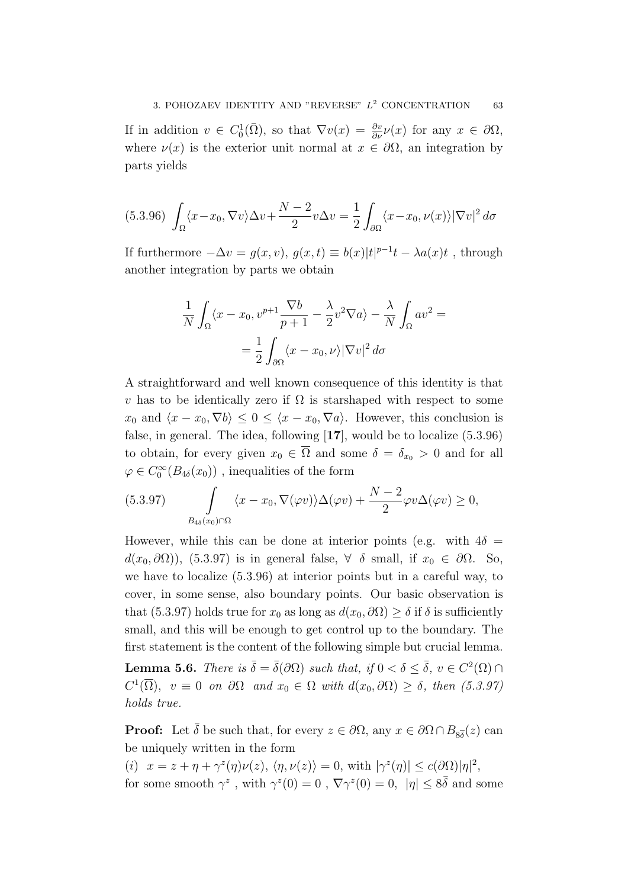If in addition $v \in C_0^1(\bar{\Omega})$, so that $\nabla v(x) = \frac{\partial v}{\partial \nu}\nu(x)$ for any $x \in \partial\Omega$, where $\nu(x)$ is the exterior unit normal at $x \in \partial\Omega$, an integration by parts yields

$$\text{(5.3.96)} \quad \int_\Omega \langle x - x_0, \nabla v\rangle \Delta v + \frac{N-2}{2} v\Delta v = \frac{1}{2}\int_{\partial\Omega} \langle x - x_0, \nu(x)\rangle |\nabla v|^2 \, d\sigma$$

If furthermore $-\Delta v = g(x, v)$, $g(x,t) \equiv b(x)|t|^{p-1}t - \lambda a(x)t$ , through another integration by parts we obtain

$$\frac{1}{N}\int_\Omega \langle x - x_0, v^{p+1}\frac{\nabla b}{p+1} - \frac{\lambda}{2}v^2 \nabla a\rangle - \frac{\lambda}{N}\int_\Omega a v^2 = \\ = \frac{1}{2}\int_{\partial\Omega} \langle x - x_0, \nu\rangle |\nabla v|^2 \, d\sigma$$

A straightforward and well known consequence of this identity is that $v$ has to be identically zero if $\Omega$ is starshaped with respect to some $x_0$ and $\langle x - x_0, \nabla b\rangle \leq 0 \leq \langle x - x_0, \nabla a\rangle$. However, this conclusion is false, in general. The idea, following [**17**], would be to localize (5.3.96) to obtain, for every given $x_0 \in \overline{\Omega}$ and some $\delta = \delta_{x_0} > 0$ and for all $\varphi \in C_0^\infty(B_{4\delta}(x_0))$ , inequalities of the form

$$\text{(5.3.97)} \qquad \int_{B_{4\delta}(x_0)\cap\Omega} \langle x - x_0, \nabla(\varphi v)\rangle \Delta(\varphi v) + \frac{N-2}{2}\varphi v \Delta(\varphi v) \geq 0,$$

However, while this can be done at interior points (e.g. with $4\delta = d(x_0, \partial\Omega)$), (5.3.97) is in general false, $\forall$ $\delta$ small, if $x_0 \in \partial\Omega$. So, we have to localize (5.3.96) at interior points but in a careful way, to cover, in some sense, also boundary points. Our basic observation is that (5.3.97) holds true for $x_0$ as long as $d(x_0, \partial\Omega) \geq \delta$ if $\delta$ is sufficiently small, and this will be enough to get control up to the boundary. The first statement is the content of the following simple but crucial lemma.

**Lemma 5.6.** *There is $\bar{\delta} = \bar{\delta}(\partial\Omega)$ such that, if $0 < \delta \leq \bar{\delta}$, $v \in C^2(\Omega) \cap C^1(\overline{\Omega})$, $v \equiv 0$ on $\partial\Omega$ and $x_0 \in \Omega$ with $d(x_0, \partial\Omega) \geq \delta$, then (5.3.97) holds true.*

**Proof:** Let $\bar{\delta}$ be such that, for every $z \in \partial\Omega$, any $x \in \partial\Omega \cap B_{8\bar{\delta}}(z)$ can be uniquely written in the form

(*i*) $x = z + \eta + \gamma^z(\eta)\nu(z)$, $\langle \eta, \nu(z)\rangle = 0$, with $|\gamma^z(\eta)| \leq c(\partial\Omega)|\eta|^2$,

for some smooth $\gamma^z$ , with $\gamma^z(0) = 0$ , $\nabla\gamma^z(0) = 0$, $|\eta| \leq 8\bar{\delta}$ and some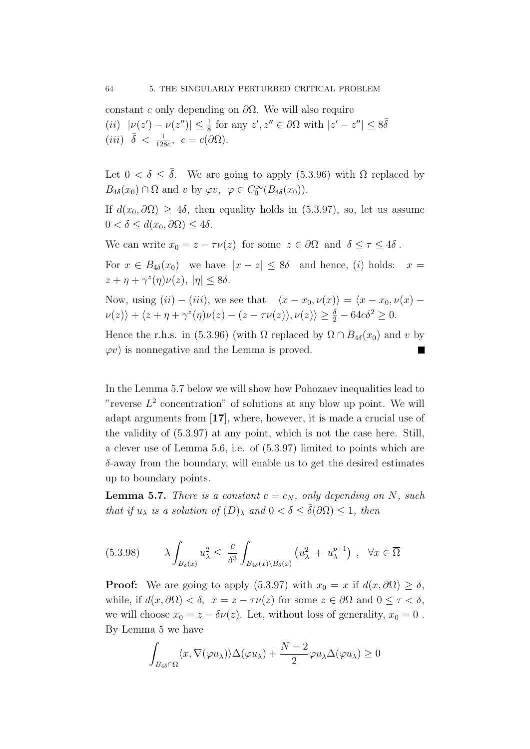constant $c$ only depending on $\partial\Omega$. We will also require

$(ii)$ $|\nu(z') - \nu(z'')| \le \frac{1}{8}$ for any $z', z'' \in \partial\Omega$ with $|z' - z''| \le 8\bar{\delta}$

$(iii)$ $\bar{\delta} < \frac{1}{128c}$, $c = c(\partial\Omega)$.

Let $0 < \delta \le \bar{\delta}$. We are going to apply (5.3.96) with $\Omega$ replaced by $B_{4\delta}(x_0) \cap \Omega$ and $v$ by $\varphi v$, $\varphi \in C_0^\infty(B_{4\delta}(x_0))$.

If $d(x_0, \partial\Omega) \ge 4\delta$, then equality holds in (5.3.97), so, let us assume $0 < \delta \le d(x_0, \partial\Omega) \le 4\delta$.

We can write $x_0 = z - \tau\nu(z)$ for some $z \in \partial\Omega$ and $\delta \le \tau \le 4\delta$.

For $x \in B_{4\delta}(x_0)$ we have $|x - z| \le 8\delta$ and hence, $(i)$ holds: $x = z + \eta + \gamma^z(\eta)\nu(z)$, $|\eta| \le 8\delta$.

Now, using $(ii) - (iii)$, we see that $\langle x - x_0, \nu(x)\rangle = \langle x - x_0, \nu(x) - \nu(z)\rangle + \langle z + \eta + \gamma^z(\eta)\nu(z) - (z - \tau\nu(z)), \nu(z)\rangle \ge \frac{\delta}{2} - 64c\delta^2 \ge 0$.

Hence the r.h.s. in (5.3.96) (with $\Omega$ replaced by $\Omega \cap B_{4\delta}(x_0)$ and $v$ by $\varphi v$) is nonnegative and the Lemma is proved. ■

In the Lemma 5.7 below we will show how Pohozaev inequalities lead to "reverse $L^2$ concentration" of solutions at any blow up point. We will adapt arguments from [**17**], where, however, it is made a crucial use of the validity of (5.3.97) at any point, which is not the case here. Still, a clever use of Lemma 5.6, i.e. of (5.3.97) limited to points which are $\delta$-away from the boundary, will enable us to get the desired estimates up to boundary points.

**Lemma 5.7.** *There is a constant $c = c_N$, only depending on $N$, such that if $u_\lambda$ is a solution of $(D)_\lambda$ and $0 < \delta \le \bar{\delta}(\partial\Omega) \le 1$, then*

$$\lambda \int_{B_\delta(x)} u_\lambda^2 \le \frac{c}{\delta^3} \int_{B_{4\delta}(x)\setminus B_\delta(x)} \left(u_\lambda^2 + u_\lambda^{p+1}\right), \quad \forall x \in \overline{\Omega} \tag{5.3.98}$$

**Proof:** We are going to apply (5.3.97) with $x_0 = x$ if $d(x, \partial\Omega) \ge \delta$, while, if $d(x, \partial\Omega) < \delta$, $x = z - \tau\nu(z)$ for some $z \in \partial\Omega$ and $0 \le \tau < \delta$, we will choose $x_0 = z - \delta\nu(z)$. Let, without loss of generality, $x_0 = 0$. By Lemma 5 we have

$$\int_{B_{4\delta}\cap\Omega} \langle x, \nabla(\varphi u_\lambda)\rangle \Delta(\varphi u_\lambda) + \frac{N-2}{2}\varphi u_\lambda \Delta(\varphi u_\lambda) \ge 0$$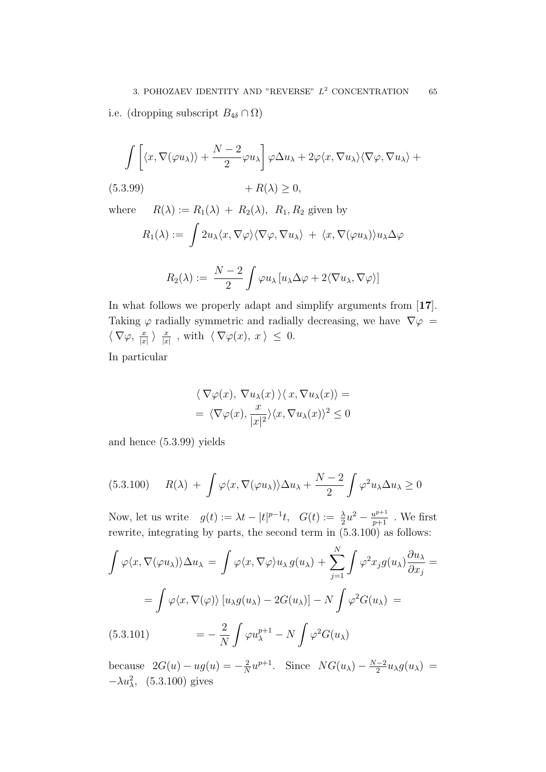i.e. (dropping subscript $B_{4\delta} \cap \Omega$)

$$\int \left[ \langle x, \nabla(\varphi u_\lambda) \rangle + \frac{N-2}{2} \varphi u_\lambda \right] \varphi \Delta u_\lambda + 2\varphi \langle x, \nabla u_\lambda \rangle \langle \nabla \varphi, \nabla u_\lambda \rangle +$$

$$+ R(\lambda) \geq 0, \tag{5.3.99}$$

where $\quad R(\lambda) := R_1(\lambda) + R_2(\lambda)$, $R_1, R_2$ given by

$$R_1(\lambda) := \int 2u_\lambda \langle x, \nabla \varphi \rangle \langle \nabla \varphi, \nabla u_\lambda \rangle + \langle x, \nabla(\varphi u_\lambda) \rangle u_\lambda \Delta \varphi$$

$$R_2(\lambda) := \frac{N-2}{2} \int \varphi u_\lambda \left[ u_\lambda \Delta \varphi + 2 \langle \nabla u_\lambda, \nabla \varphi \rangle \right]$$

In what follows we properly adapt and simplify arguments from [**17**]. Taking $\varphi$ radially symmetric and radially decreasing, we have $\nabla \varphi = \langle \nabla \varphi, \frac{x}{|x|} \rangle \frac{x}{|x|}$, with $\langle \nabla \varphi(x), x \rangle \leq 0$.

In particular

$$\begin{aligned} &\langle \nabla \varphi(x), \nabla u_\lambda(x) \rangle \langle x, \nabla u_\lambda(x) \rangle = \\ &= \langle \nabla \varphi(x), \frac{x}{|x|^2} \rangle \langle x, \nabla u_\lambda(x) \rangle^2 \leq 0 \end{aligned}$$

and hence (5.3.99) yields

$$R(\lambda) + \int \varphi \langle x, \nabla(\varphi u_\lambda) \rangle \Delta u_\lambda + \frac{N-2}{2} \int \varphi^2 u_\lambda \Delta u_\lambda \geq 0 \tag{5.3.100}$$

Now, let us write $\quad g(t) := \lambda t - |t|^{p-1} t, \quad G(t) := \frac{\lambda}{2} u^2 - \frac{u^{p+1}}{p+1}$ . We first rewrite, integrating by parts, the second term in (5.3.100) as follows:

$$\int \varphi \langle x, \nabla(\varphi u_\lambda) \rangle \Delta u_\lambda = \int \varphi \langle x, \nabla \varphi \rangle u_\lambda \, g(u_\lambda) + \sum_{j=1}^N \int \varphi^2 x_j g(u_\lambda) \frac{\partial u_\lambda}{\partial x_j} =$$

$$= \int \varphi \langle x, \nabla(\varphi) \rangle \left[ u_\lambda g(u_\lambda) - 2G(u_\lambda) \right] - N \int \varphi^2 G(u_\lambda) =$$

$$= -\frac{2}{N} \int \varphi u_\lambda^{p+1} - N \int \varphi^2 G(u_\lambda) \tag{5.3.101}$$

because $\;2G(u) - ug(u) = -\frac{2}{N} u^{p+1}$. Since $\;NG(u_\lambda) - \frac{N-2}{2} u_\lambda g(u_\lambda) = -\lambda u_\lambda^2$, (5.3.100) gives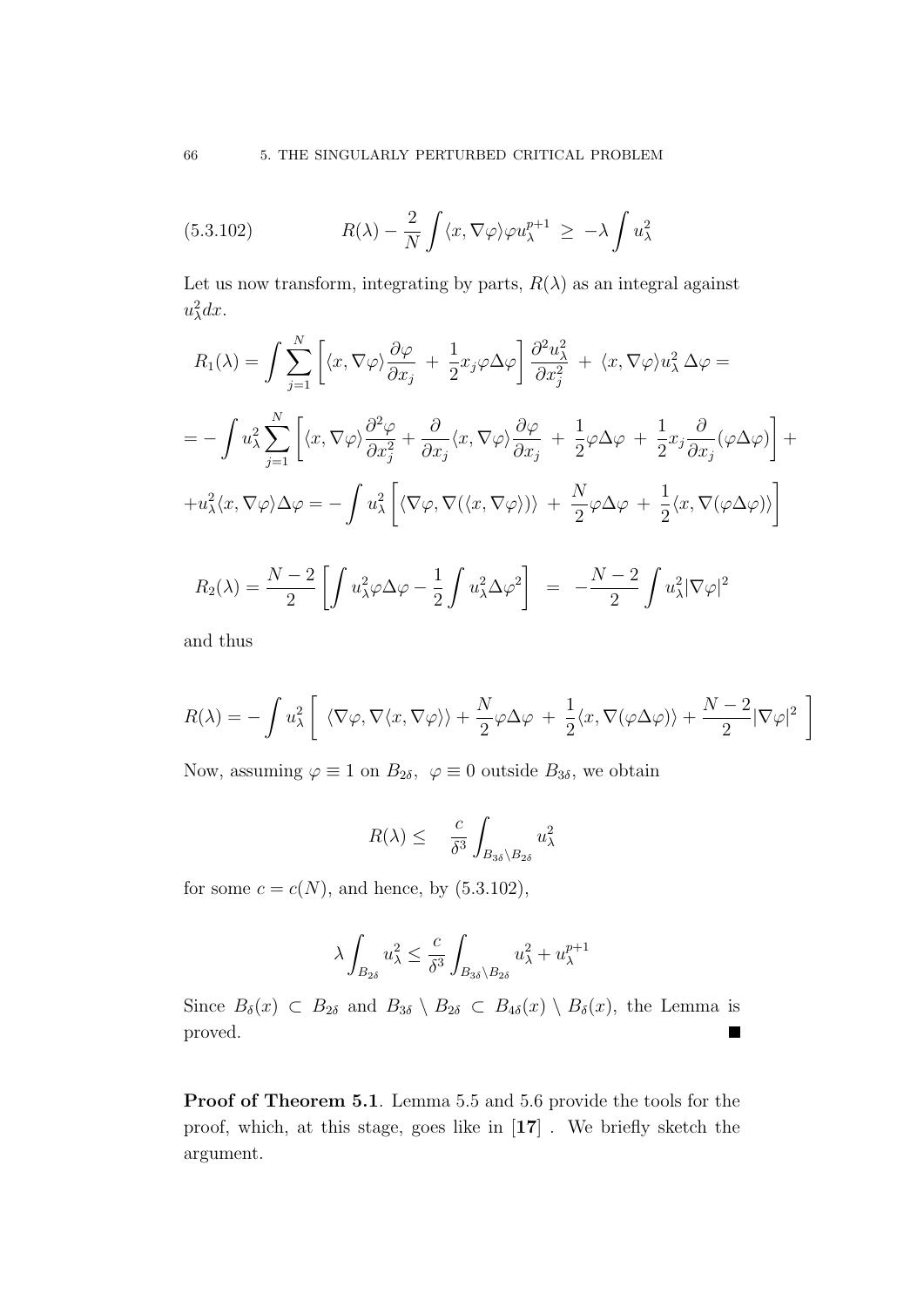$$R(\lambda) - \frac{2}{N}\int \langle x, \nabla\varphi\rangle \varphi u_\lambda^{p+1} \;\geq\; -\lambda \int u_\lambda^2 \tag{5.3.102}$$

Let us now transform, integrating by parts, $R(\lambda)$ as an integral against $u_\lambda^2 dx$.

$$R_1(\lambda) = \int \sum_{j=1}^{N} \left[ \langle x, \nabla\varphi\rangle \frac{\partial\varphi}{\partial x_j} \;+\; \frac{1}{2} x_j \varphi \Delta\varphi \right] \frac{\partial^2 u_\lambda^2}{\partial x_j^2} \;+\; \langle x, \nabla\varphi\rangle u_\lambda^2 \, \Delta\varphi =$$

$$= -\int u_\lambda^2 \sum_{j=1}^{N} \left[ \langle x, \nabla\varphi\rangle \frac{\partial^2\varphi}{\partial x_j^2} + \frac{\partial}{\partial x_j}\langle x, \nabla\varphi\rangle \frac{\partial\varphi}{\partial x_j} \;+\; \frac{1}{2}\varphi\Delta\varphi \;+\; \frac{1}{2} x_j \frac{\partial}{\partial x_j}(\varphi\Delta\varphi) \right] +$$

$$+ u_\lambda^2 \langle x, \nabla\varphi\rangle \Delta\varphi = -\int u_\lambda^2 \left[ \langle \nabla\varphi, \nabla(\langle x, \nabla\varphi\rangle)\rangle \;+\; \frac{N}{2}\varphi\Delta\varphi \;+\; \frac{1}{2}\langle x, \nabla(\varphi\Delta\varphi)\rangle \right]$$

$$R_2(\lambda) = \frac{N-2}{2}\left[ \int u_\lambda^2 \varphi\Delta\varphi - \frac{1}{2}\int u_\lambda^2 \Delta\varphi^2 \right] \;=\; -\frac{N-2}{2}\int u_\lambda^2 |\nabla\varphi|^2$$

and thus

$$R(\lambda) = -\int u_\lambda^2 \left[ \; \langle \nabla\varphi, \nabla\langle x, \nabla\varphi\rangle\rangle + \frac{N}{2}\varphi\Delta\varphi \;+\; \frac{1}{2}\langle x, \nabla(\varphi\Delta\varphi)\rangle + \frac{N-2}{2}|\nabla\varphi|^2 \; \right]$$

Now, assuming $\varphi \equiv 1$ on $B_{2\delta}$, $\varphi \equiv 0$ outside $B_{3\delta}$, we obtain

$$R(\lambda) \leq \quad \frac{c}{\delta^3}\int_{B_{3\delta}\setminus B_{2\delta}} u_\lambda^2$$

for some $c = c(N)$, and hence, by (5.3.102),

$$\lambda \int_{B_{2\delta}} u_\lambda^2 \leq \frac{c}{\delta^3}\int_{B_{3\delta}\setminus B_{2\delta}} u_\lambda^2 + u_\lambda^{p+1}$$

Since $B_\delta(x) \subset B_{2\delta}$ and $B_{3\delta} \setminus B_{2\delta} \subset B_{4\delta}(x) \setminus B_\delta(x)$, the Lemma is proved. ■

**Proof of Theorem 5.1**. Lemma 5.5 and 5.6 provide the tools for the proof, which, at this stage, goes like in [**17**] . We briefly sketch the argument.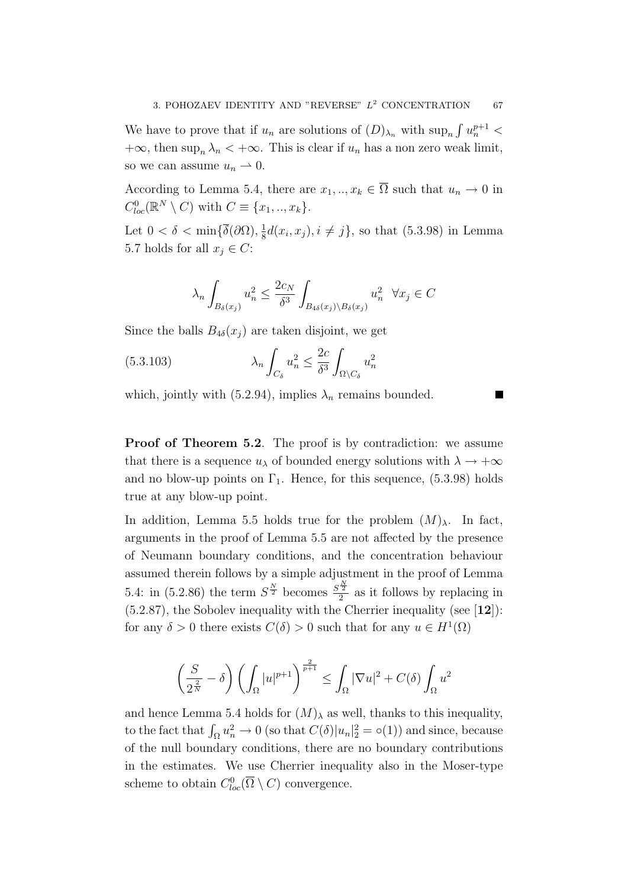We have to prove that if $u_n$ are solutions of $(D)_{\lambda_n}$ with $\sup_n \int u_n^{p+1} < +\infty$, then $\sup_n \lambda_n < +\infty$. This is clear if $u_n$ has a non zero weak limit, so we can assume $u_n \rightharpoonup 0$.

According to Lemma 5.4, there are $x_1, .., x_k \in \overline{\Omega}$ such that $u_n \to 0$ in $C^0_{loc}(\mathbb{R}^N \setminus C)$ with $C \equiv \{x_1, .., x_k\}$.

Let $0 < \delta < \min\{\overline{\delta}(\partial\Omega), \frac{1}{8} d(x_i, x_j), i \neq j\}$, so that (5.3.98) in Lemma 5.7 holds for all $x_j \in C$:

$$\lambda_n \int_{B_\delta(x_j)} u_n^2 \leq \frac{2c_N}{\delta^3} \int_{B_{4\delta}(x_j) \setminus B_\delta(x_j)} u_n^2 \quad \forall x_j \in C$$

Since the balls $B_{4\delta}(x_j)$ are taken disjoint, we get

$$\lambda_n \int_{C_\delta} u_n^2 \leq \frac{2c}{\delta^3} \int_{\Omega \setminus C_\delta} u_n^2 \tag{5.3.103}$$

which, jointly with (5.2.94), implies $\lambda_n$ remains bounded. ∎

**Proof of Theorem 5.2**. The proof is by contradiction: we assume that there is a sequence $u_\lambda$ of bounded energy solutions with $\lambda \to +\infty$ and no blow-up points on $\Gamma_1$. Hence, for this sequence, (5.3.98) holds true at any blow-up point.

In addition, Lemma 5.5 holds true for the problem $(M)_\lambda$. In fact, arguments in the proof of Lemma 5.5 are not affected by the presence of Neumann boundary conditions, and the concentration behaviour assumed therein follows by a simple adjustment in the proof of Lemma 5.4: in (5.2.86) the term $S^{\frac{N}{2}}$ becomes $\frac{S^{\frac{N}{2}}}{2}$ as it follows by replacing in (5.2.87), the Sobolev inequality with the Cherrier inequality (see [**12**]): for any $\delta > 0$ there exists $C(\delta) > 0$ such that for any $u \in H^1(\Omega)$

$$\left( \frac{S}{2^{\frac{2}{N}}} - \delta \right) \left( \int_\Omega |u|^{p+1} \right)^{\frac{2}{p+1}} \leq \int_\Omega |\nabla u|^2 + C(\delta) \int_\Omega u^2$$

and hence Lemma 5.4 holds for $(M)_\lambda$ as well, thanks to this inequality, to the fact that $\int_\Omega u_n^2 \to 0$ (so that $C(\delta)|u_n|_2^2 = \circ(1)$) and since, because of the null boundary conditions, there are no boundary contributions in the estimates. We use Cherrier inequality also in the Moser-type scheme to obtain $C^0_{loc}(\overline{\Omega} \setminus C)$ convergence.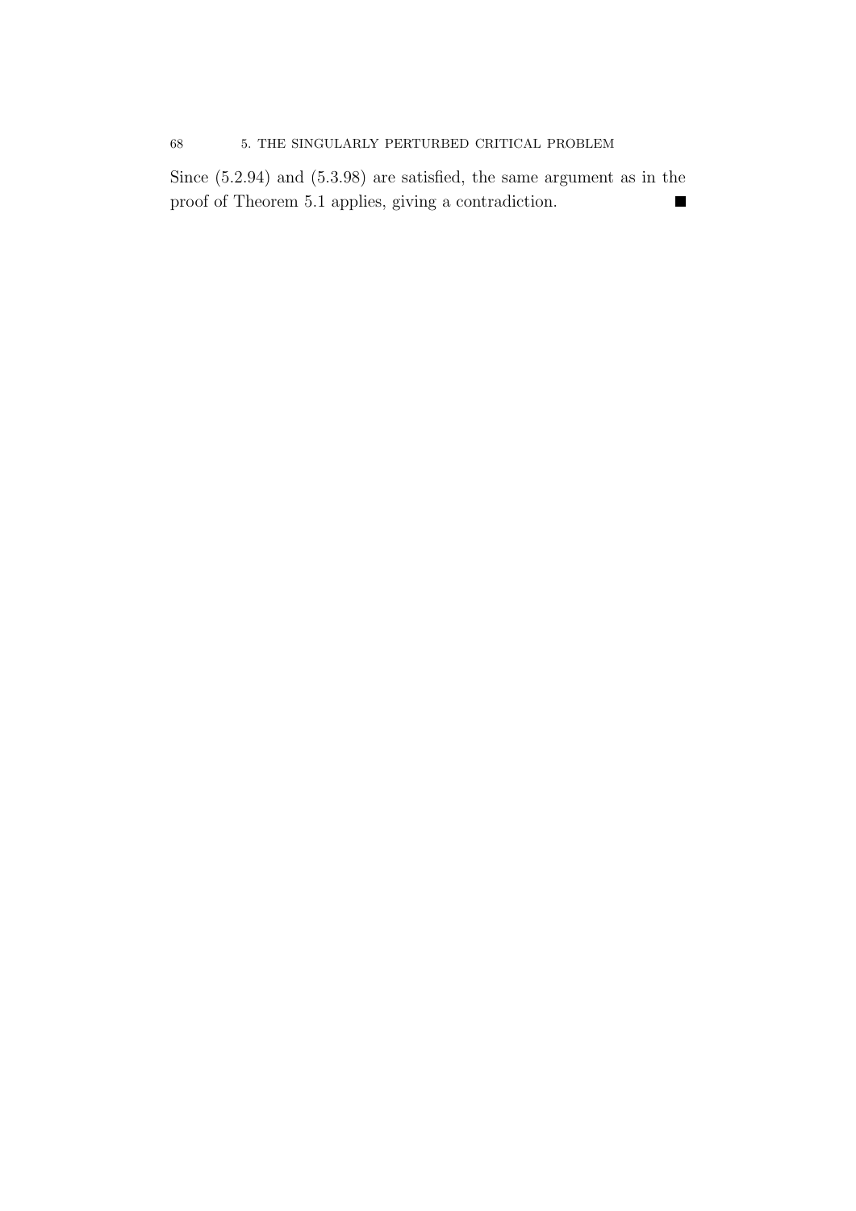Since (5.2.94) and (5.3.98) are satisfied, the same argument as in the proof of Theorem 5.1 applies, giving a contradiction. ∎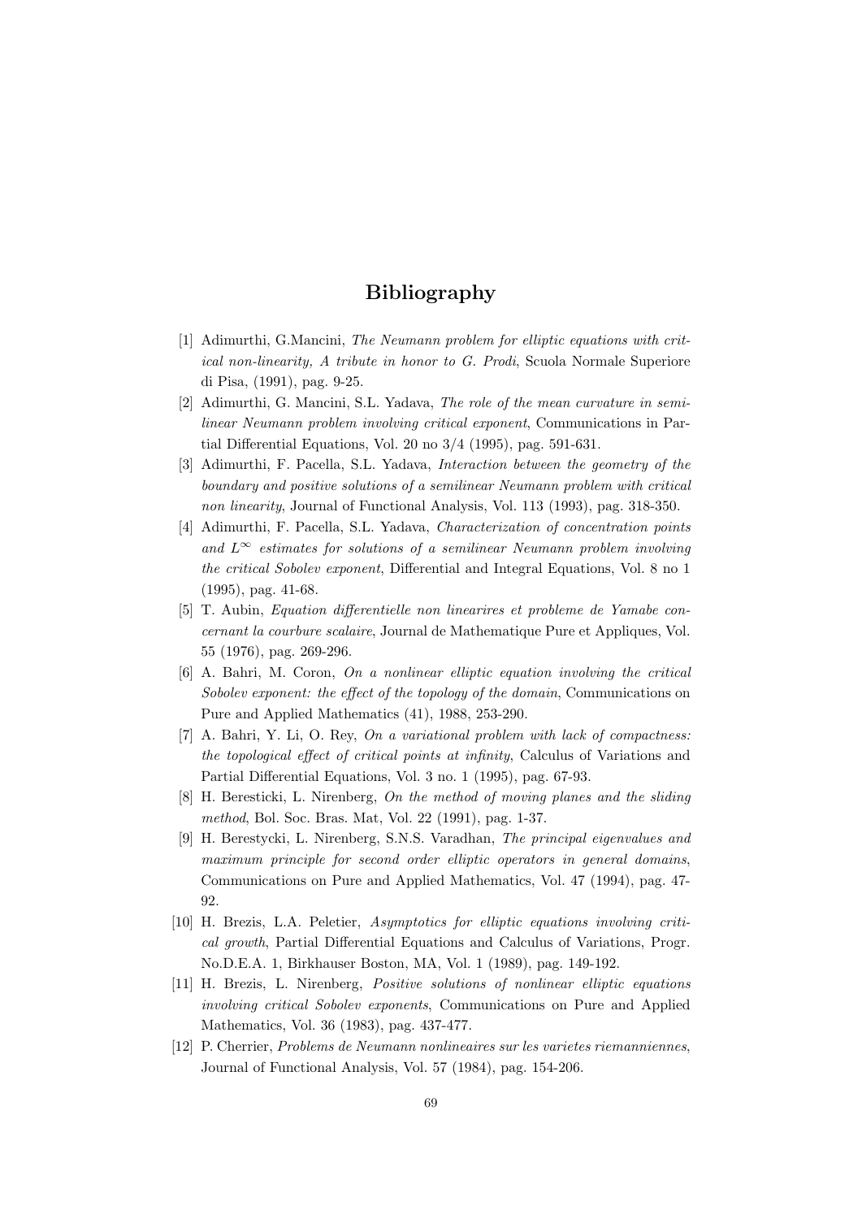# Bibliography

[1] Adimurthi, G.Mancini, *The Neumann problem for elliptic equations with critical non-linearity, A tribute in honor to G. Prodi*, Scuola Normale Superiore di Pisa, (1991), pag. 9-25.

[2] Adimurthi, G. Mancini, S.L. Yadava, *The role of the mean curvature in semilinear Neumann problem involving critical exponent*, Communications in Partial Differential Equations, Vol. 20 no 3/4 (1995), pag. 591-631.

[3] Adimurthi, F. Pacella, S.L. Yadava, *Interaction between the geometry of the boundary and positive solutions of a semilinear Neumann problem with critical non linearity*, Journal of Functional Analysis, Vol. 113 (1993), pag. 318-350.

[4] Adimurthi, F. Pacella, S.L. Yadava, *Characterization of concentration points and $L^\infty$ estimates for solutions of a semilinear Neumann problem involving the critical Sobolev exponent*, Differential and Integral Equations, Vol. 8 no 1 (1995), pag. 41-68.

[5] T. Aubin, *Equation differentielle non linearires et probleme de Yamabe concernant la courbure scalaire*, Journal de Mathematique Pure et Appliques, Vol. 55 (1976), pag. 269-296.

[6] A. Bahri, M. Coron, *On a nonlinear elliptic equation involving the critical Sobolev exponent: the effect of the topology of the domain*, Communications on Pure and Applied Mathematics (41), 1988, 253-290.

[7] A. Bahri, Y. Li, O. Rey, *On a variational problem with lack of compactness: the topological effect of critical points at infinity*, Calculus of Variations and Partial Differential Equations, Vol. 3 no. 1 (1995), pag. 67-93.

[8] H. Beresticki, L. Nirenberg, *On the method of moving planes and the sliding method*, Bol. Soc. Bras. Mat, Vol. 22 (1991), pag. 1-37.

[9] H. Berestycki, L. Nirenberg, S.N.S. Varadhan, *The principal eigenvalues and maximum principle for second order elliptic operators in general domains*, Communications on Pure and Applied Mathematics, Vol. 47 (1994), pag. 47-92.

[10] H. Brezis, L.A. Peletier, *Asymptotics for elliptic equations involving critical growth*, Partial Differential Equations and Calculus of Variations, Progr. No.D.E.A. 1, Birkhauser Boston, MA, Vol. 1 (1989), pag. 149-192.

[11] H. Brezis, L. Nirenberg, *Positive solutions of nonlinear elliptic equations involving critical Sobolev exponents*, Communications on Pure and Applied Mathematics, Vol. 36 (1983), pag. 437-477.

[12] P. Cherrier, *Problems de Neumann nonlineaires sur les varietes riemanniennes*, Journal of Functional Analysis, Vol. 57 (1984), pag. 154-206.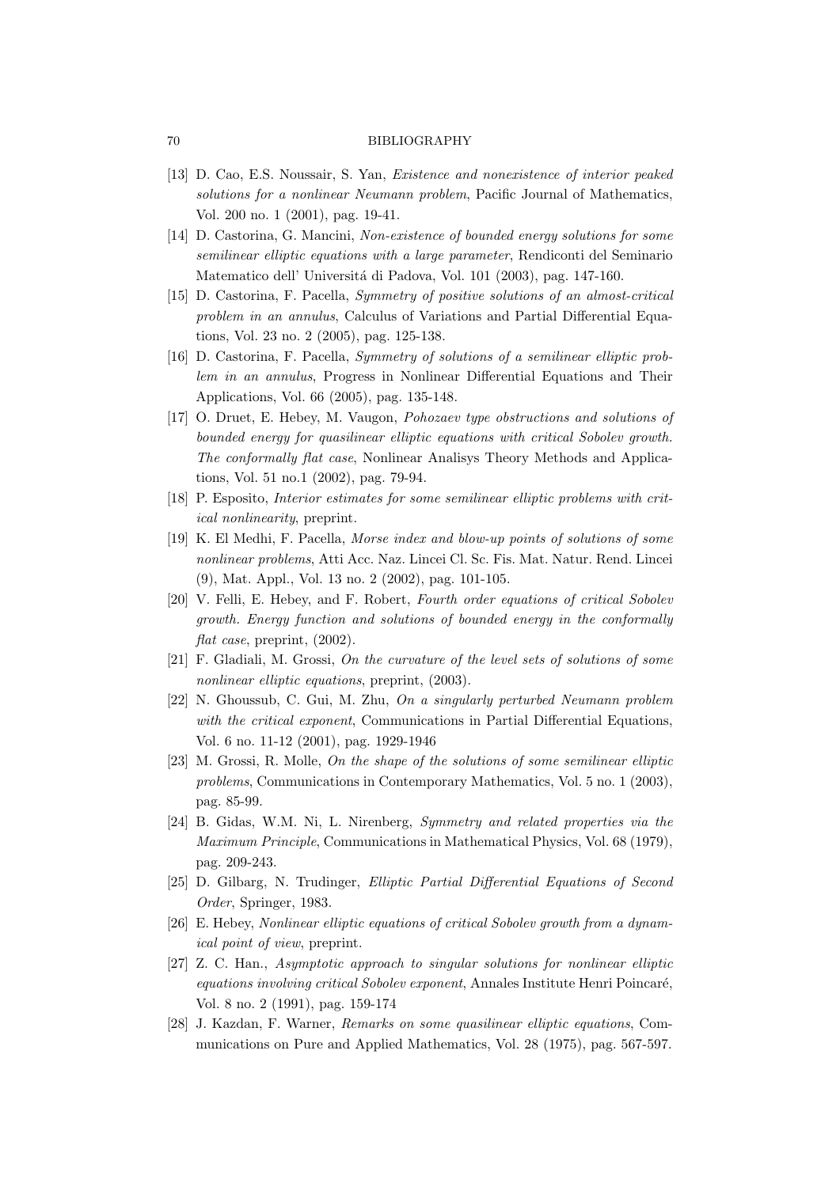[13] D. Cao, E.S. Noussair, S. Yan, *Existence and nonexistence of interior peaked solutions for a nonlinear Neumann problem*, Pacific Journal of Mathematics, Vol. 200 no. 1 (2001), pag. 19-41.

[14] D. Castorina, G. Mancini, *Non-existence of bounded energy solutions for some semilinear elliptic equations with a large parameter*, Rendiconti del Seminario Matematico dell' Universitá di Padova, Vol. 101 (2003), pag. 147-160.

[15] D. Castorina, F. Pacella, *Symmetry of positive solutions of an almost-critical problem in an annulus*, Calculus of Variations and Partial Differential Equations, Vol. 23 no. 2 (2005), pag. 125-138.

[16] D. Castorina, F. Pacella, *Symmetry of solutions of a semilinear elliptic problem in an annulus*, Progress in Nonlinear Differential Equations and Their Applications, Vol. 66 (2005), pag. 135-148.

[17] O. Druet, E. Hebey, M. Vaugon, *Pohozaev type obstructions and solutions of bounded energy for quasilinear elliptic equations with critical Sobolev growth. The conformally flat case*, Nonlinear Analisys Theory Methods and Applications, Vol. 51 no.1 (2002), pag. 79-94.

[18] P. Esposito, *Interior estimates for some semilinear elliptic problems with critical nonlinearity*, preprint.

[19] K. El Medhi, F. Pacella, *Morse index and blow-up points of solutions of some nonlinear problems*, Atti Acc. Naz. Lincei Cl. Sc. Fis. Mat. Natur. Rend. Lincei (9), Mat. Appl., Vol. 13 no. 2 (2002), pag. 101-105.

[20] V. Felli, E. Hebey, and F. Robert, *Fourth order equations of critical Sobolev growth. Energy function and solutions of bounded energy in the conformally flat case*, preprint, (2002).

[21] F. Gladiali, M. Grossi, *On the curvature of the level sets of solutions of some nonlinear elliptic equations*, preprint, (2003).

[22] N. Ghoussub, C. Gui, M. Zhu, *On a singularly perturbed Neumann problem with the critical exponent*, Communications in Partial Differential Equations, Vol. 6 no. 11-12 (2001), pag. 1929-1946

[23] M. Grossi, R. Molle, *On the shape of the solutions of some semilinear elliptic problems*, Communications in Contemporary Mathematics, Vol. 5 no. 1 (2003), pag. 85-99.

[24] B. Gidas, W.M. Ni, L. Nirenberg, *Symmetry and related properties via the Maximum Principle*, Communications in Mathematical Physics, Vol. 68 (1979), pag. 209-243.

[25] D. Gilbarg, N. Trudinger, *Elliptic Partial Differential Equations of Second Order*, Springer, 1983.

[26] E. Hebey, *Nonlinear elliptic equations of critical Sobolev growth from a dynamical point of view*, preprint.

[27] Z. C. Han., *Asymptotic approach to singular solutions for nonlinear elliptic equations involving critical Sobolev exponent*, Annales Institute Henri Poincaré, Vol. 8 no. 2 (1991), pag. 159-174

[28] J. Kazdan, F. Warner, *Remarks on some quasilinear elliptic equations*, Communications on Pure and Applied Mathematics, Vol. 28 (1975), pag. 567-597.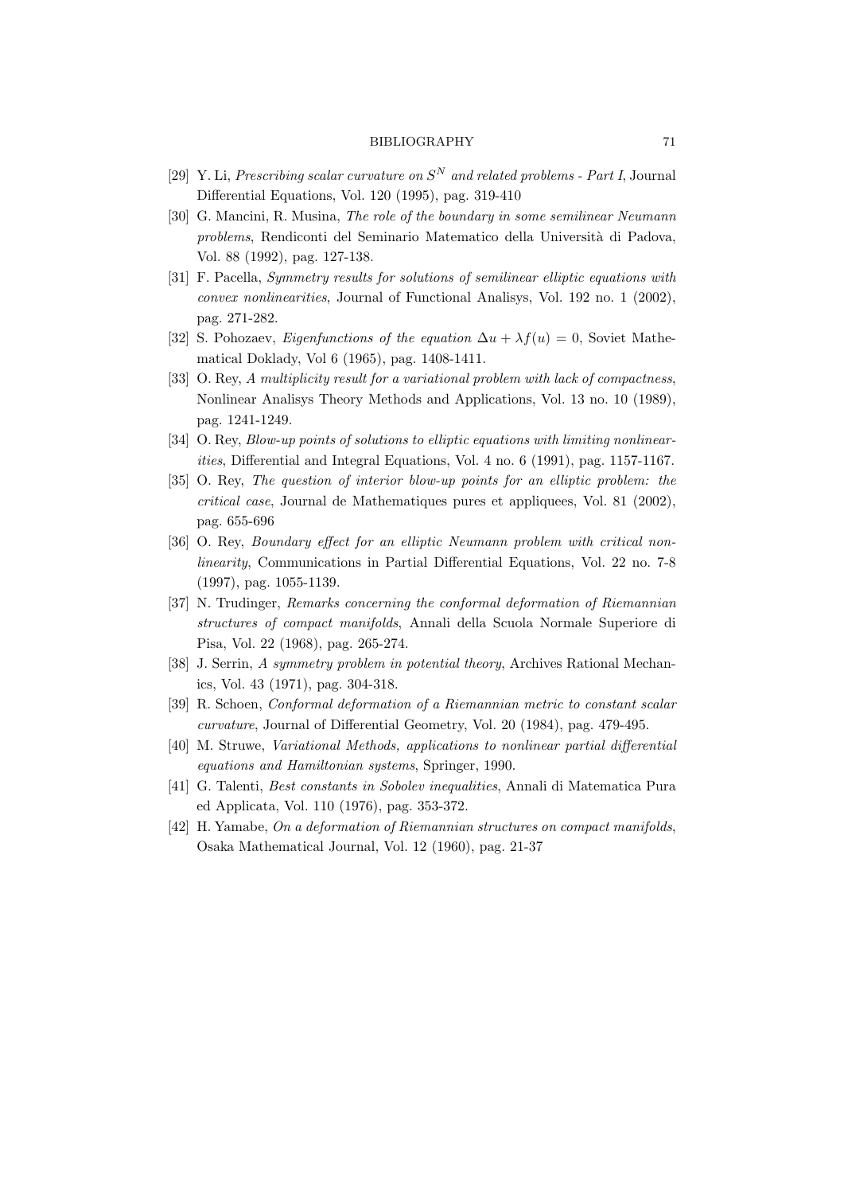[29] Y. Li, *Prescribing scalar curvature on $S^N$ and related problems - Part I*, Journal Differential Equations, Vol. 120 (1995), pag. 319-410

[30] G. Mancini, R. Musina, *The role of the boundary in some semilinear Neumann problems*, Rendiconti del Seminario Matematico della Università di Padova, Vol. 88 (1992), pag. 127-138.

[31] F. Pacella, *Symmetry results for solutions of semilinear elliptic equations with convex nonlinearities*, Journal of Functional Analisys, Vol. 192 no. 1 (2002), pag. 271-282.

[32] S. Pohozaev, *Eigenfunctions of the equation $\Delta u + \lambda f(u) = 0$*, Soviet Mathematical Doklady, Vol 6 (1965), pag. 1408-1411.

[33] O. Rey, *A multiplicity result for a variational problem with lack of compactness*, Nonlinear Analisys Theory Methods and Applications, Vol. 13 no. 10 (1989), pag. 1241-1249.

[34] O. Rey, *Blow-up points of solutions to elliptic equations with limiting nonlinearities*, Differential and Integral Equations, Vol. 4 no. 6 (1991), pag. 1157-1167.

[35] O. Rey, *The question of interior blow-up points for an elliptic problem: the critical case*, Journal de Mathematiques pures et appliquees, Vol. 81 (2002), pag. 655-696

[36] O. Rey, *Boundary effect for an elliptic Neumann problem with critical nonlinearity*, Communications in Partial Differential Equations, Vol. 22 no. 7-8 (1997), pag. 1055-1139.

[37] N. Trudinger, *Remarks concerning the conformal deformation of Riemannian structures of compact manifolds*, Annali della Scuola Normale Superiore di Pisa, Vol. 22 (1968), pag. 265-274.

[38] J. Serrin, *A symmetry problem in potential theory*, Archives Rational Mechanics, Vol. 43 (1971), pag. 304-318.

[39] R. Schoen, *Conformal deformation of a Riemannian metric to constant scalar curvature*, Journal of Differential Geometry, Vol. 20 (1984), pag. 479-495.

[40] M. Struwe, *Variational Methods, applications to nonlinear partial differential equations and Hamiltonian systems*, Springer, 1990.

[41] G. Talenti, *Best constants in Sobolev inequalities*, Annali di Matematica Pura ed Applicata, Vol. 110 (1976), pag. 353-372.

[42] H. Yamabe, *On a deformation of Riemannian structures on compact manifolds*, Osaka Mathematical Journal, Vol. 12 (1960), pag. 21-37